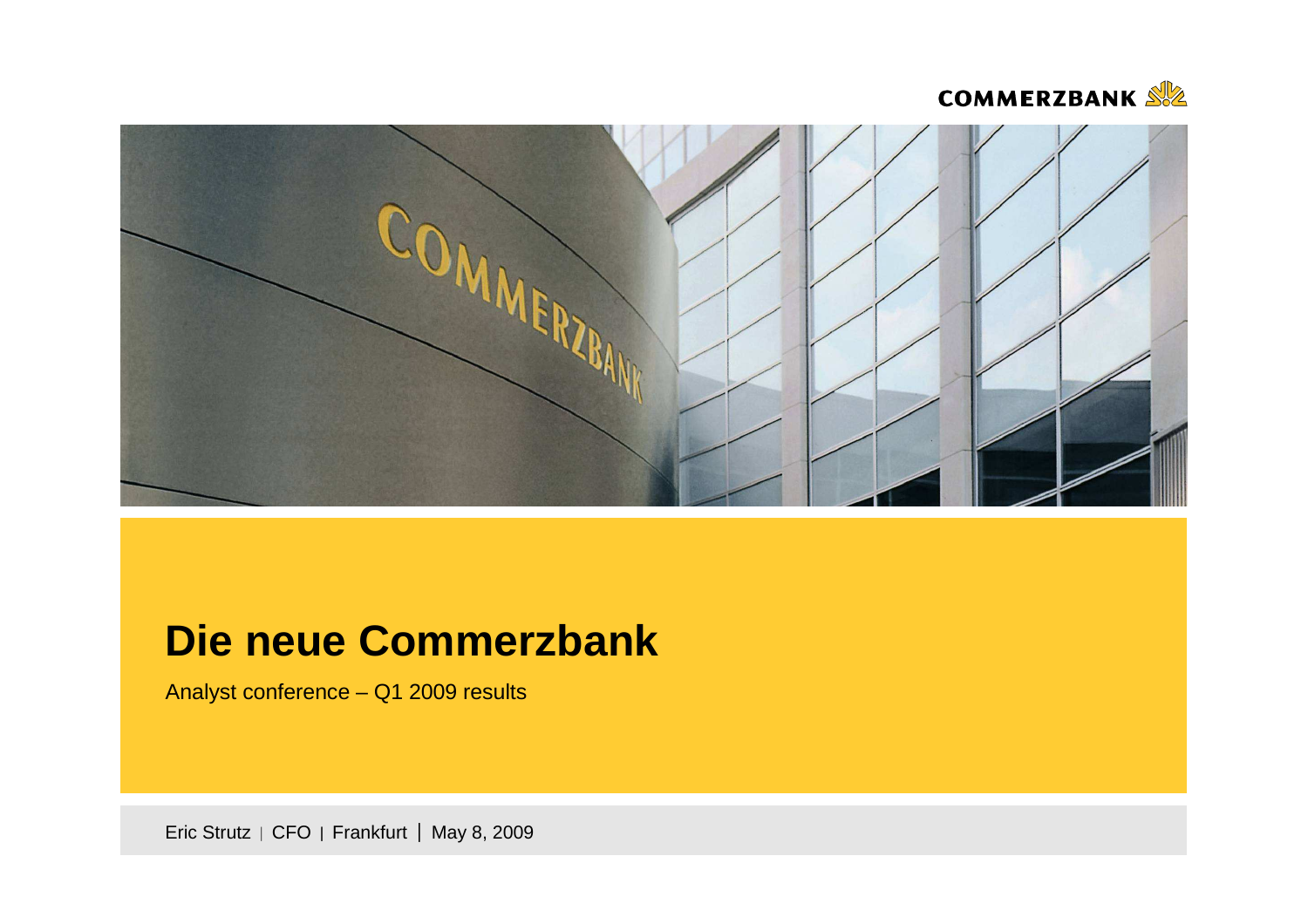# Die neue Commerzbank

Analyst conference – Q1 2009 results

Eric Strutz | CFO | Frankfurt | May 8, 2009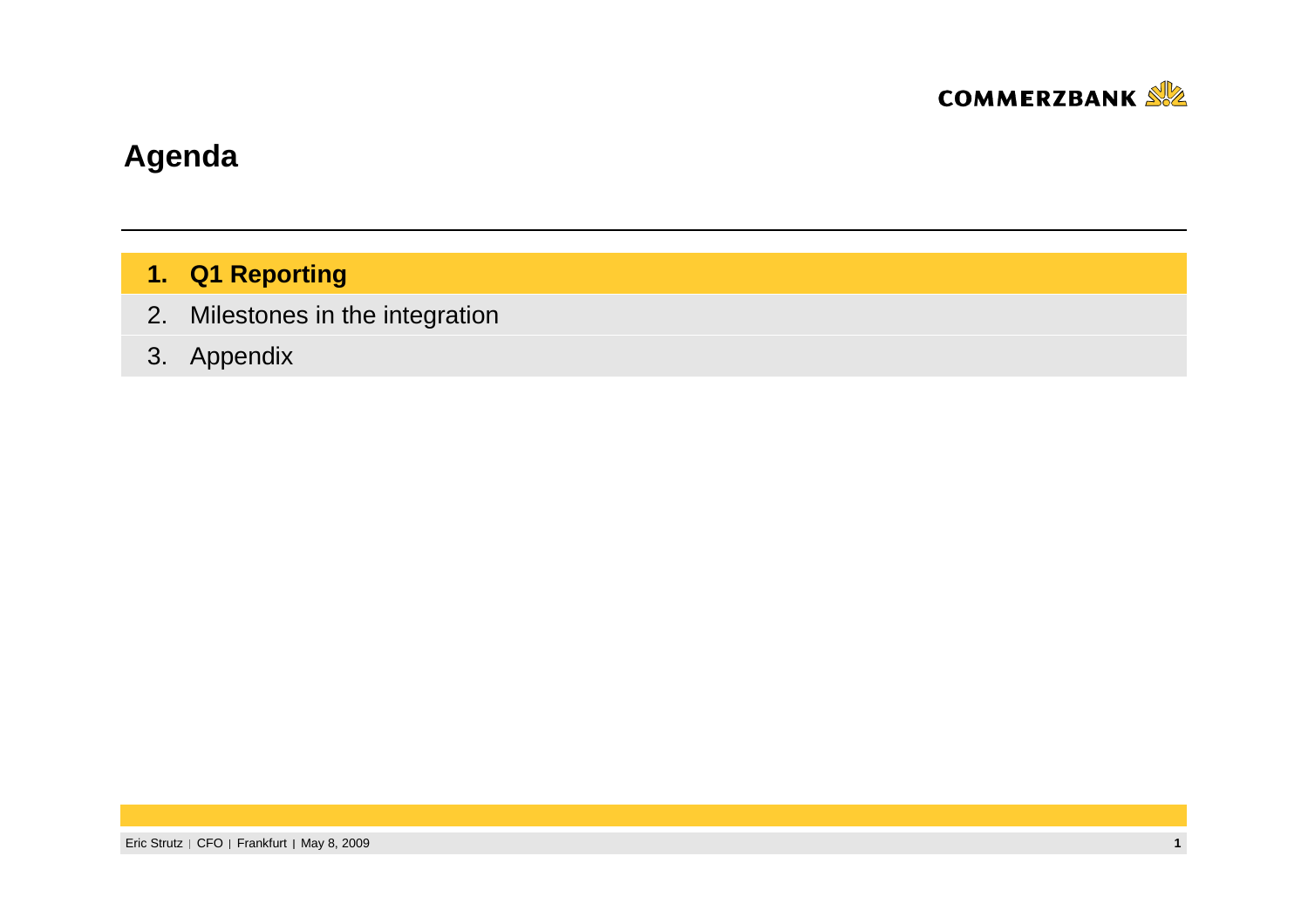# Agenda

1. **Q1 Reporting**
2. Milestones in the integration
3. Appendix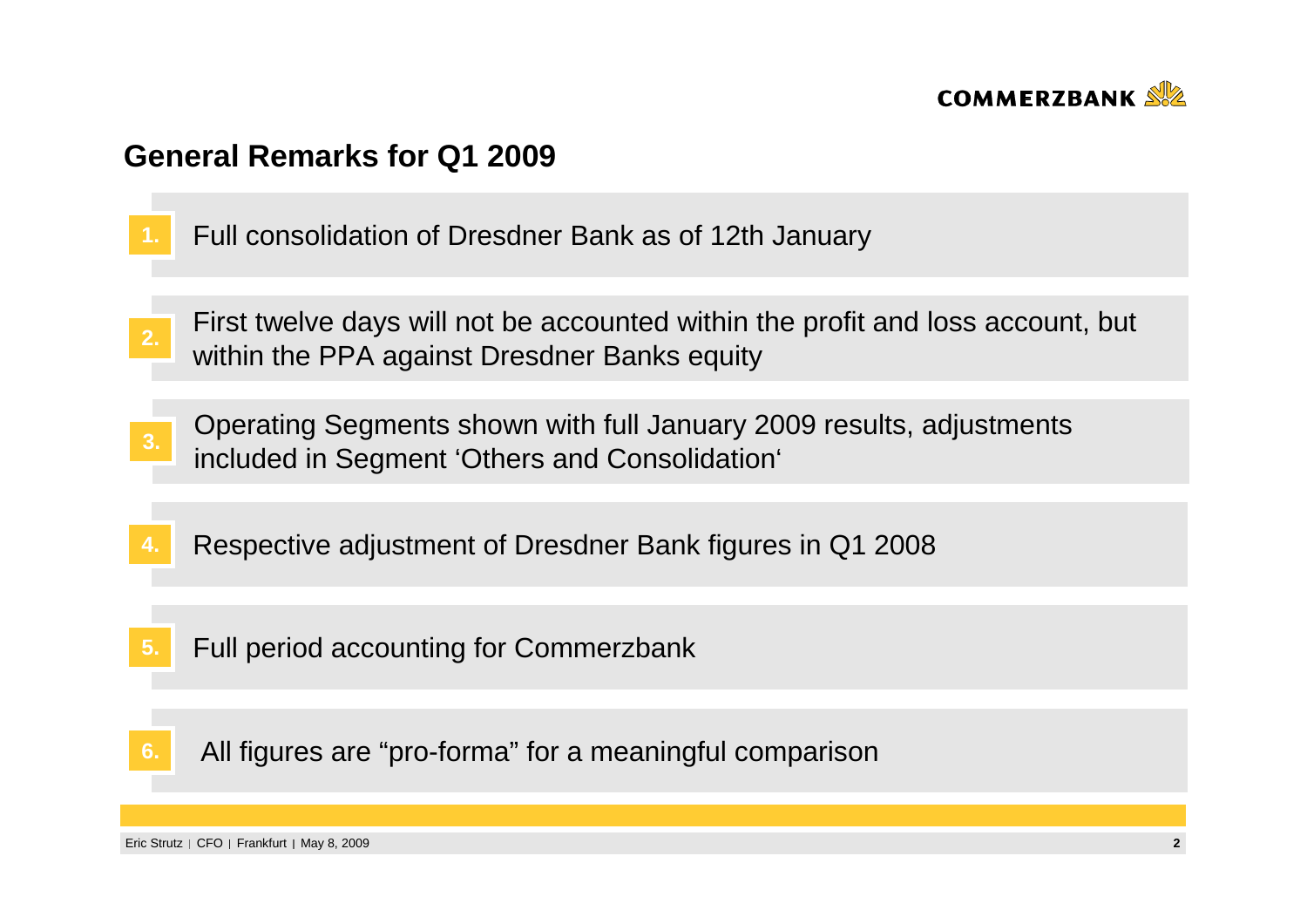## General Remarks for Q1 2009

1. Full consolidation of Dresdner Bank as of 12th January
2. First twelve days will not be accounted within the profit and loss account, but within the PPA against Dresdner Banks equity
3. Operating Segments shown with full January 2009 results, adjustments included in Segment 'Others and Consolidation'
4. Respective adjustment of Dresdner Bank figures in Q1 2008
5. Full period accounting for Commerzbank
6. All figures are "pro-forma" for a meaningful comparison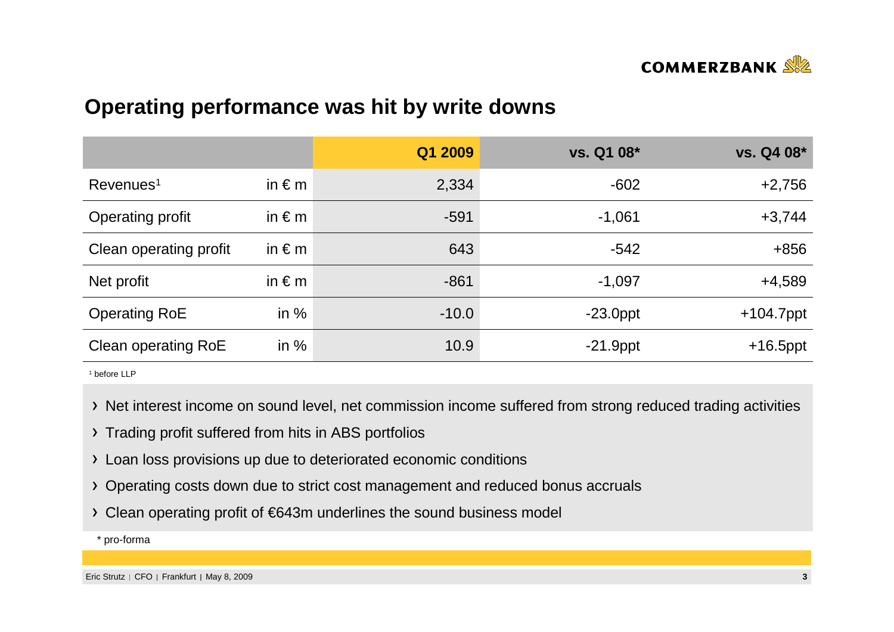# Operating performance was hit by write downs

| | | Q1 2009 | vs. Q1 08* | vs. Q4 08* |
|---|---|---|---|---|
| Revenues[1] | in € m | 2,334 | -602 | +2,756 |
| Operating profit | in € m | -591 | -1,061 | +3,744 |
| Clean operating profit | in € m | 643 | -542 | +856 |
| Net profit | in € m | -861 | -1,097 | +4,589 |
| Operating RoE | in % | -10.0 | -23.0ppt | +104.7ppt |
| Clean operating RoE | in % | 10.9 | -21.9ppt | +16.5ppt |

[1] before LLP

- Net interest income on sound level, net commission income suffered from strong reduced trading activities
- Trading profit suffered from hits in ABS portfolios
- Loan loss provisions up due to deteriorated economic conditions
- Operating costs down due to strict cost management and reduced bonus accruals
- Clean operating profit of €643m underlines the sound business model

\* pro-forma

Eric Strutz | CFO | Frankfurt | May 8, 2009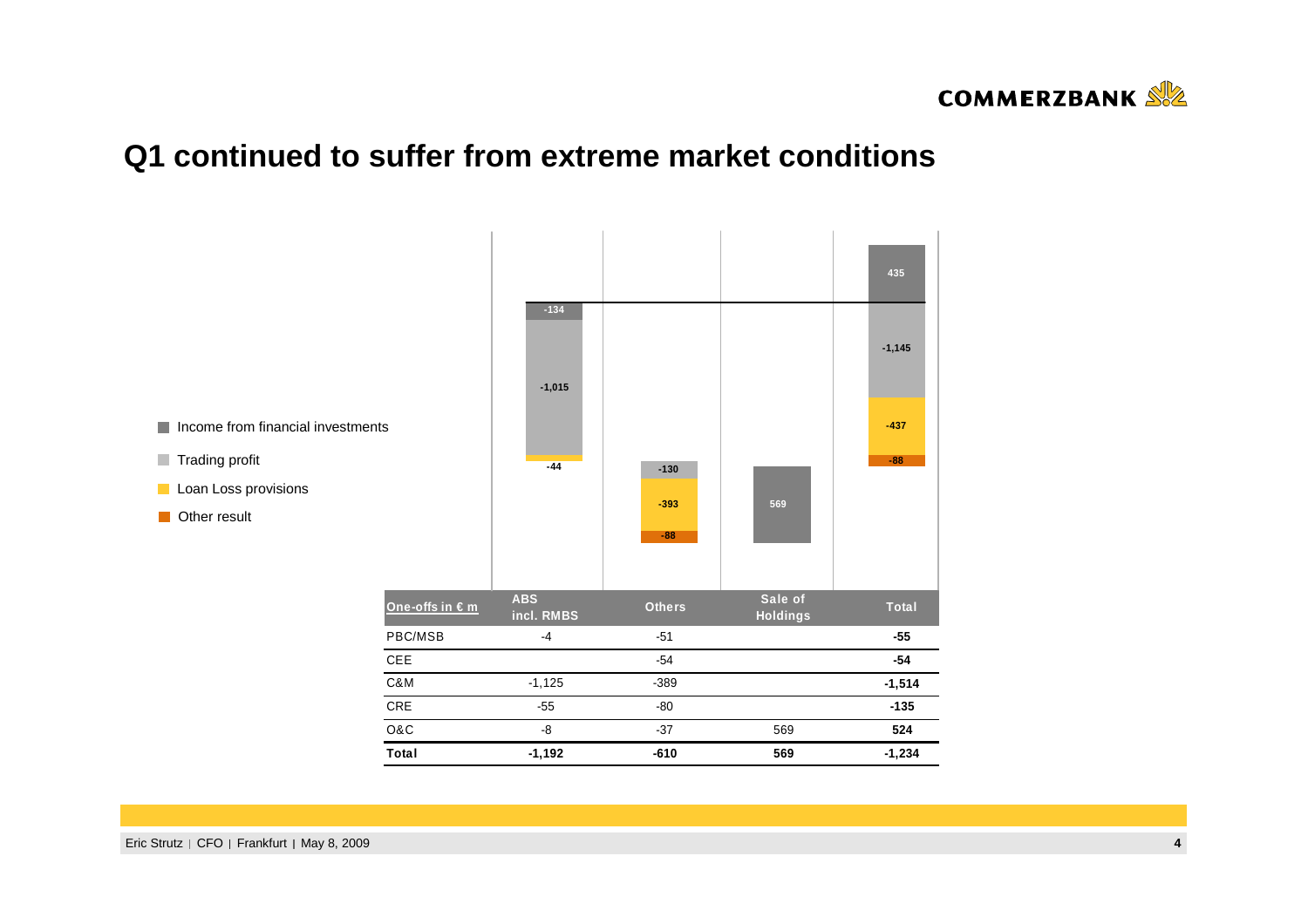# Q1 continued to suffer from extreme market conditions

- Income from financial investments
- Trading profit
- Loan Loss provisions
- Other result

| | ABS incl. RMBS | Others | Sale of Holdings | Total |
|---|---|---|---|---|
| Income from financial investments | -134 | | 569 | 435 |
| Trading profit | -1,015 | -130 | | -1,145 |
| Loan Loss provisions | -44 | -393 | | -437 |
| Other result | | -88 | | -88 |

| One-offs in € m | ABS incl. RMBS | Others | Sale of Holdings | Total |
|---|---|---|---|---|
| PBC/MSB | -4 | -51 | | **-55** |
| CEE | | -54 | | **-54** |
| C&M | -1,125 | -389 | | **-1,514** |
| CRE | -55 | -80 | | **-135** |
| O&C | -8 | -37 | 569 | **524** |
| **Total** | **-1,192** | **-610** | **569** | **-1,234** |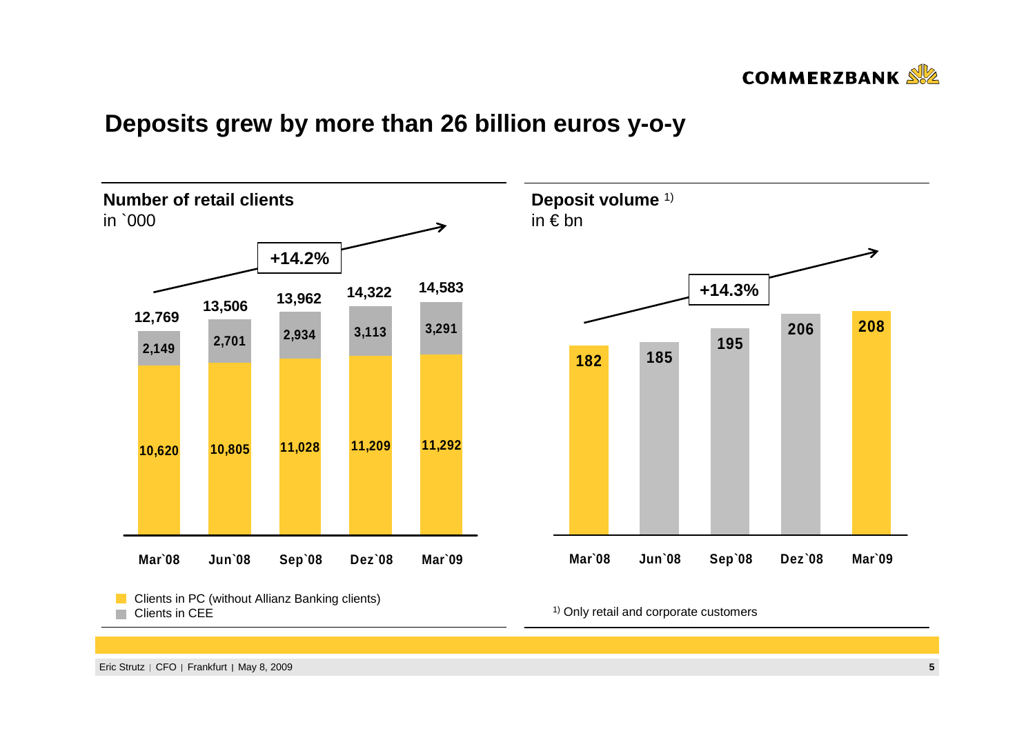# Deposits grew by more than 26 billion euros y-o-y

## Number of retail clients

in `000

+14.2%

| | Mar`08 | Jun`08 | Sep`08 | Dez`08 | Mar`09 |
|---|---|---|---|---|---|
| Clients in CEE | 2,149 | 2,701 | 2,934 | 3,113 | 3,291 |
| Clients in PC (without Allianz Banking clients) | 10,620 | 10,805 | 11,028 | 11,209 | 11,292 |
| Total | 12,769 | 13,506 | 13,962 | 14,322 | 14,583 |

## Deposit volume [1)]

in € bn

+14.3%

| Mar`08 | Jun`08 | Sep`08 | Dez`08 | Mar`09 |
|---|---|---|---|---|
| 182 | 185 | 195 | 206 | 208 |

1) Only retail and corporate customers

Eric Strutz | CFO | Frankfurt | May 8, 2009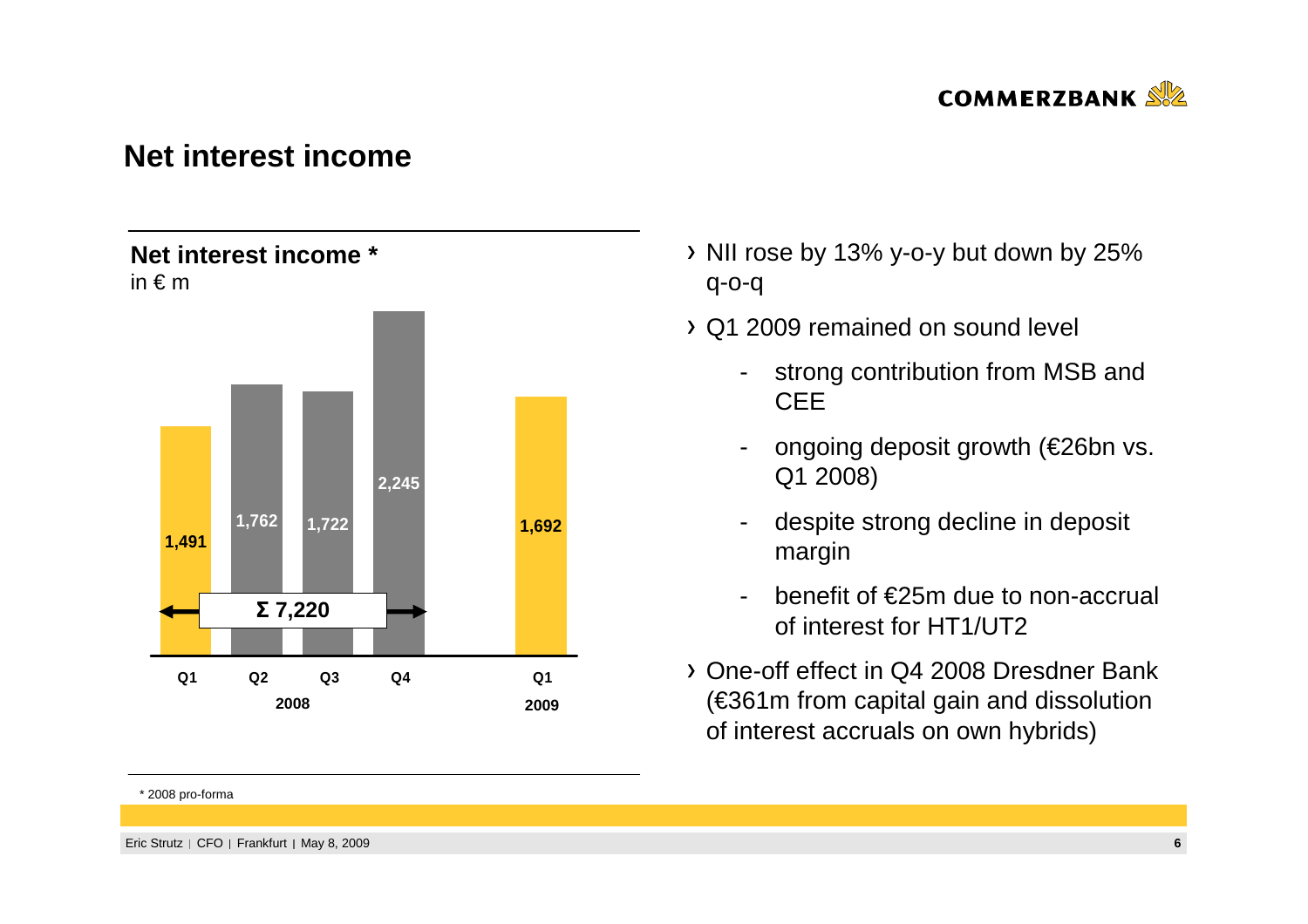# Net interest income

## Net interest income *

in € m

| | Q1 2008 | Q2 2008 | Q3 2008 | Q4 2008 | Q1 2009 |
|---|---|---|---|---|---|
| Net interest income | 1,491 | 1,762 | 1,722 | 2,245 | 1,692 |

Σ 7,220 (2008)

- NII rose by 13% y-o-y but down by 25% q-o-q
- Q1 2009 remained on sound level
  - strong contribution from MSB and CEE
  - ongoing deposit growth (€26bn vs. Q1 2008)
  - despite strong decline in deposit margin
  - benefit of €25m due to non-accrual of interest for HT1/UT2
- One-off effect in Q4 2008 Dresdner Bank (€361m from capital gain and dissolution of interest accruals on own hybrids)

* 2008 pro-forma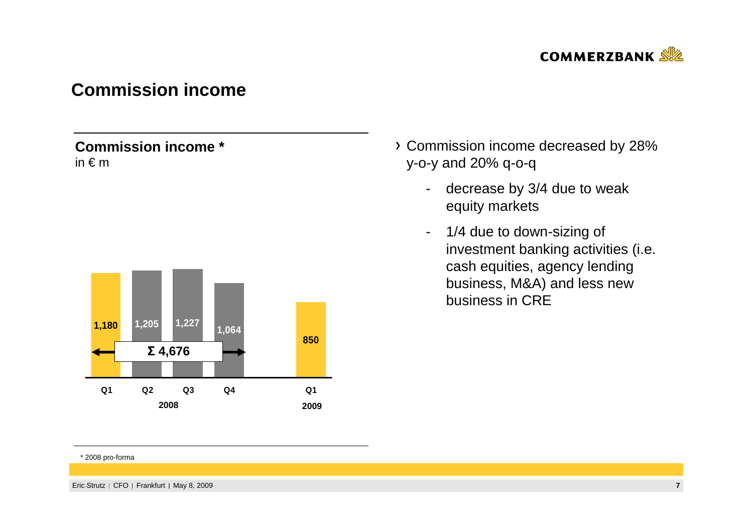# Commission income

**Commission income ***
in € m

| | Q1 2008 | Q2 2008 | Q3 2008 | Q4 2008 | Q1 2009 |
|---|---|---|---|---|---|
| Commission income | 1,180 | 1,205 | 1,227 | 1,064 | 850 |

Σ 4,676 (2008)

- Commission income decreased by 28% y-o-y and 20% q-o-q
  - decrease by 3/4 due to weak equity markets
  - 1/4 due to down-sizing of investment banking activities (i.e. cash equities, agency lending business, M&A) and less new business in CRE

* 2008 pro-forma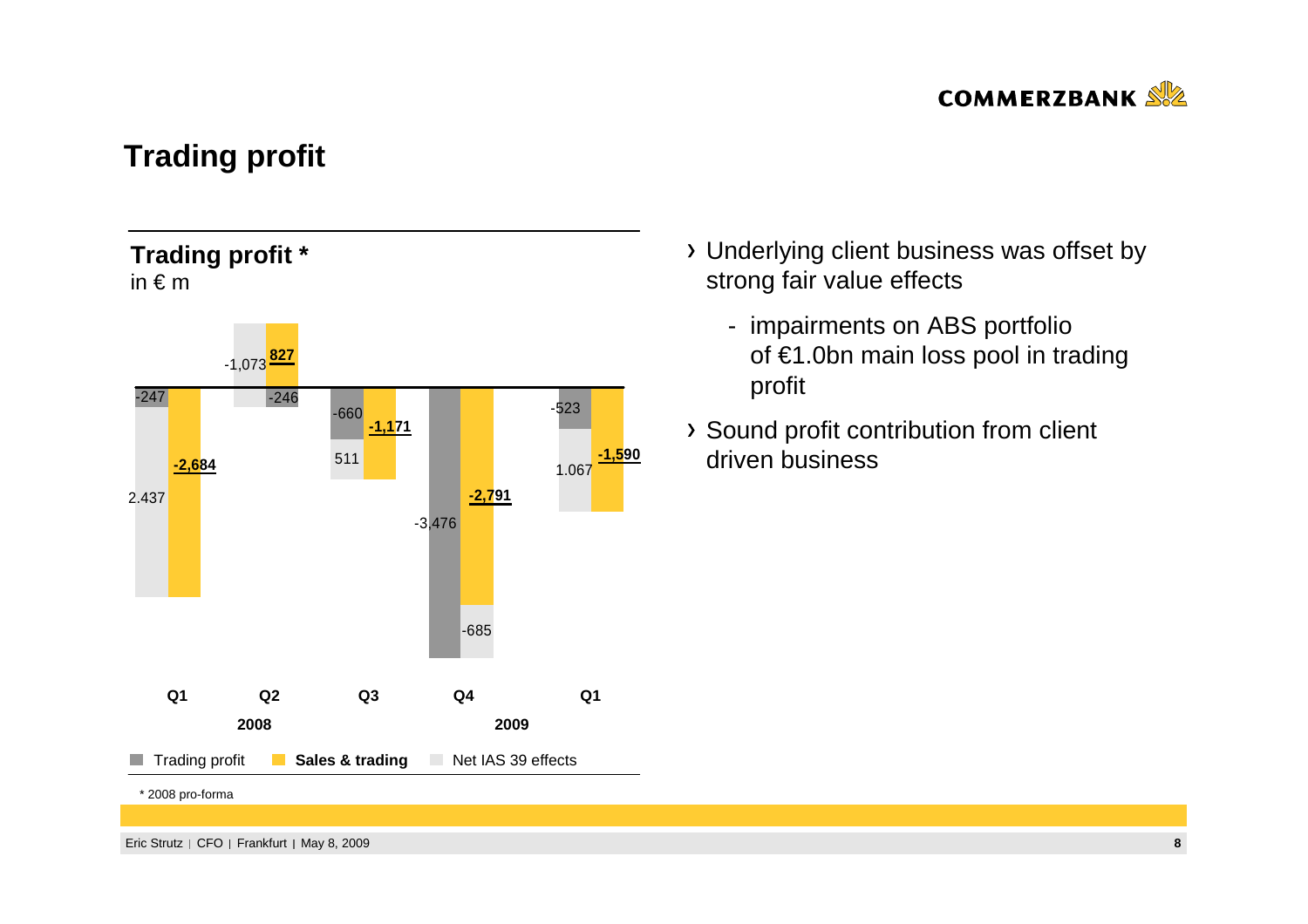# Trading profit

## Trading profit *

in € m

| | Trading profit | Sales & trading | Net IAS 39 effects |
|---|---|---|---|
| Q1 2008 | -2,684 | -247 | 2.437 |
| Q2 2008 | 827 | -246 | -1,073 |
| Q3 2008 | -1,171 | -660 | 511 |
| Q4 2008 | -2,791 | -3,476 | -685 |
| Q1 2009 | -1,590 | -523 | 1.067 |

* 2008 pro-forma

- Underlying client business was offset by strong fair value effects
  - impairments on ABS portfolio of €1.0bn main loss pool in trading profit
- Sound profit contribution from client driven business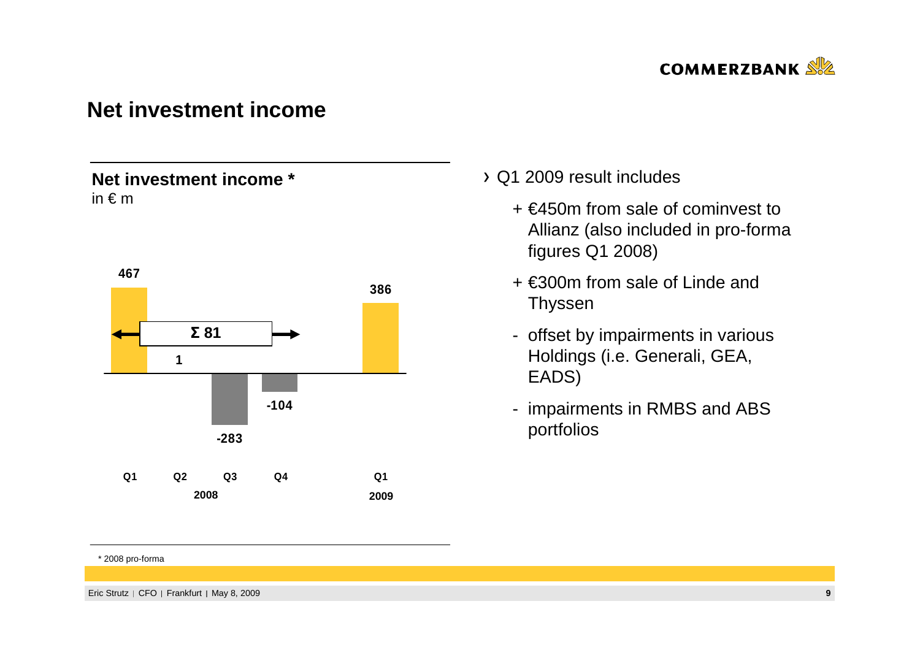# Net investment income

**Net investment income ***
in € m

| | Q1 2008 | Q2 2008 | Q3 2008 | Q4 2008 | Q1 2009 |
|---|---|---|---|---|---|
| Net investment income | 467 | 1 | -283 | -104 | 386 |

Σ 81 (2008)

- Q1 2009 result includes
  - + €450m from sale of cominvest to Allianz (also included in pro-forma figures Q1 2008)
  - + €300m from sale of Linde and Thyssen
  - \- offset by impairments in various Holdings (i.e. Generali, GEA, EADS)
  - \- impairments in RMBS and ABS portfolios

\* 2008 pro-forma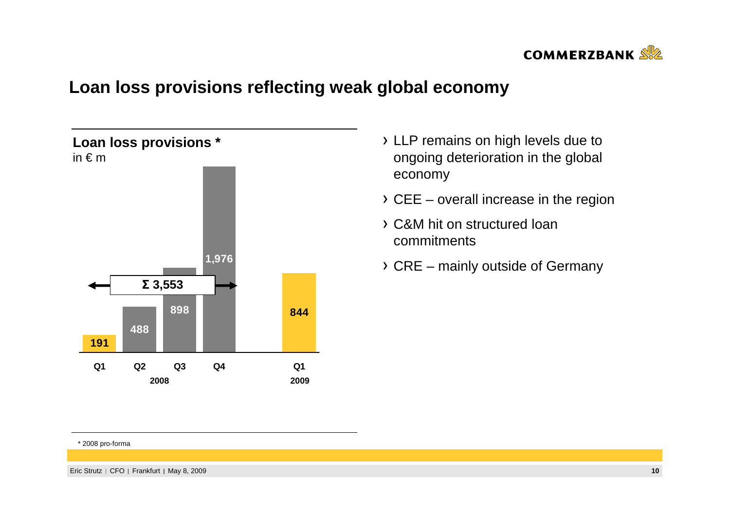# Loan loss provisions reflecting weak global economy

**Loan loss provisions ***
in € m

| | Q1 2008 | Q2 2008 | Q3 2008 | Q4 2008 | Q1 2009 |
|---|---|---|---|---|---|
| Loan loss provisions | 191 | 488 | 898 | 1,976 | 844 |

Σ 3,553 (Q1–Q4 2008)

- LLP remains on high levels due to ongoing deterioration in the global economy
- CEE – overall increase in the region
- C&M hit on structured loan commitments
- CRE – mainly outside of Germany

\* 2008 pro-forma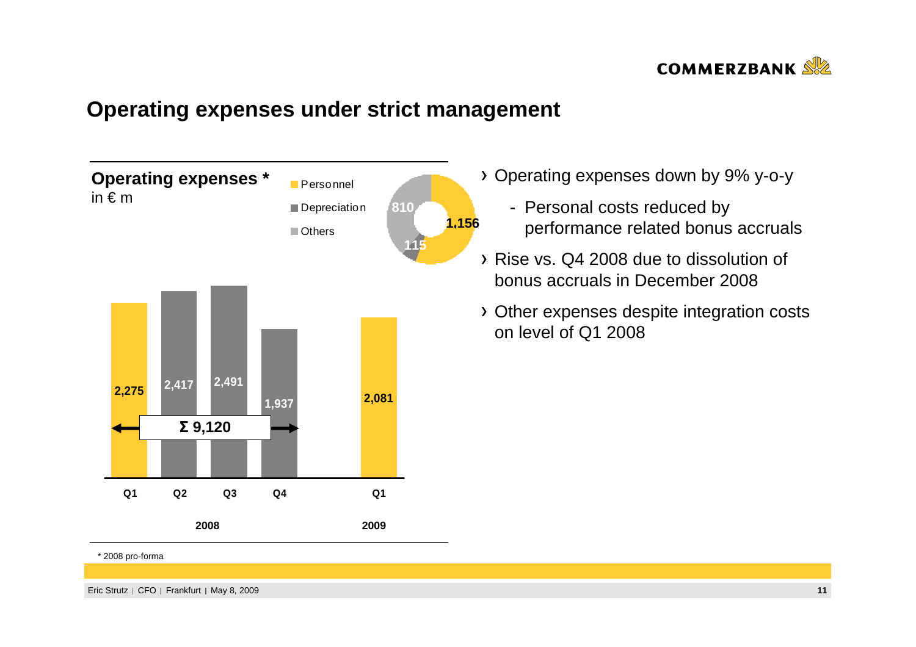# Operating expenses under strict management

**Operating expenses \***
in € m

| | Q1 2008 | Q2 2008 | Q3 2008 | Q4 2008 | Q1 2009 |
|---|---|---|---|---|---|
| Operating expenses | 2,275 | 2,417 | 2,491 | 1,937 | 2,081 |

Σ 9,120 (2008)

Q1 2009 breakdown:

| Personnel | Depreciation | Others |
|---|---|---|
| 1,156 | 115 | 810 |

- Operating expenses down by 9% y-o-y
  - Personal costs reduced by performance related bonus accruals
- Rise vs. Q4 2008 due to dissolution of bonus accruals in December 2008
- Other expenses despite integration costs on level of Q1 2008

\* 2008 pro-forma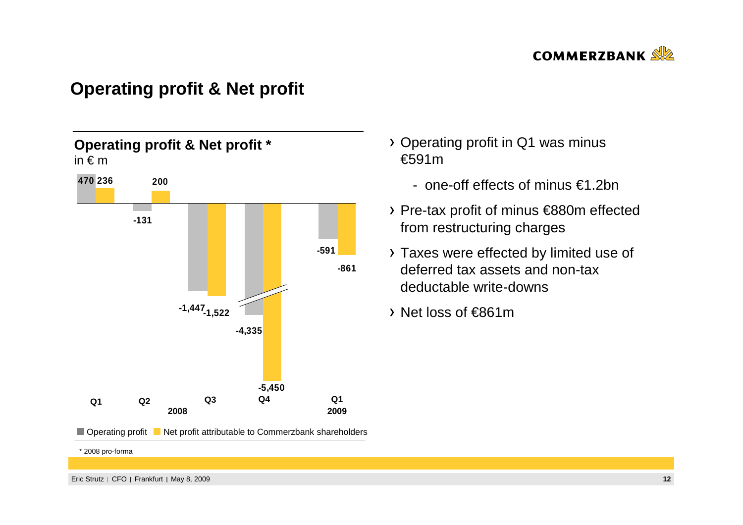# Operating profit & Net profit

**Operating profit & Net profit ***
in € m

| | Q1 2008 | Q2 2008 | Q3 2008 | Q4 2008 | Q1 2009 |
|---|---|---|---|---|---|
| Operating profit | 470 | -131 | -1,447 | -4,335 | -591 |
| Net profit attributable to Commerzbank shareholders | 236 | 200 | -1,522 | -5,450 | -861 |

* 2008 pro-forma

- Operating profit in Q1 was minus €591m
  - one-off effects of minus €1.2bn
- Pre-tax profit of minus €880m effected from restructuring charges
- Taxes were effected by limited use of deferred tax assets and non-tax deductable write-downs
- Net loss of €861m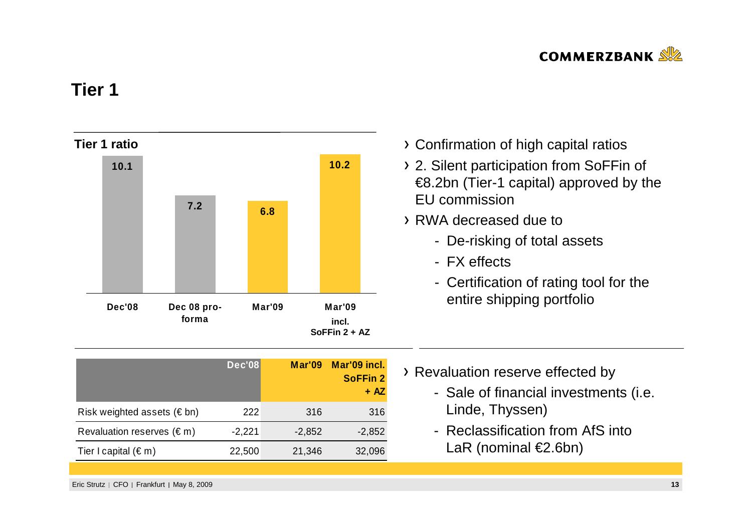# Tier 1

**Tier 1 ratio**

| Dec'08 | Dec 08 pro-forma | Mar'09 | Mar'09 incl. SoFFin 2 + AZ |
|---|---|---|---|
| 10.1 | 7.2 | 6.8 | 10.2 |

- Confirmation of high capital ratios
- 2. Silent participation from SoFFin of €8.2bn (Tier-1 capital) approved by the EU commission
- RWA decreased due to
  - De-risking of total assets
  - FX effects
  - Certification of rating tool for the entire shipping portfolio

| | Dec'08 | Mar'09 | Mar'09 incl. SoFFin 2 + AZ |
|---|---|---|---|
| Risk weighted assets (€ bn) | 222 | 316 | 316 |
| Revaluation reserves (€ m) | -2,221 | -2,852 | -2,852 |
| Tier I capital (€ m) | 22,500 | 21,346 | 32,096 |

- Revaluation reserve effected by
  - Sale of financial investments (i.e. Linde, Thyssen)
  - Reclassification from AfS into LaR (nominal €2.6bn)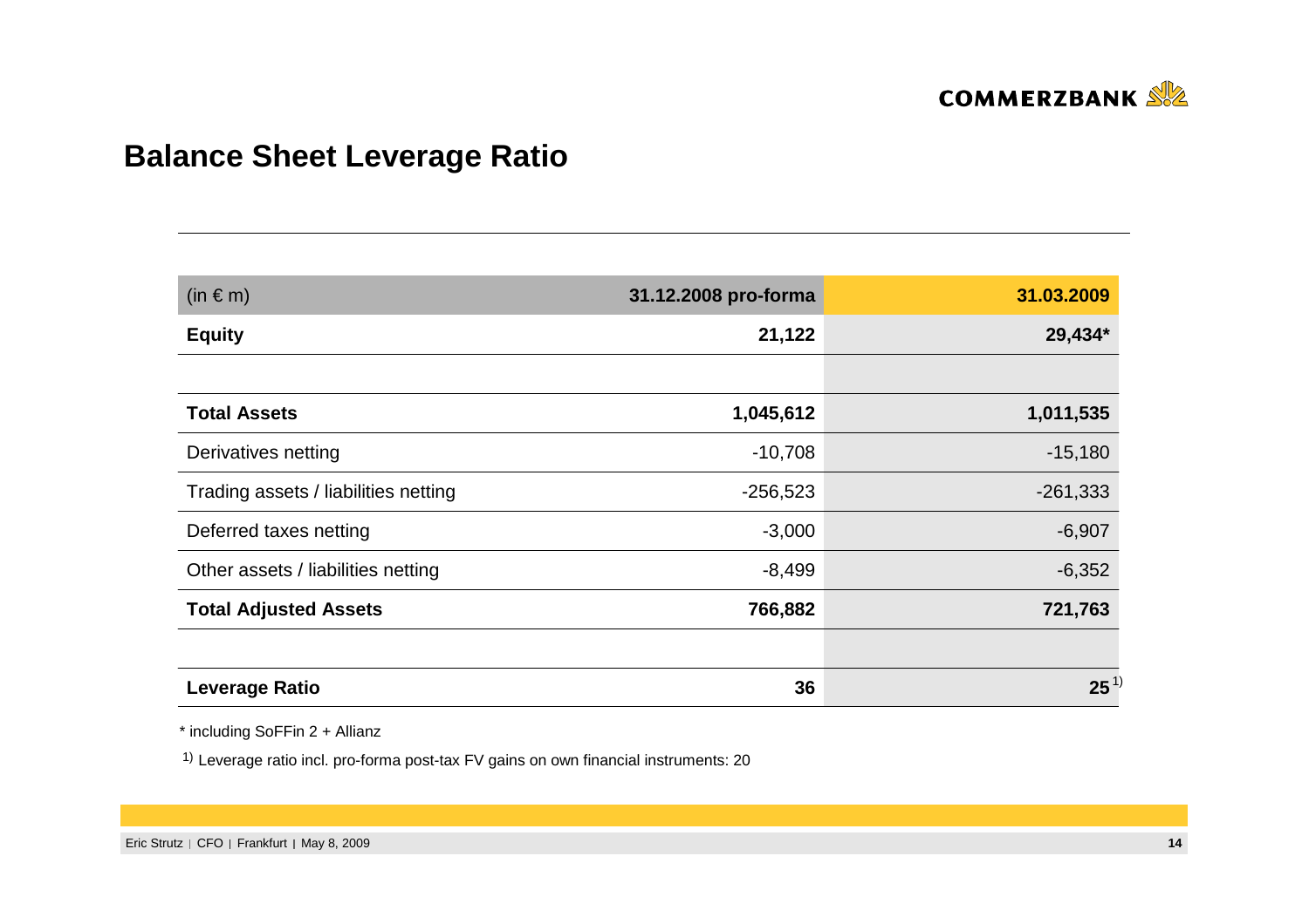# Balance Sheet Leverage Ratio

| (in € m) | 31.12.2008 pro-forma | 31.03.2009 |
|---|---|---|
| **Equity** | **21,122** | **29,434*** |
| | | |
| **Total Assets** | **1,045,612** | **1,011,535** |
| Derivatives netting | -10,708 | -15,180 |
| Trading assets / liabilities netting | -256,523 | -261,333 |
| Deferred taxes netting | -3,000 | -6,907 |
| Other assets / liabilities netting | -8,499 | -6,352 |
| **Total Adjusted Assets** | **766,882** | **721,763** |
| | | |
| **Leverage Ratio** | **36** | **25** [1] |

* including SoFFin 2 + Allianz

[1] Leverage ratio incl. pro-forma post-tax FV gains on own financial instruments: 20

Eric Strutz | CFO | Frankfurt | May 8, 2009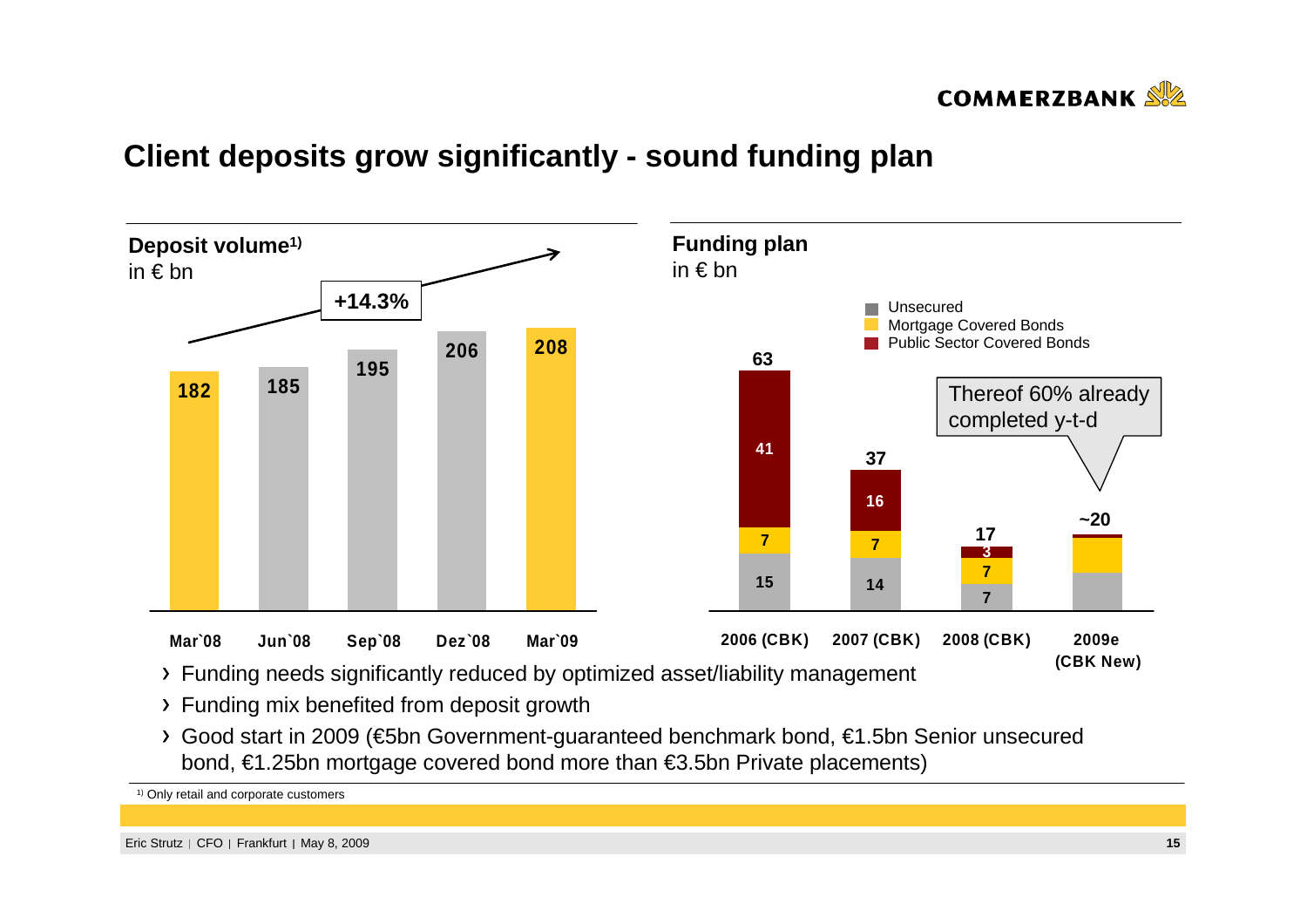# Client deposits grow significantly - sound funding plan

## Deposit volume[1)]
in € bn

| Mar`08 | Jun`08 | Sep`08 | Dez`08 | Mar`09 |
|---|---|---|---|---|
| 182 | 185 | 195 | 206 | 208 |

+14.3%

## Funding plan
in € bn

| | 2006 (CBK) | 2007 (CBK) | 2008 (CBK) | 2009e (CBK New) |
|---|---|---|---|---|
| Unsecured | 15 | 14 | 7 | |
| Mortgage Covered Bonds | 7 | 7 | 7 | |
| Public Sector Covered Bonds | 41 | 16 | 3 | |
| Total | 63 | 37 | 17 | ~20 |

Thereof 60% already completed y-t-d

- Funding needs significantly reduced by optimized asset/liability management
- Funding mix benefited from deposit growth
- Good start in 2009 (€5bn Government-guaranteed benchmark bond, €1.5bn Senior unsecured bond, €1.25bn mortgage covered bond more than €3.5bn Private placements)

[1)] Only retail and corporate customers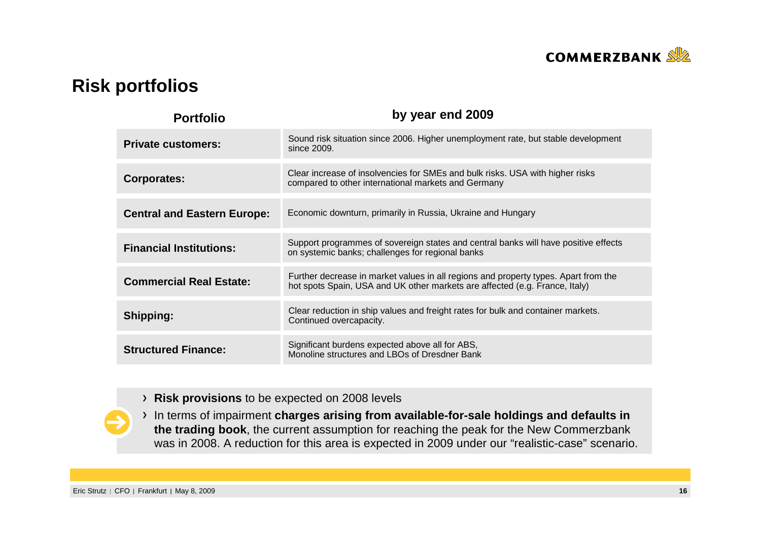# Risk portfolios

| Portfolio | by year end 2009 |
| --- | --- |
| **Private customers:** | Sound risk situation since 2006. Higher unemployment rate, but stable development since 2009. |
| **Corporates:** | Clear increase of insolvencies for SMEs and bulk risks. USA with higher risks compared to other international markets and Germany |
| **Central and Eastern Europe:** | Economic downturn, primarily in Russia, Ukraine and Hungary |
| **Financial Institutions:** | Support programmes of sovereign states and central banks will have positive effects on systemic banks; challenges for regional banks |
| **Commercial Real Estate:** | Further decrease in market values in all regions and property types. Apart from the hot spots Spain, USA and UK other markets are affected (e.g. France, Italy) |
| **Shipping:** | Clear reduction in ship values and freight rates for bulk and container markets. Continued overcapacity. |
| **Structured Finance:** | Significant burdens expected above all for ABS, Monoline structures and LBOs of Dresdner Bank |

- **Risk provisions** to be expected on 2008 levels
- In terms of impairment **charges arising from available-for-sale holdings and defaults in the trading book**, the current assumption for reaching the peak for the New Commerzbank was in 2008. A reduction for this area is expected in 2009 under our "realistic-case" scenario.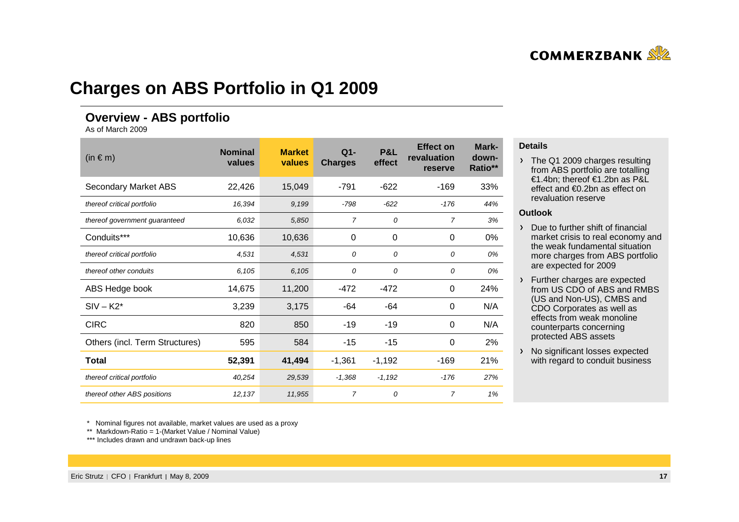# Charges on ABS Portfolio in Q1 2009

## Overview - ABS portfolio

As of March 2009

| (in € m) | Nominal values | Market values | Q1-Charges | P&L effect | Effect on revaluation reserve | Mark-down-Ratio** |
|---|---|---|---|---|---|---|
| Secondary Market ABS | 22,426 | 15,049 | -791 | -622 | -169 | 33% |
| *thereof critical portfolio* | *16,394* | *9,199* | *-798* | *-622* | *-176* | *44%* |
| *thereof government guaranteed* | *6,032* | *5,850* | *7* | *0* | *7* | *3%* |
| Conduits*** | 10,636 | 10,636 | 0 | 0 | 0 | 0% |
| *thereof critical portfolio* | *4,531* | *4,531* | *0* | *0* | *0* | *0%* |
| *thereof other conduits* | *6,105* | *6,105* | *0* | *0* | *0* | *0%* |
| ABS Hedge book | 14,675 | 11,200 | -472 | -472 | 0 | 24% |
| SIV – K2* | 3,239 | 3,175 | -64 | -64 | 0 | N/A |
| CIRC | 820 | 850 | -19 | -19 | 0 | N/A |
| Others (incl. Term Structures) | 595 | 584 | -15 | -15 | 0 | 2% |
| **Total** | **52,391** | **41,494** | -1,361 | -1,192 | -169 | 21% |
| *thereof critical portfolio* | *40,254* | *29,539* | *-1,368* | *-1,192* | *-176* | *27%* |
| *thereof other ABS positions* | *12,137* | *11,955* | *7* | *0* | *7* | *1%* |

\* Nominal figures not available, market values are used as a proxy

\** Markdown-Ratio = 1-(Market Value / Nominal Value)

\*** Includes drawn and undrawn back-up lines

**Details**

- The Q1 2009 charges resulting from ABS portfolio are totalling €1.4bn; thereof €1.2bn as P&L effect and €0.2bn as effect on revaluation reserve

**Outlook**

- Due to further shift of financial market crisis to real economy and the weak fundamental situation more charges from ABS portfolio are expected for 2009
- Further charges are expected from US CDO of ABS and RMBS (US and Non-US), CMBS and CDO Corporates as well as effects from weak monoline counterparts concerning protected ABS assets
- No significant losses expected with regard to conduit business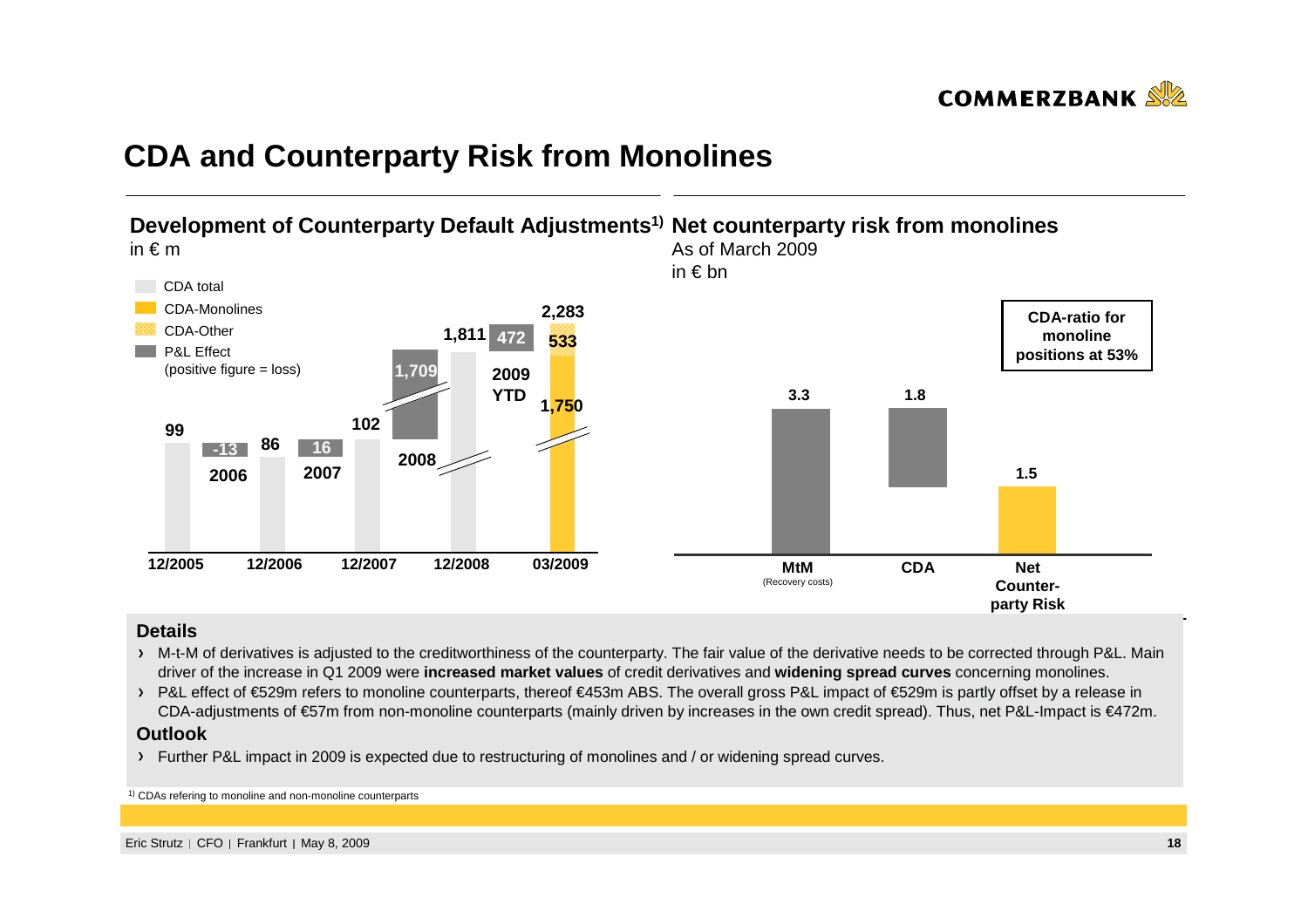# CDA and Counterparty Risk from Monolines

## Development of Counterparty Default Adjustments[1)]

in € m

- CDA total
- CDA-Monolines
- CDA-Other
- P&L Effect (positive figure = loss)

| | 12/2005 | 2006 | 12/2006 | 2007 | 12/2007 | 2008 | 12/2008 | 2009 YTD | 03/2009 |
|---|---|---|---|---|---|---|---|---|---|
| CDA total | 99 | | 86 | | 102 | | 1,811 | | 2,283 |
| CDA-Monolines | | | | | | | | | 1,750 |
| CDA-Other | | | | | | | | | 533 |
| P&L Effect | | -13 | | 16 | | 1,709 | | 472 | |

## Net counterparty risk from monolines

As of March 2009

in € bn

| MtM (Recovery costs) | CDA | Net Counter-party Risk |
|---|---|---|
| 3.3 | 1.8 | 1.5 |

**CDA-ratio for monoline positions at 53%**

### Details

- M-t-M of derivatives is adjusted to the creditworthiness of the counterparty. The fair value of the derivative needs to be corrected through P&L. Main driver of the increase in Q1 2009 were **increased market values** of credit derivatives and **widening spread curves** concerning monolines.
- P&L effect of €529m refers to monoline counterparts, thereof €453m ABS. The overall gross P&L impact of €529m is partly offset by a release in CDA-adjustments of €57m from non-monoline counterparts (mainly driven by increases in the own credit spread). Thus, net P&L-Impact is €472m.

### Outlook

- Further P&L impact in 2009 is expected due to restructuring of monolines and / or widening spread curves.

[1)] CDAs refering to monoline and non-monoline counterparts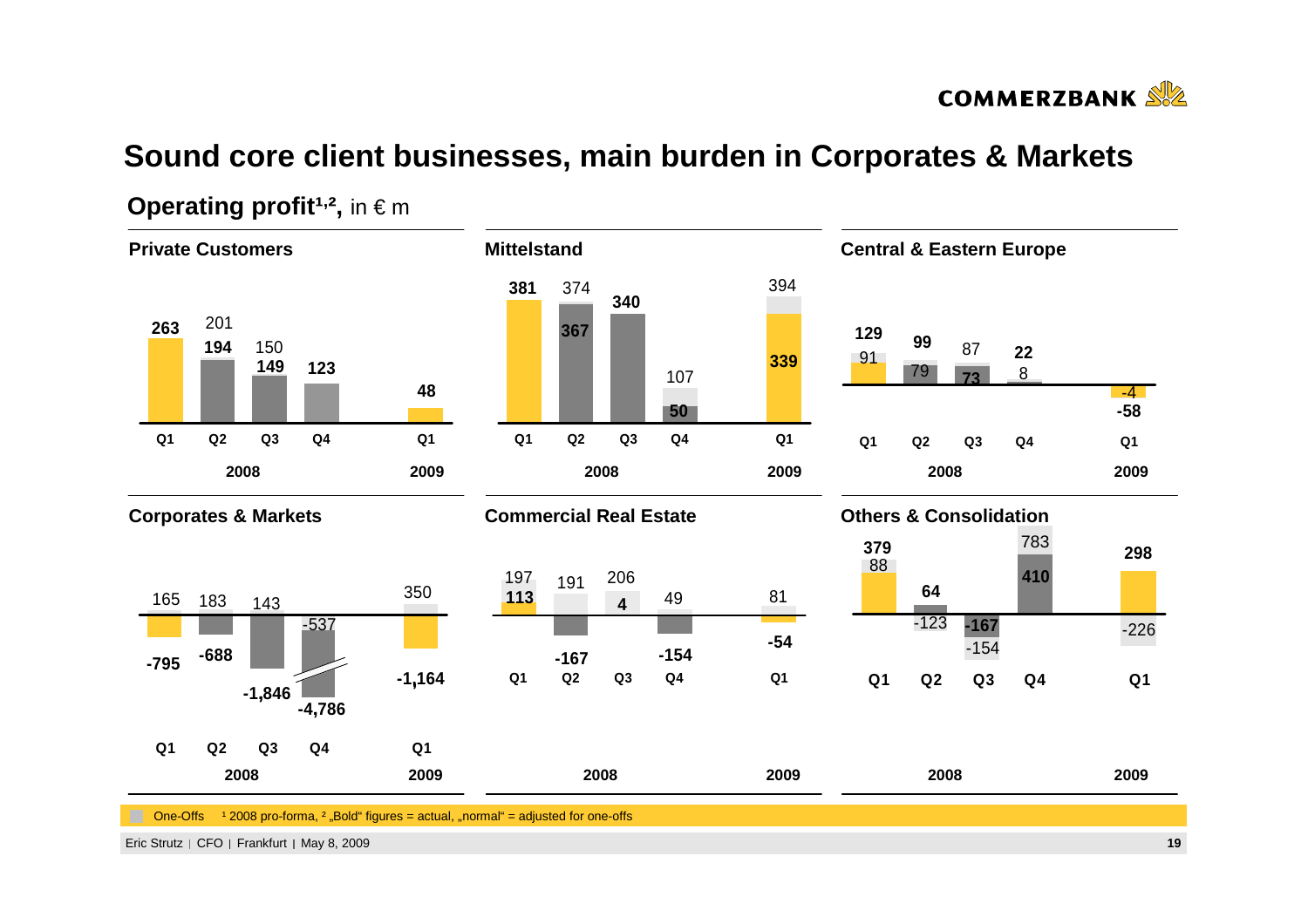# Sound core client businesses, main burden in Corporates & Markets

## Operating profit[1,2], in € m

### Private Customers

| | Q1 2008 | Q2 2008 | Q3 2008 | Q4 2008 | Q1 2009 |
|---|---|---|---|---|---|
| Actual (bold) | **263** | **194** | **149** | **123** | **48** |
| Adjusted for one-offs | | 201 | 150 | | |

### Mittelstand

| | Q1 2008 | Q2 2008 | Q3 2008 | Q4 2008 | Q1 2009 |
|---|---|---|---|---|---|
| Actual (bold) | **381** | **367** | **340** | **50** | **339** |
| Adjusted for one-offs | | 374 | | 107 | 394 |

### Central & Eastern Europe

| | Q1 2008 | Q2 2008 | Q3 2008 | Q4 2008 | Q1 2009 |
|---|---|---|---|---|---|
| Actual (bold) | **129** | **99** | **73** | **22** | **-58** |
| Adjusted for one-offs | 91 | 79 | 87 | 8 | -4 |

### Corporates & Markets

| | Q1 2008 | Q2 2008 | Q3 2008 | Q4 2008 | Q1 2009 |
|---|---|---|---|---|---|
| Actual (bold) | **-795** | **-688** | **-1,846** | **-4,786** | **-1,164** |
| Adjusted for one-offs | 165 | 183 | 143 | -537 | 350 |

### Commercial Real Estate

| | Q1 2008 | Q2 2008 | Q3 2008 | Q4 2008 | Q1 2009 |
|---|---|---|---|---|---|
| Actual (bold) | **113** | **-167** | **4** | **-154** | **-54** |
| Adjusted for one-offs | 197 | 191 | 206 | 49 | 81 |

### Others & Consolidation

| | Q1 2008 | Q2 2008 | Q3 2008 | Q4 2008 | Q1 2009 |
|---|---|---|---|---|---|
| Actual (bold) | **379** | **64** | **-167** | **410** | **298** |
| Adjusted for one-offs | 88 | -123 | -154 | 783 | -226 |

One-Offs [1] 2008 pro-forma, [2] „Bold" figures = actual, „normal" = adjusted for one-offs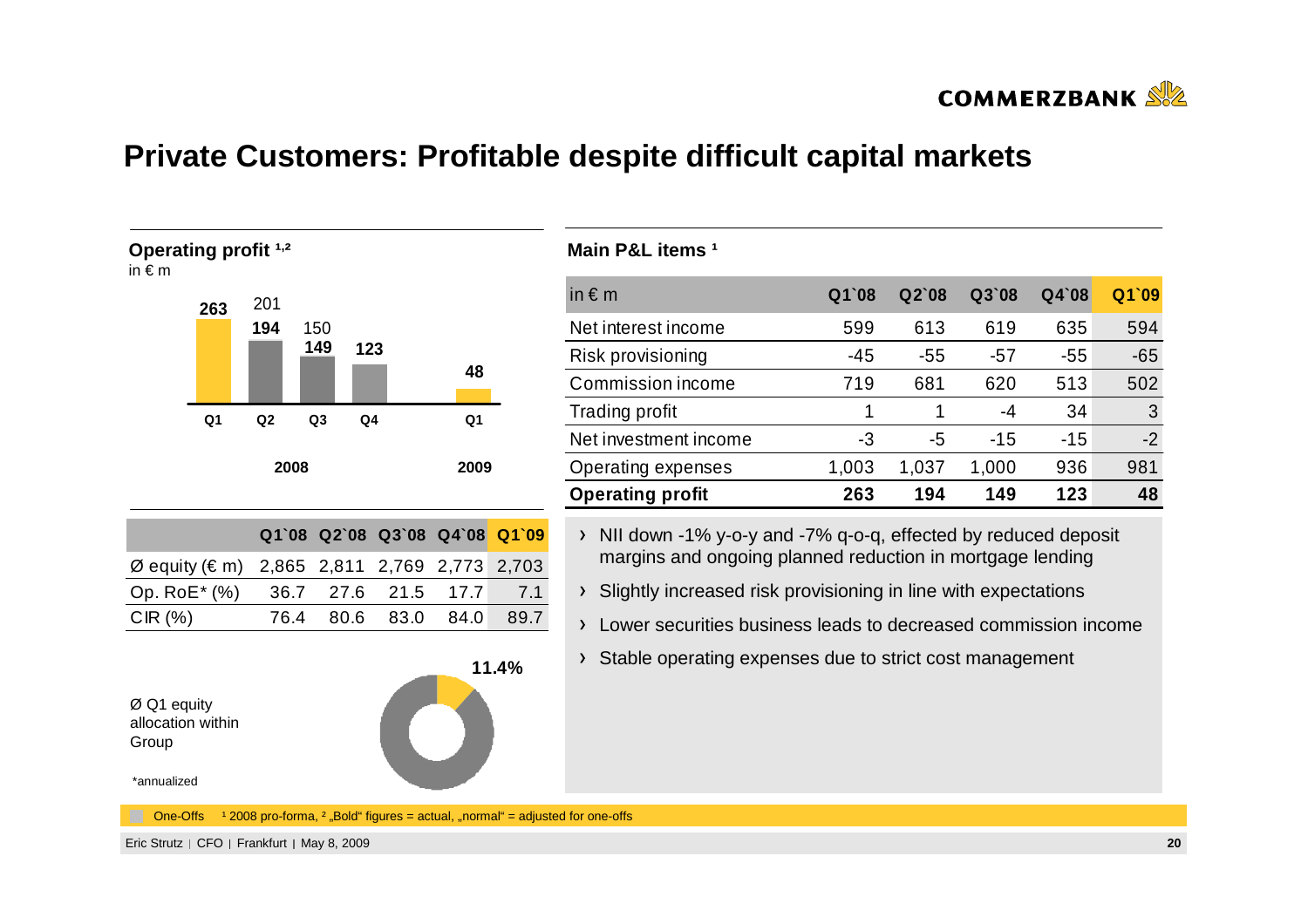# Private Customers: Profitable despite difficult capital markets

## Operating profit [1,2]

in € m

| | Q1 2008 | Q2 2008 | Q3 2008 | Q4 2008 | Q1 2009 |
|---|---|---|---|---|---|
| Actual (bold) | **263** | **194** | **149** | **123** | **48** |
| Adjusted for one-offs | | 201 | 150 | | |

| | Q1`08 | Q2`08 | Q3`08 | Q4`08 | Q1`09 |
|---|---|---|---|---|---|
| Ø equity (€ m) | 2,865 | 2,811 | 2,769 | 2,773 | 2,703 |
| Op. RoE* (%) | 36.7 | 27.6 | 21.5 | 17.7 | 7.1 |
| CIR (%) | 76.4 | 80.6 | 83.0 | 84.0 | 89.7 |

Ø Q1 equity allocation within Group: **11.4%**

*annualized

## Main P&L items [1]

| in € m | Q1`08 | Q2`08 | Q3`08 | Q4`08 | Q1`09 |
|---|---|---|---|---|---|
| Net interest income | 599 | 613 | 619 | 635 | 594 |
| Risk provisioning | -45 | -55 | -57 | -55 | -65 |
| Commission income | 719 | 681 | 620 | 513 | 502 |
| Trading profit | 1 | 1 | -4 | 34 | 3 |
| Net investment income | -3 | -5 | -15 | -15 | -2 |
| Operating expenses | 1,003 | 1,037 | 1,000 | 936 | 981 |
| **Operating profit** | **263** | **194** | **149** | **123** | **48** |

- NII down -1% y-o-y and -7% q-o-q, effected by reduced deposit margins and ongoing planned reduction in mortgage lending
- Slightly increased risk provisioning in line with expectations
- Lower securities business leads to decreased commission income
- Stable operating expenses due to strict cost management

One-Offs [1] 2008 pro-forma, [2] „Bold" figures = actual, „normal" = adjusted for one-offs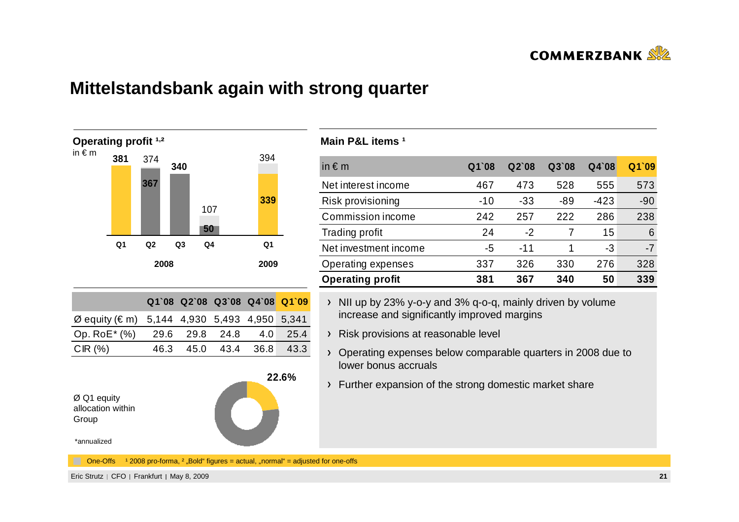# Mittelstandsbank again with strong quarter

**Operating profit [1,2]**

in € m

| | Q1 2008 | Q2 2008 | Q3 2008 | Q4 2008 | Q1 2009 |
|---|---|---|---|---|---|
| Actual (bold) | **381** | **367** | **340** | **50** | **339** |
| Adjusted for one-offs (normal) | | 374 | | 107 | 394 |

| | Q1`08 | Q2`08 | Q3`08 | Q4`08 | Q1`09 |
|---|---|---|---|---|---|
| Ø equity (€ m) | 5,144 | 4,930 | 5,493 | 4,950 | 5,341 |
| Op. RoE* (%) | 29.6 | 29.8 | 24.8 | 4.0 | 25.4 |
| CIR (%) | 46.3 | 45.0 | 43.4 | 36.8 | 43.3 |

Ø Q1 equity allocation within Group: **22.6%**

*annualized

**Main P&L items [1]**

| in € m | Q1`08 | Q2`08 | Q3`08 | Q4`08 | Q1`09 |
|---|---|---|---|---|---|
| Net interest income | 467 | 473 | 528 | 555 | 573 |
| Risk provisioning | -10 | -33 | -89 | -423 | -90 |
| Commission income | 242 | 257 | 222 | 286 | 238 |
| Trading profit | 24 | -2 | 7 | 15 | 6 |
| Net investment income | -5 | -11 | 1 | -3 | -7 |
| Operating expenses | 337 | 326 | 330 | 276 | 328 |
| **Operating profit** | **381** | **367** | **340** | **50** | **339** |

- NII up by 23% y-o-y and 3% q-o-q, mainly driven by volume increase and significantly improved margins
- Risk provisions at reasonable level
- Operating expenses below comparable quarters in 2008 due to lower bonus accruals
- Further expansion of the strong domestic market share

One-Offs [1] 2008 pro-forma, [2] „Bold" figures = actual, „normal" = adjusted for one-offs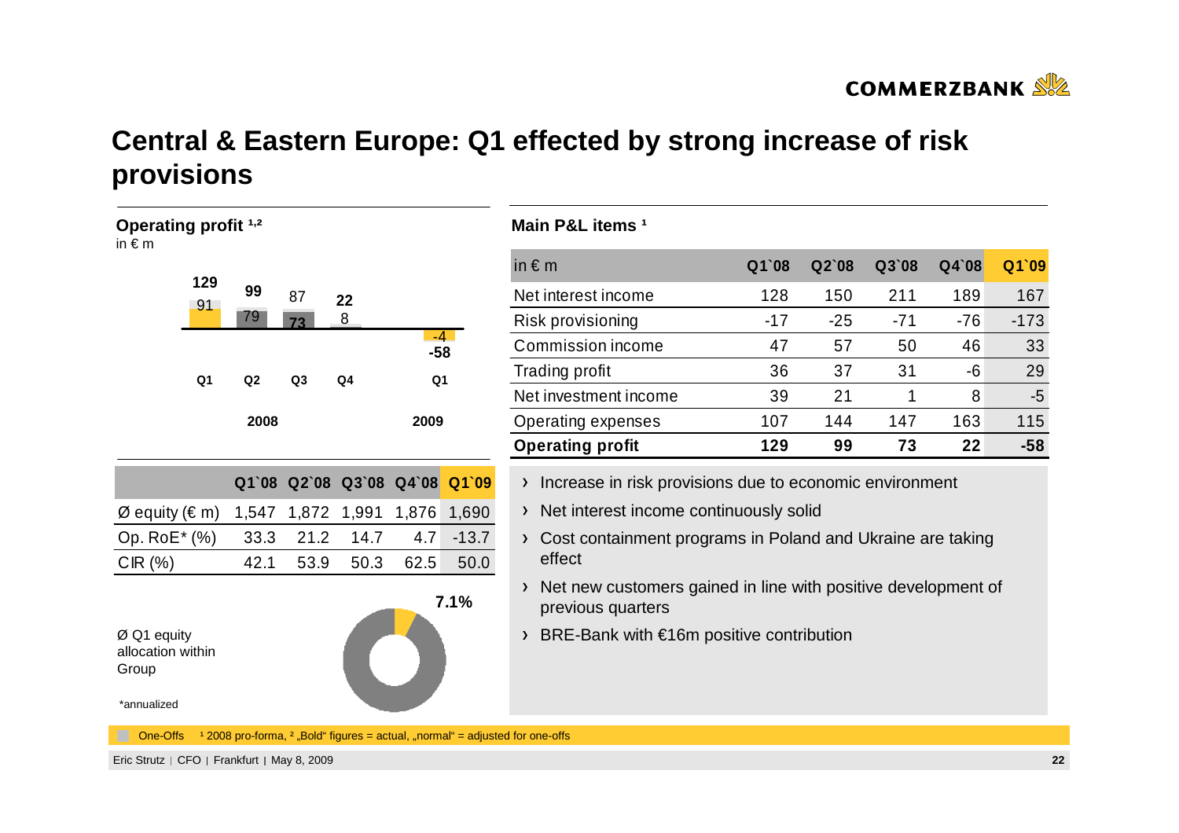# Central & Eastern Europe: Q1 effected by strong increase of risk provisions

**Operating profit [1,2]**
in € m

| | Q1 2008 | Q2 2008 | Q3 2008 | Q4 2008 | Q1 2009 |
|---|---|---|---|---|---|
| Actual | **129** | **99** | 87 | **22** | **-58** |
| Adjusted for one-offs | 91 | 79 | **73** | 8 | -4 |

| | Q1`08 | Q2`08 | Q3`08 | Q4`08 | Q1`09 |
|---|---|---|---|---|---|
| Ø equity (€ m) | 1,547 | 1,872 | 1,991 | 1,876 | 1,690 |
| Op. RoE* (%) | 33.3 | 21.2 | 14.7 | 4.7 | -13.7 |
| CIR (%) | 42.1 | 53.9 | 50.3 | 62.5 | 50.0 |

Ø Q1 equity allocation within Group: 7.1%

*annualized

**Main P&L items [1]**

| in € m | Q1`08 | Q2`08 | Q3`08 | Q4`08 | Q1`09 |
|---|---|---|---|---|---|
| Net interest income | 128 | 150 | 211 | 189 | 167 |
| Risk provisioning | -17 | -25 | -71 | -76 | -173 |
| Commission income | 47 | 57 | 50 | 46 | 33 |
| Trading profit | 36 | 37 | 31 | -6 | 29 |
| Net investment income | 39 | 21 | 1 | 8 | -5 |
| Operating expenses | 107 | 144 | 147 | 163 | 115 |
| **Operating profit** | **129** | **99** | **73** | **22** | **-58** |

- Increase in risk provisions due to economic environment
- Net interest income continuously solid
- Cost containment programs in Poland and Ukraine are taking effect
- Net new customers gained in line with positive development of previous quarters
- BRE-Bank with €16m positive contribution

One-Offs [1] 2008 pro-forma, [2] „Bold" figures = actual, „normal" = adjusted for one-offs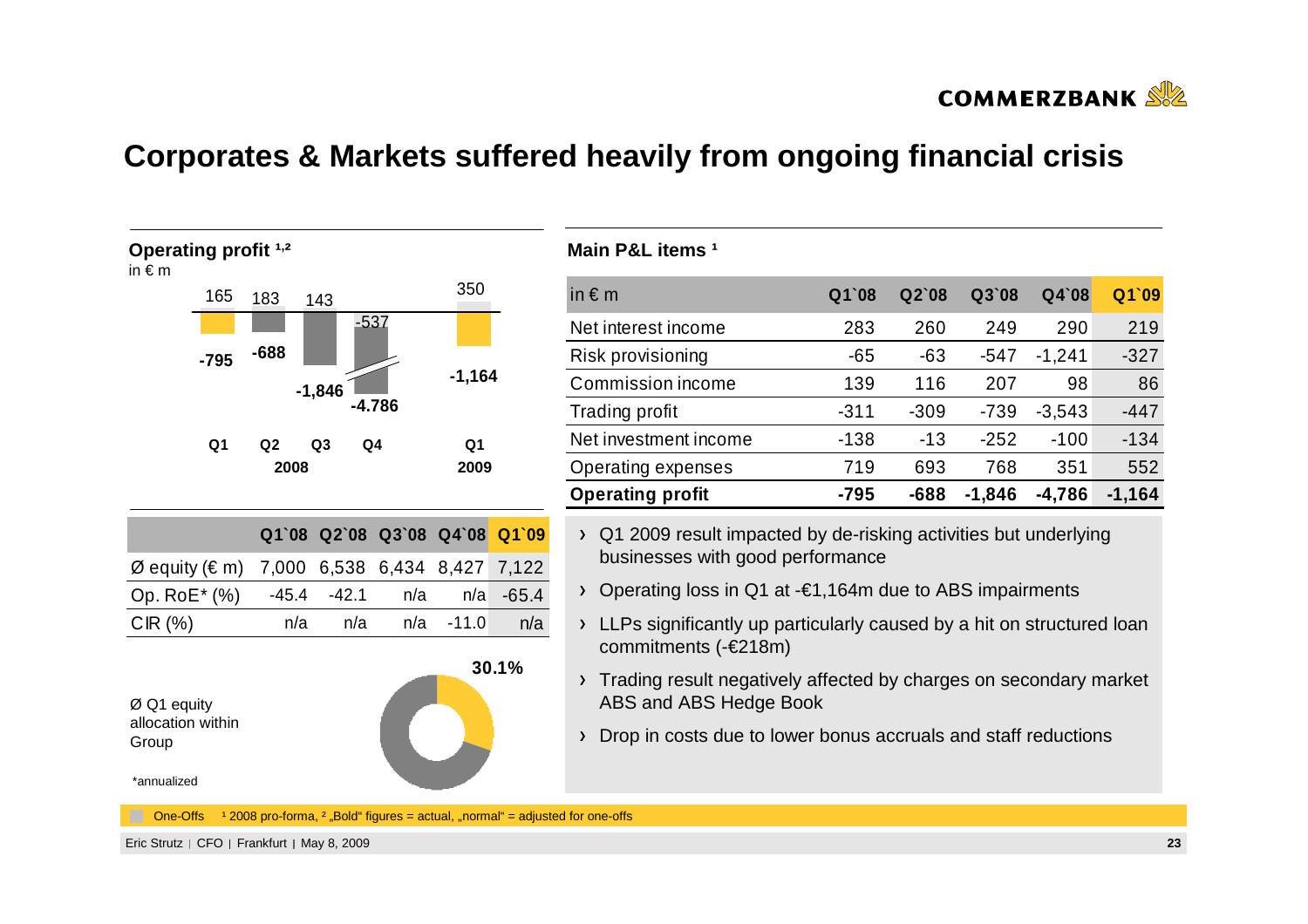# Corporates & Markets suffered heavily from ongoing financial crisis

**Operating profit [1,2]**
in € m

| | Q1 2008 | Q2 2008 | Q3 2008 | Q4 2008 | Q1 2009 |
|---|---|---|---|---|---|
| Adjusted for one-offs | 165 | 183 | 143 | -537 | 350 |
| Actual | -795 | -688 | -1,846 | -4.786 | -1,164 |

| | Q1`08 | Q2`08 | Q3`08 | Q4`08 | Q1`09 |
|---|---|---|---|---|---|
| Ø equity (€ m) | 7,000 | 6,538 | 6,434 | 8,427 | 7,122 |
| Op. RoE* (%) | -45.4 | -42.1 | n/a | n/a | -65.4 |
| CIR (%) | n/a | n/a | n/a | -11.0 | n/a |

Ø Q1 equity allocation within Group: 30.1%

*annualized

**Main P&L items [1]**

| in € m | Q1`08 | Q2`08 | Q3`08 | Q4`08 | Q1`09 |
|---|---|---|---|---|---|
| Net interest income | 283 | 260 | 249 | 290 | 219 |
| Risk provisioning | -65 | -63 | -547 | -1,241 | -327 |
| Commission income | 139 | 116 | 207 | 98 | 86 |
| Trading profit | -311 | -309 | -739 | -3,543 | -447 |
| Net investment income | -138 | -13 | -252 | -100 | -134 |
| Operating expenses | 719 | 693 | 768 | 351 | 552 |
| **Operating profit** | **-795** | **-688** | **-1,846** | **-4,786** | **-1,164** |

- Q1 2009 result impacted by de-risking activities but underlying businesses with good performance
- Operating loss in Q1 at -€1,164m due to ABS impairments
- LLPs significantly up particularly caused by a hit on structured loan commitments (-€218m)
- Trading result negatively affected by charges on secondary market ABS and ABS Hedge Book
- Drop in costs due to lower bonus accruals and staff reductions

One-Offs [1] 2008 pro-forma, [2] „Bold“ figures = actual, „normal“ = adjusted for one-offs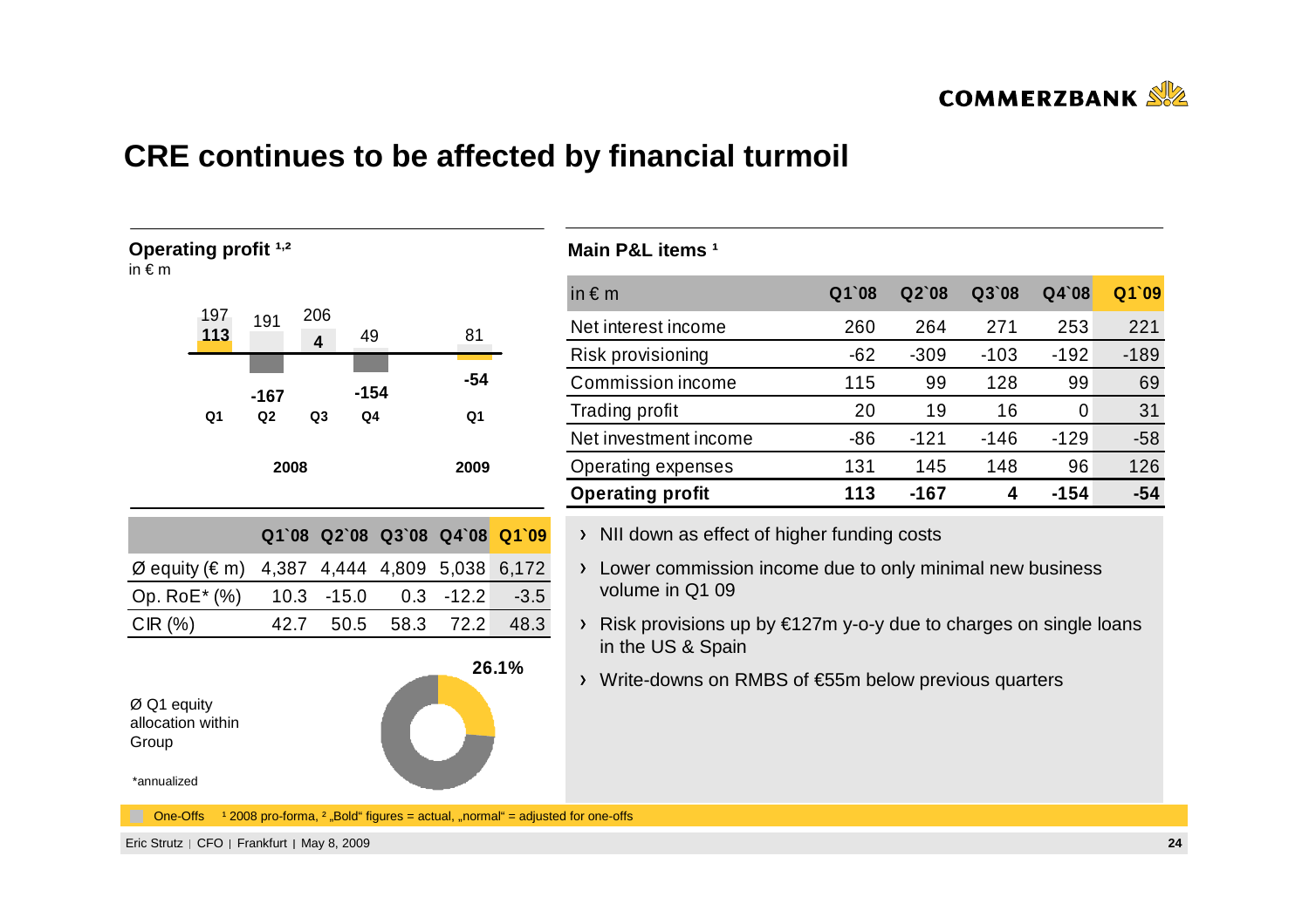# CRE continues to be affected by financial turmoil

### Operating profit [1,2]

in € m

| | Q1 2008 | Q2 2008 | Q3 2008 | Q4 2008 | Q1 2009 |
|---|---|---|---|---|---|
| Adjusted (normal) | 197 | 191 | 206 | 49 | 81 |
| Actual (bold) | 113 | -167 | 4 | -154 | -54 |

| | Q1`08 | Q2`08 | Q3`08 | Q4`08 | Q1`09 |
|---|---|---|---|---|---|
| Ø equity (€ m) | 4,387 | 4,444 | 4,809 | 5,038 | 6,172 |
| Op. RoE* (%) | 10.3 | -15.0 | 0.3 | -12.2 | -3.5 |
| CIR (%) | 42.7 | 50.5 | 58.3 | 72.2 | 48.3 |

Ø Q1 equity allocation within Group: 26.1%

*annualized

### Main P&L items [1]

| in € m | Q1`08 | Q2`08 | Q3`08 | Q4`08 | Q1`09 |
|---|---|---|---|---|---|
| Net interest income | 260 | 264 | 271 | 253 | 221 |
| Risk provisioning | -62 | -309 | -103 | -192 | -189 |
| Commission income | 115 | 99 | 128 | 99 | 69 |
| Trading profit | 20 | 19 | 16 | 0 | 31 |
| Net investment income | -86 | -121 | -146 | -129 | -58 |
| Operating expenses | 131 | 145 | 148 | 96 | 126 |
| **Operating profit** | **113** | **-167** | **4** | **-154** | **-54** |

- NII down as effect of higher funding costs
- Lower commission income due to only minimal new business volume in Q1 09
- Risk provisions up by €127m y-o-y due to charges on single loans in the US & Spain
- Write-downs on RMBS of €55m below previous quarters

One-Offs [1] 2008 pro-forma, [2] „Bold" figures = actual, „normal" = adjusted for one-offs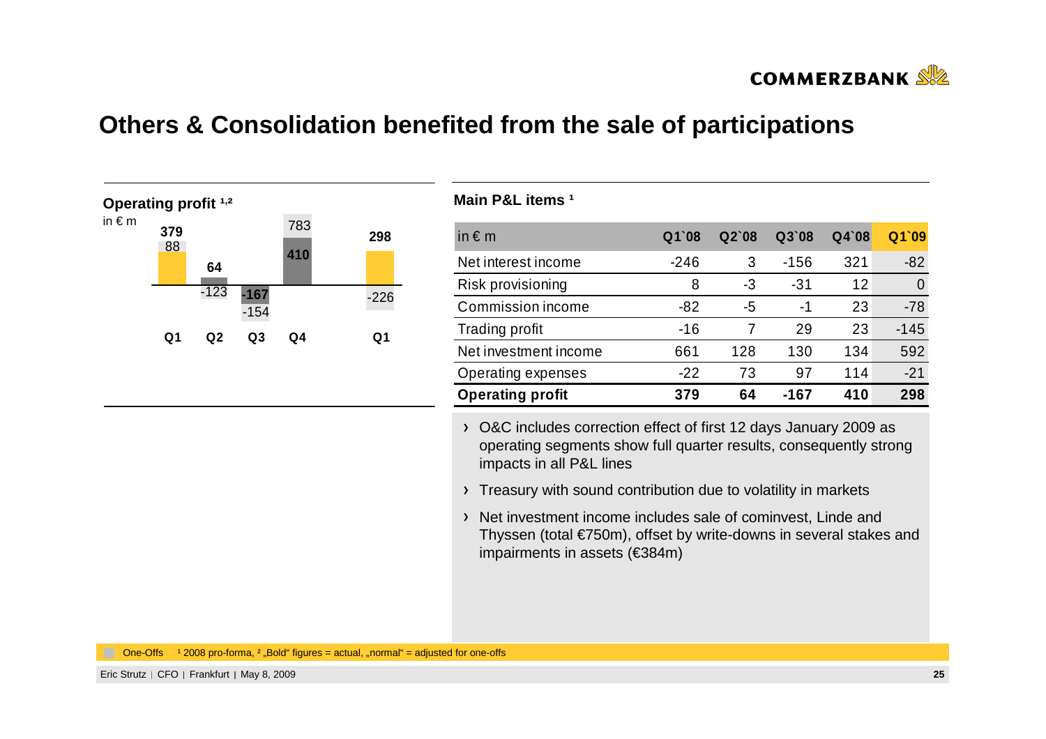# Others & Consolidation benefited from the sale of participations

**Operating profit [1,2]**

in € m

| | Q1 | Q2 | Q3 | Q4 | Q1 |
|---|---|---|---|---|---|
| Actual | **379** | **64** | **-167** | **410** | **298** |
| Adjusted for one-offs | 88 | -123 | -154 | 783 | -226 |

**Main P&L items [1]**

| in € m | Q1`08 | Q2`08 | Q3`08 | Q4`08 | Q1`09 |
|---|---|---|---|---|---|
| Net interest income | -246 | 3 | -156 | 321 | -82 |
| Risk provisioning | 8 | -3 | -31 | 12 | 0 |
| Commission income | -82 | -5 | -1 | 23 | -78 |
| Trading profit | -16 | 7 | 29 | 23 | -145 |
| Net investment income | 661 | 128 | 130 | 134 | 592 |
| Operating expenses | -22 | 73 | 97 | 114 | -21 |
| **Operating profit** | **379** | **64** | **-167** | **410** | **298** |

- O&C includes correction effect of first 12 days January 2009 as operating segments show full quarter results, consequently strong impacts in all P&L lines
- Treasury with sound contribution due to volatility in markets
- Net investment income includes sale of cominvest, Linde and Thyssen (total €750m), offset by write-downs in several stakes and impairments in assets (€384m)

One-Offs [1] 2008 pro-forma, [2] „Bold" figures = actual, „normal" = adjusted for one-offs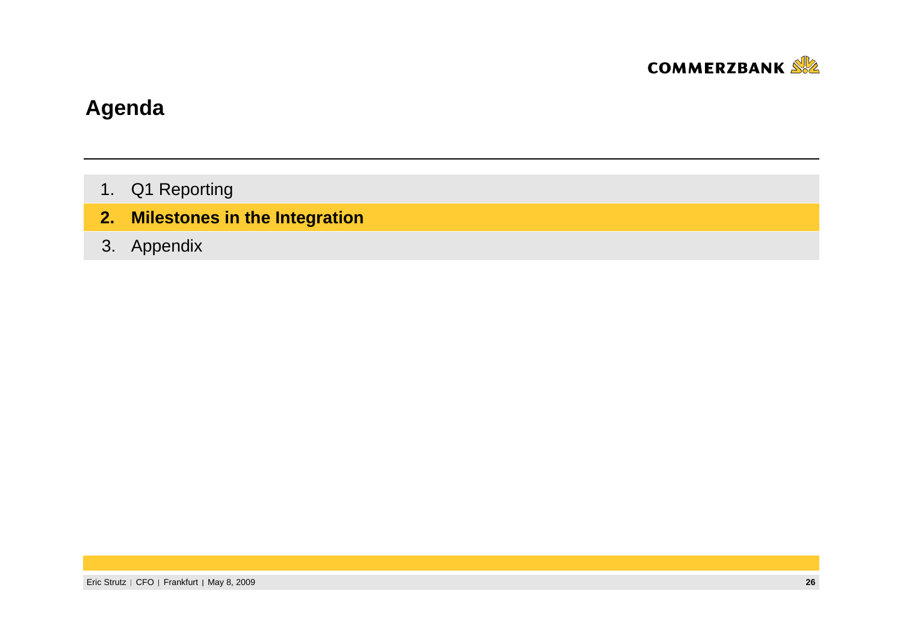# Agenda

1. Q1 Reporting
2. **Milestones in the Integration**
3. Appendix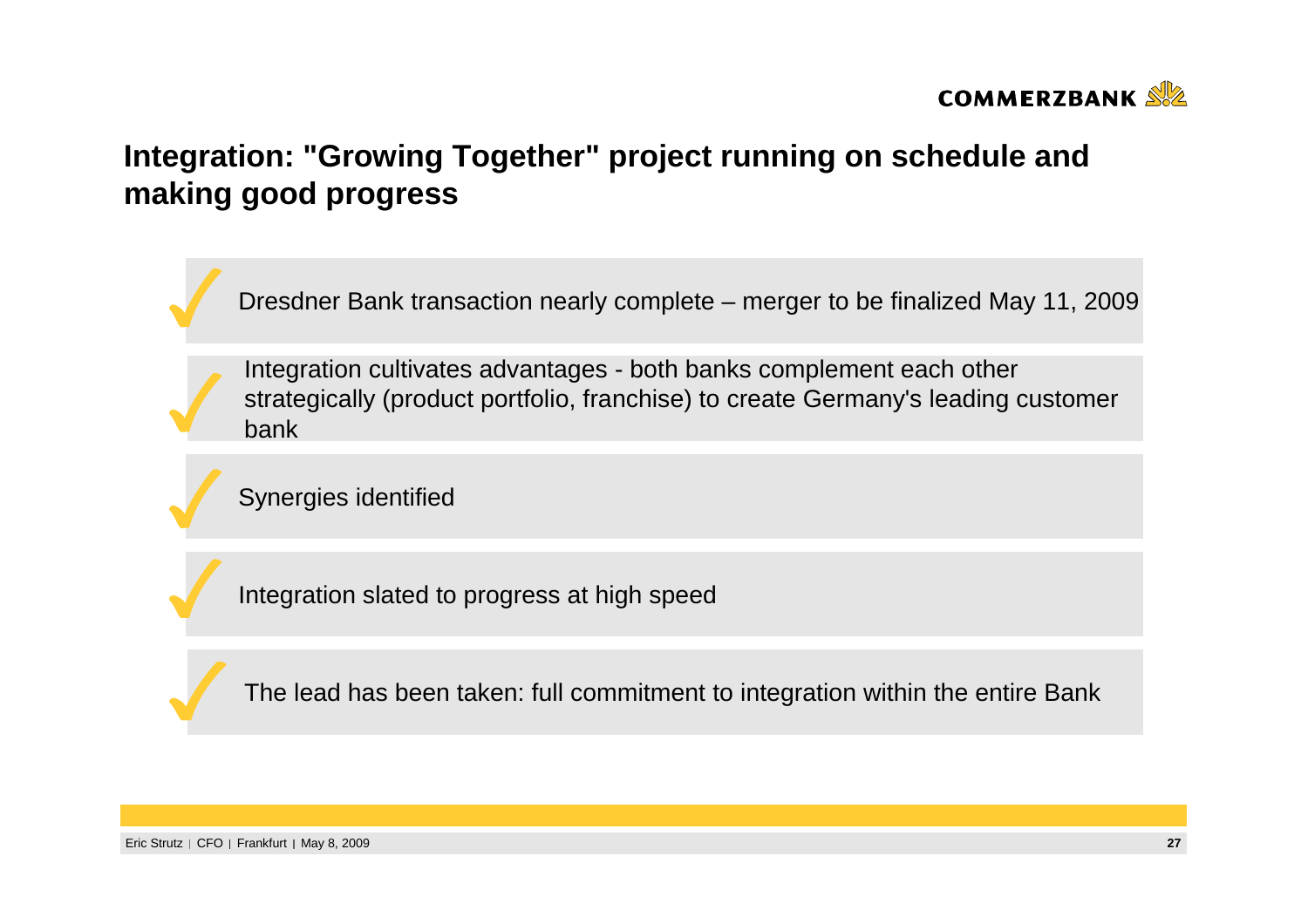# Integration: "Growing Together" project running on schedule and making good progress

- ✓ Dresdner Bank transaction nearly complete – merger to be finalized May 11, 2009
- ✓ Integration cultivates advantages - both banks complement each other strategically (product portfolio, franchise) to create Germany's leading customer bank
- ✓ Synergies identified
- ✓ Integration slated to progress at high speed
- ✓ The lead has been taken: full commitment to integration within the entire Bank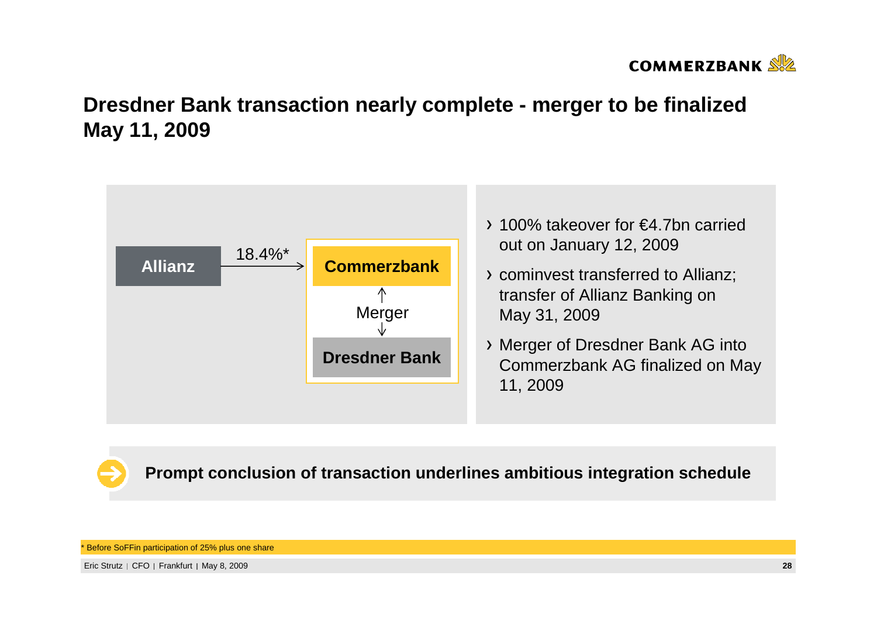# Dresdner Bank transaction nearly complete - merger to be finalized May 11, 2009

**Allianz** — 18.4%* → **Commerzbank**

Merger

**Dresdner Bank**

- 100% takeover for €4.7bn carried out on January 12, 2009
- cominvest transferred to Allianz; transfer of Allianz Banking on May 31, 2009
- Merger of Dresdner Bank AG into Commerzbank AG finalized on May 11, 2009

**Prompt conclusion of transaction underlines ambitious integration schedule**

* Before SoFFin participation of 25% plus one share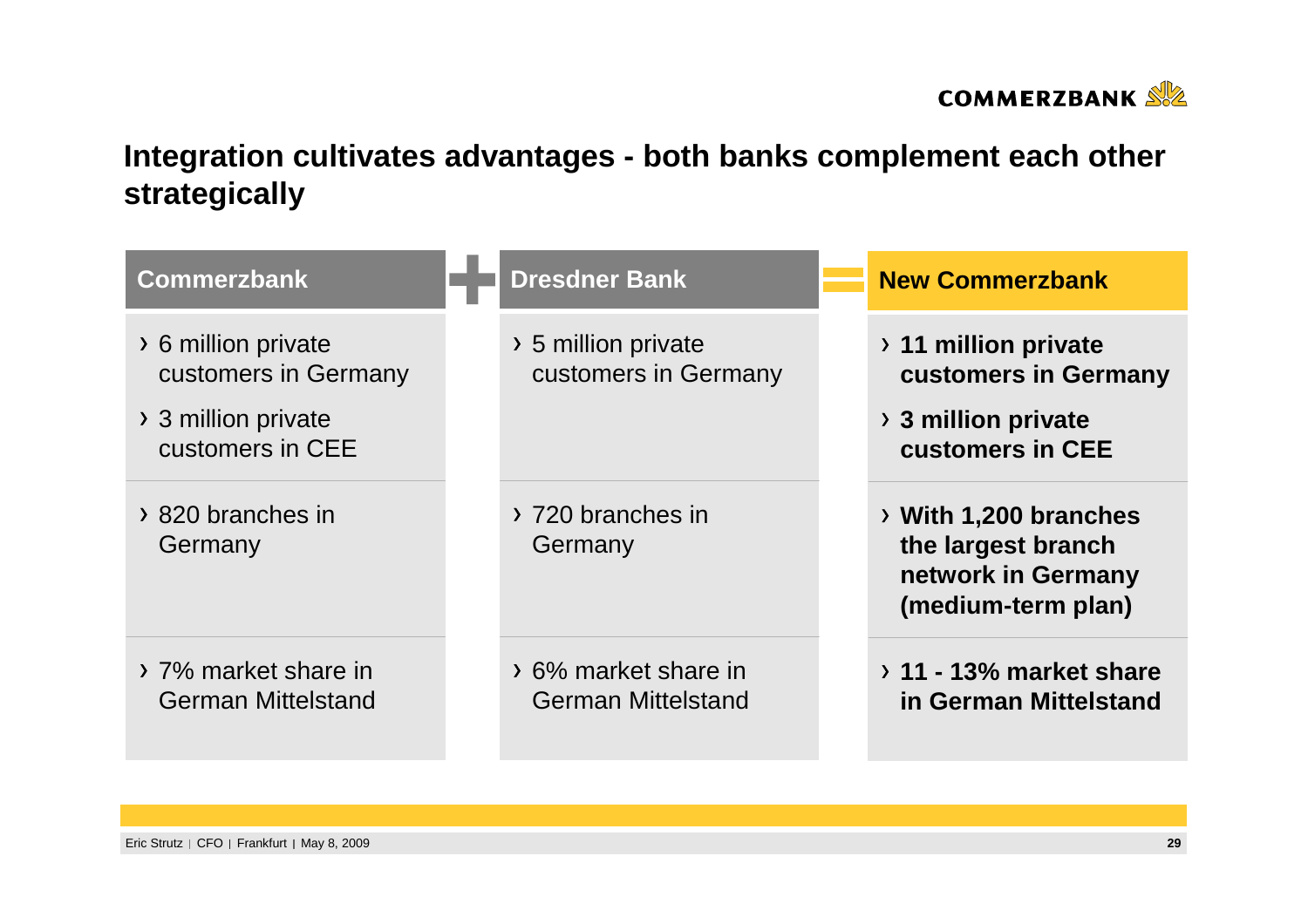# Integration cultivates advantages - both banks complement each other strategically

| Commerzbank | + | Dresdner Bank | = | New Commerzbank |
|---|---|---|---|---|
| › 6 million private customers in Germany<br>› 3 million private customers in CEE | | › 5 million private customers in Germany | | › **11 million private customers in Germany**<br>› **3 million private customers in CEE** |
| › 820 branches in Germany | | › 720 branches in Germany | | › **With 1,200 branches the largest branch network in Germany (medium-term plan)** |
| › 7% market share in German Mittelstand | | › 6% market share in German Mittelstand | | › **11 - 13% market share in German Mittelstand** |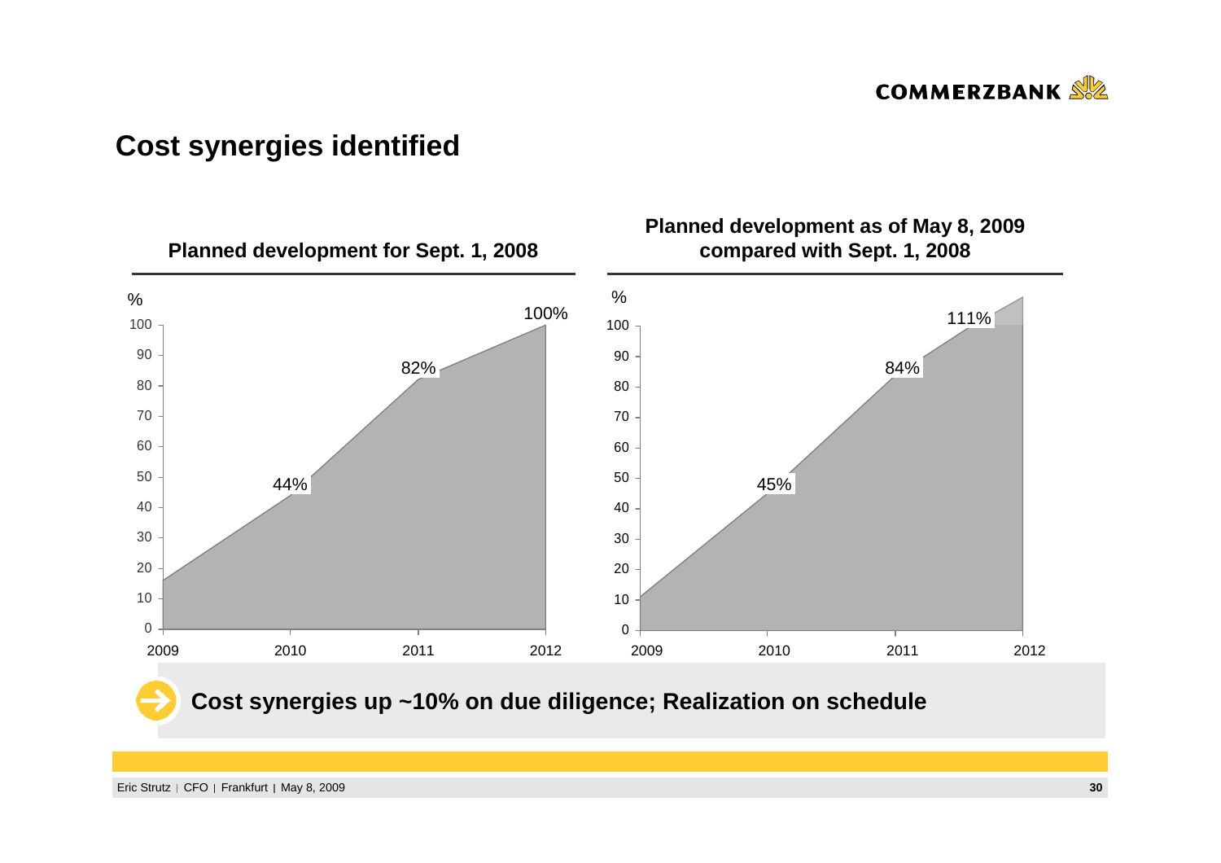# Cost synergies identified

## Planned development for Sept. 1, 2008

| Year | % |
|---|---|
| 2010 | 44% |
| 2011 | 82% |
| 2012 | 100% |

## Planned development as of May 8, 2009 compared with Sept. 1, 2008

| Year | % |
|---|---|
| 2010 | 45% |
| 2011 | 84% |
| 2012 | 111% |

**Cost synergies up ~10% on due diligence; Realization on schedule**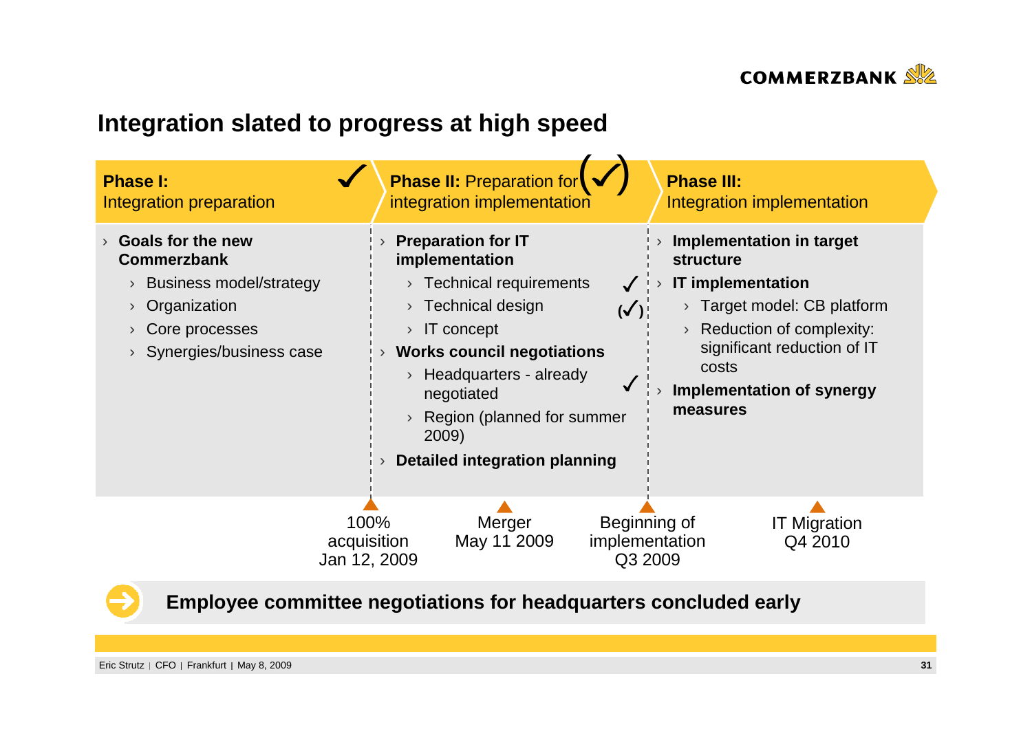# Integration slated to progress at high speed

## Phase I: Integration preparation ✓

- **Goals for the new Commerzbank**
  - Business model/strategy
  - Organization
  - Core processes
  - Synergies/business case

## Phase II: Preparation for integration implementation (✓)

- **Preparation for IT implementation**
  - Technical requirements ✓
  - Technical design (✓)
  - IT concept
- **Works council negotiations**
  - Headquarters - already negotiated ✓
  - Region (planned for summer 2009)
- **Detailed integration planning**

## Phase III: Integration implementation

- **Implementation in target structure**
- **IT implementation**
  - Target model: CB platform
  - Reduction of complexity: significant reduction of IT costs
- **Implementation of synergy measures**

**Milestones:**

- 100% acquisition Jan 12, 2009
- Merger May 11 2009
- Beginning of implementation Q3 2009
- IT Migration Q4 2010

**Employee committee negotiations for headquarters concluded early**

Eric Strutz | CFO | Frankfurt | May 8, 2009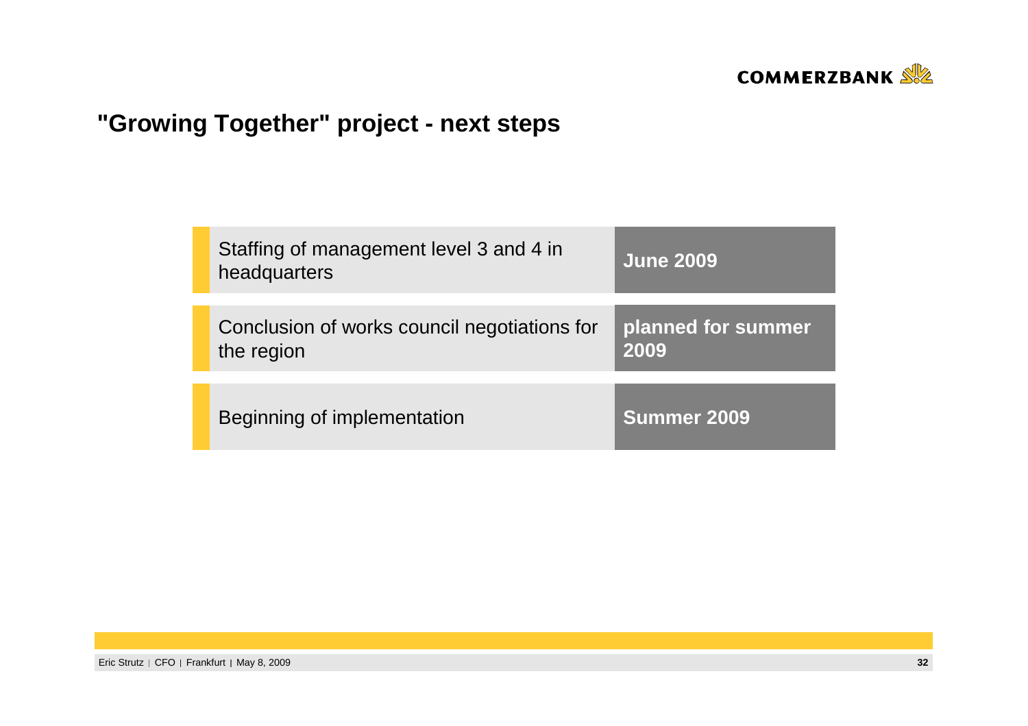# "Growing Together" project - next steps

| Step | Timing |
|---|---|
| Staffing of management level 3 and 4 in headquarters | **June 2009** |
| Conclusion of works council negotiations for the region | **planned for summer 2009** |
| Beginning of implementation | **Summer 2009** |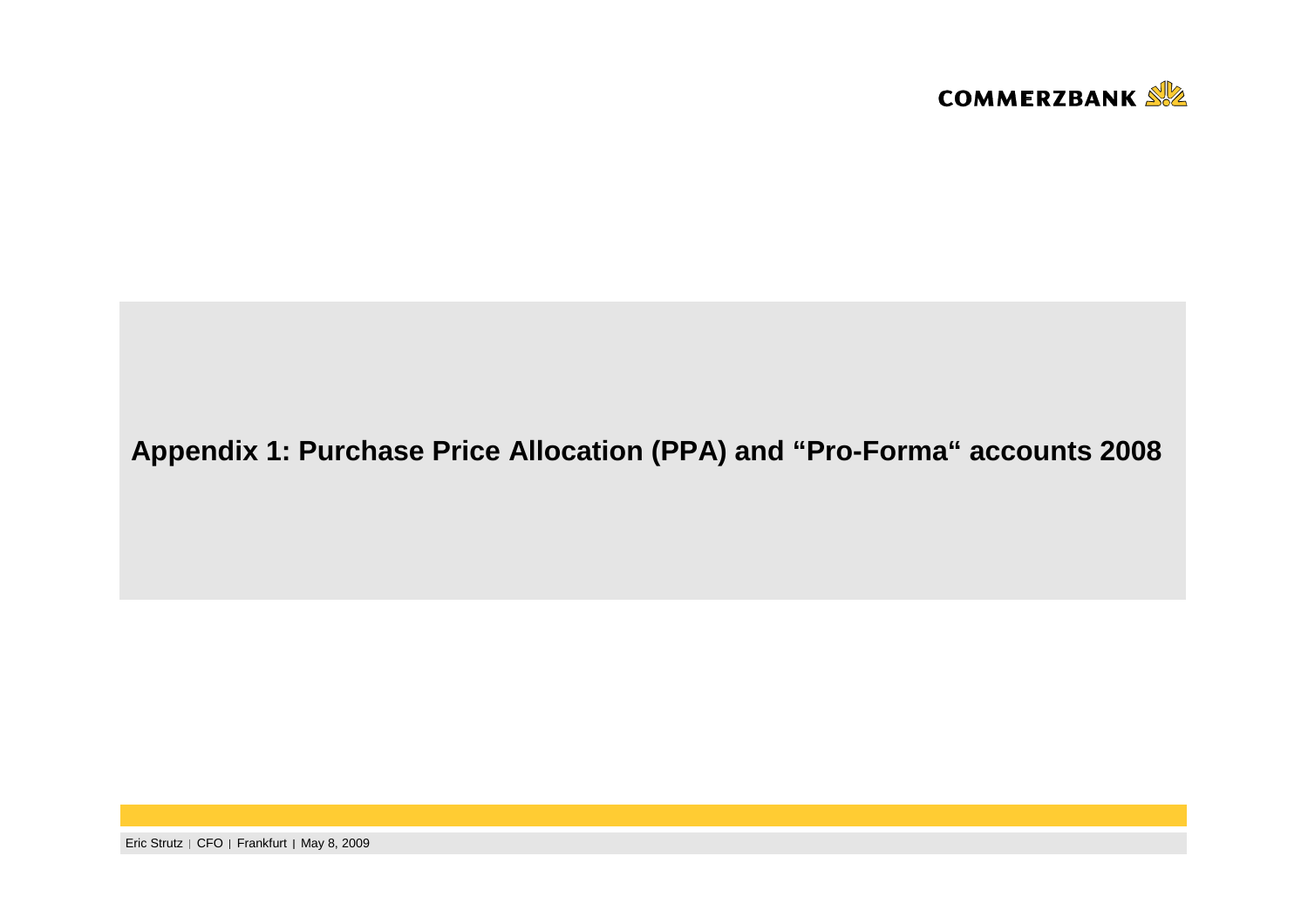# Appendix 1: Purchase Price Allocation (PPA) and "Pro-Forma" accounts 2008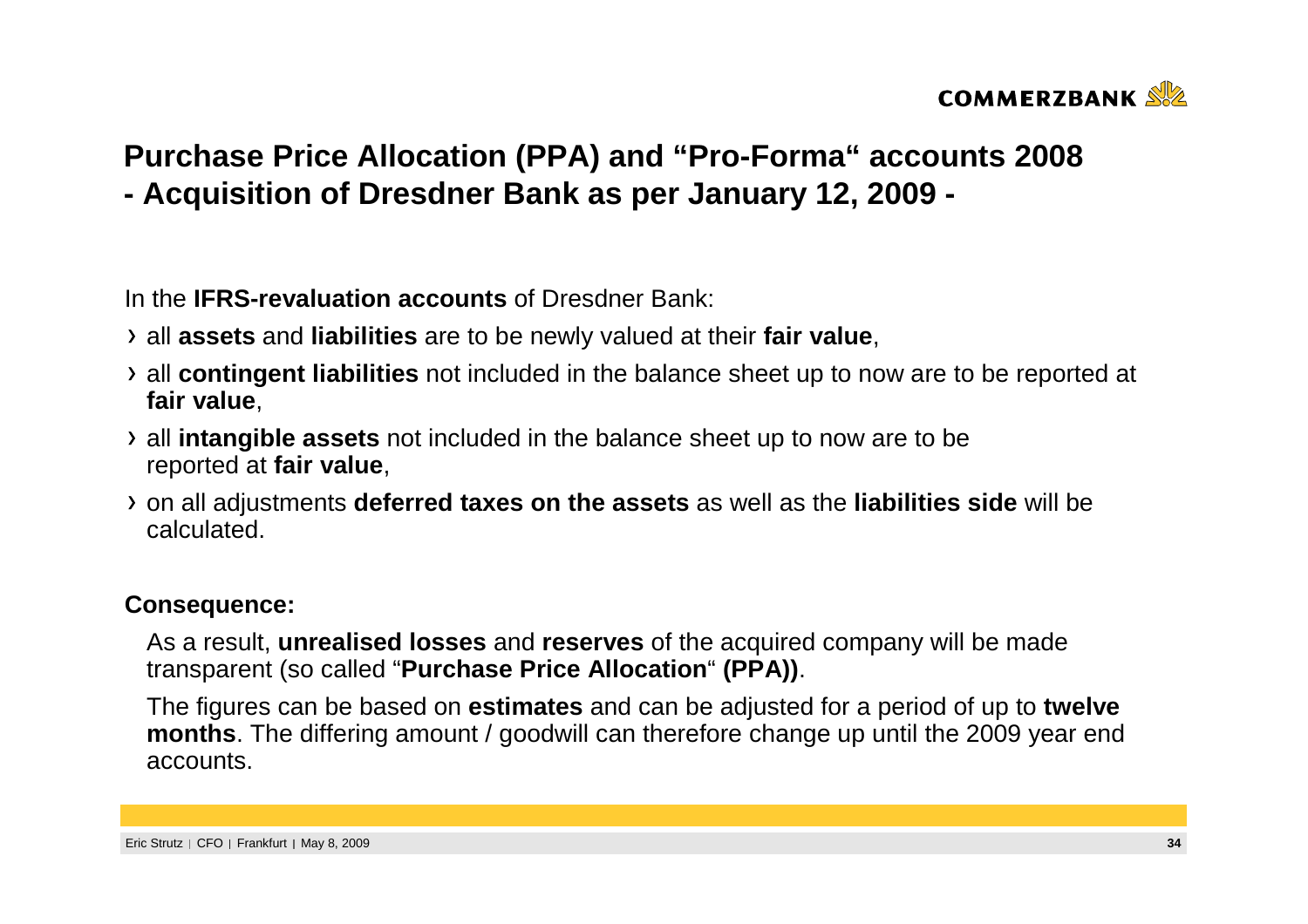# Purchase Price Allocation (PPA) and "Pro-Forma" accounts 2008
# - Acquisition of Dresdner Bank as per January 12, 2009 -

In the **IFRS-revaluation accounts** of Dresdner Bank:

- all **assets** and **liabilities** are to be newly valued at their **fair value**,
- all **contingent liabilities** not included in the balance sheet up to now are to be reported at **fair value**,
- all **intangible assets** not included in the balance sheet up to now are to be reported at **fair value**,
- on all adjustments **deferred taxes on the assets** as well as the **liabilities side** will be calculated.

**Consequence:**

As a result, **unrealised losses** and **reserves** of the acquired company will be made transparent (so called "**Purchase Price Allocation**" **(PPA))**.

The figures can be based on **estimates** and can be adjusted for a period of up to **twelve months**. The differing amount / goodwill can therefore change up until the 2009 year end accounts.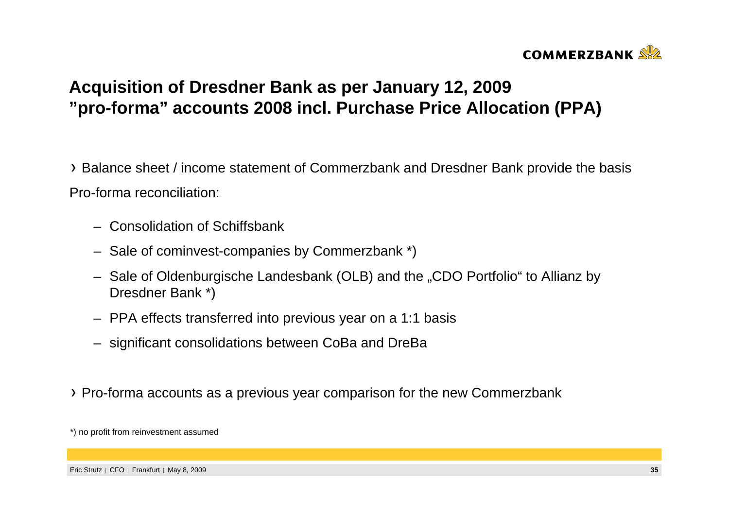# Acquisition of Dresdner Bank as per January 12, 2009
# "pro-forma" accounts 2008 incl. Purchase Price Allocation (PPA)

› Balance sheet / income statement of Commerzbank and Dresdner Bank provide the basis

Pro-forma reconciliation:

- Consolidation of Schiffsbank
- Sale of cominvest-companies by Commerzbank *)
- Sale of Oldenburgische Landesbank (OLB) and the „CDO Portfolio" to Allianz by Dresdner Bank *)
- PPA effects transferred into previous year on a 1:1 basis
- significant consolidations between CoBa and DreBa

› Pro-forma accounts as a previous year comparison for the new Commerzbank

*) no profit from reinvestment assumed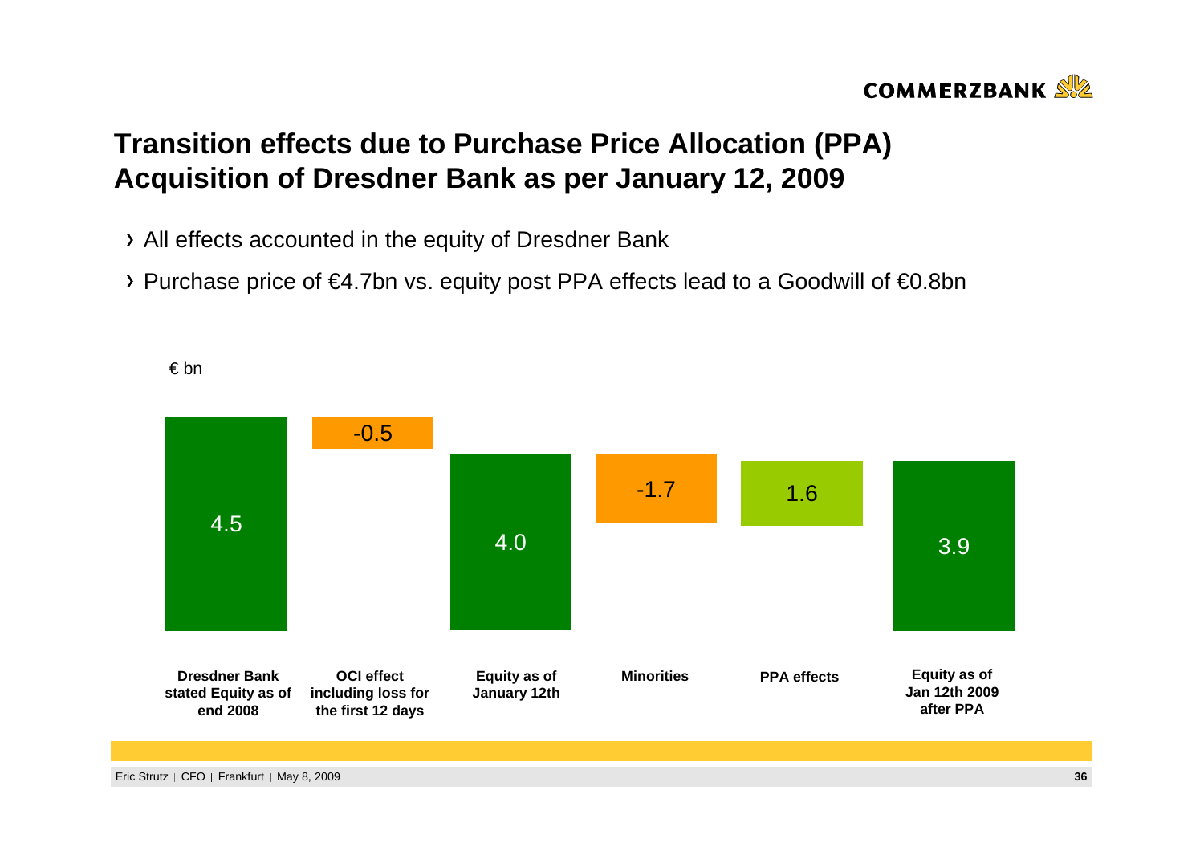# Transition effects due to Purchase Price Allocation (PPA) Acquisition of Dresdner Bank as per January 12, 2009

- All effects accounted in the equity of Dresdner Bank
- Purchase price of €4.7bn vs. equity post PPA effects lead to a Goodwill of €0.8bn

€ bn

| Dresdner Bank stated Equity as of end 2008 | OCI effect including loss for the first 12 days | Equity as of January 12th | Minorities | PPA effects | Equity as of Jan 12th 2009 after PPA |
|---|---|---|---|---|---|
| 4.5 | -0.5 | 4.0 | -1.7 | 1.6 | 3.9 |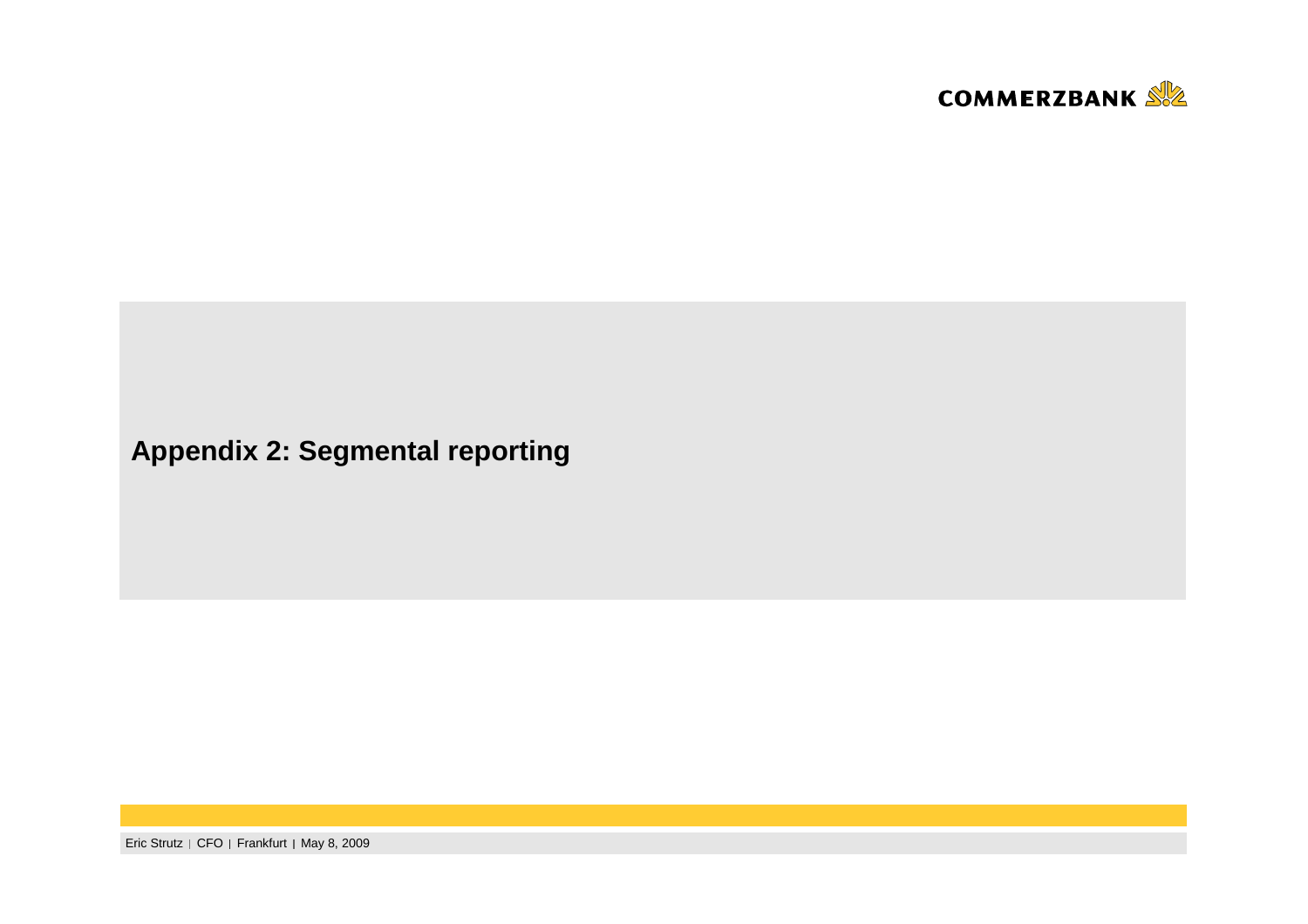# Appendix 2: Segmental reporting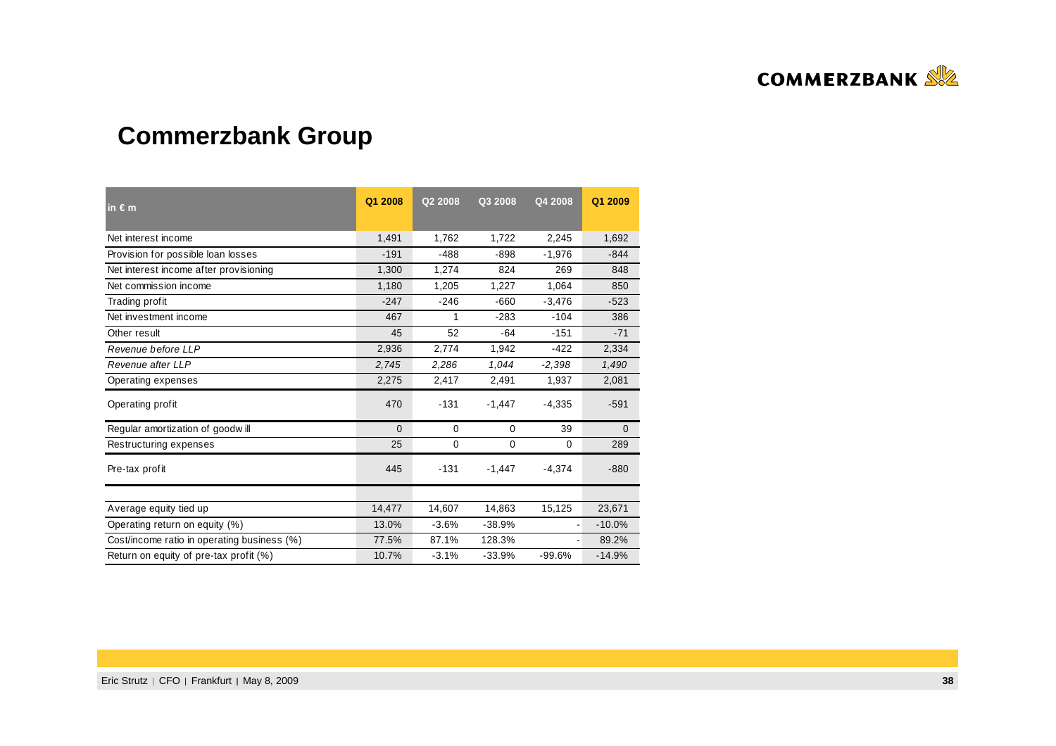# Commerzbank Group

| in € m | Q1 2008 | Q2 2008 | Q3 2008 | Q4 2008 | Q1 2009 |
|---|---|---|---|---|---|
| Net interest income | 1,491 | 1,762 | 1,722 | 2,245 | 1,692 |
| Provision for possible loan losses | -191 | -488 | -898 | -1,976 | -844 |
| Net interest income after provisioning | 1,300 | 1,274 | 824 | 269 | 848 |
| Net commission income | 1,180 | 1,205 | 1,227 | 1,064 | 850 |
| Trading profit | -247 | -246 | -660 | -3,476 | -523 |
| Net investment income | 467 | 1 | -283 | -104 | 386 |
| Other result | 45 | 52 | -64 | -151 | -71 |
| *Revenue before LLP* | 2,936 | 2,774 | 1,942 | -422 | 2,334 |
| *Revenue after LLP* | *2,745* | *2,286* | *1,044* | *-2,398* | *1,490* |
| Operating expenses | 2,275 | 2,417 | 2,491 | 1,937 | 2,081 |
| Operating profit | 470 | -131 | -1,447 | -4,335 | -591 |
| Regular amortization of goodwill | 0 | 0 | 0 | 39 | 0 |
| Restructuring expenses | 25 | 0 | 0 | 0 | 289 |
| Pre-tax profit | 445 | -131 | -1,447 | -4,374 | -880 |
| | | | | | |
| Average equity tied up | 14,477 | 14,607 | 14,863 | 15,125 | 23,671 |
| Operating return on equity (%) | 13.0% | -3.6% | -38.9% | - | -10.0% |
| Cost/income ratio in operating business (%) | 77.5% | 87.1% | 128.3% | - | 89.2% |
| Return on equity of pre-tax profit (%) | 10.7% | -3.1% | -33.9% | -99.6% | -14.9% |

Eric Strutz | CFO | Frankfurt | May 8, 2009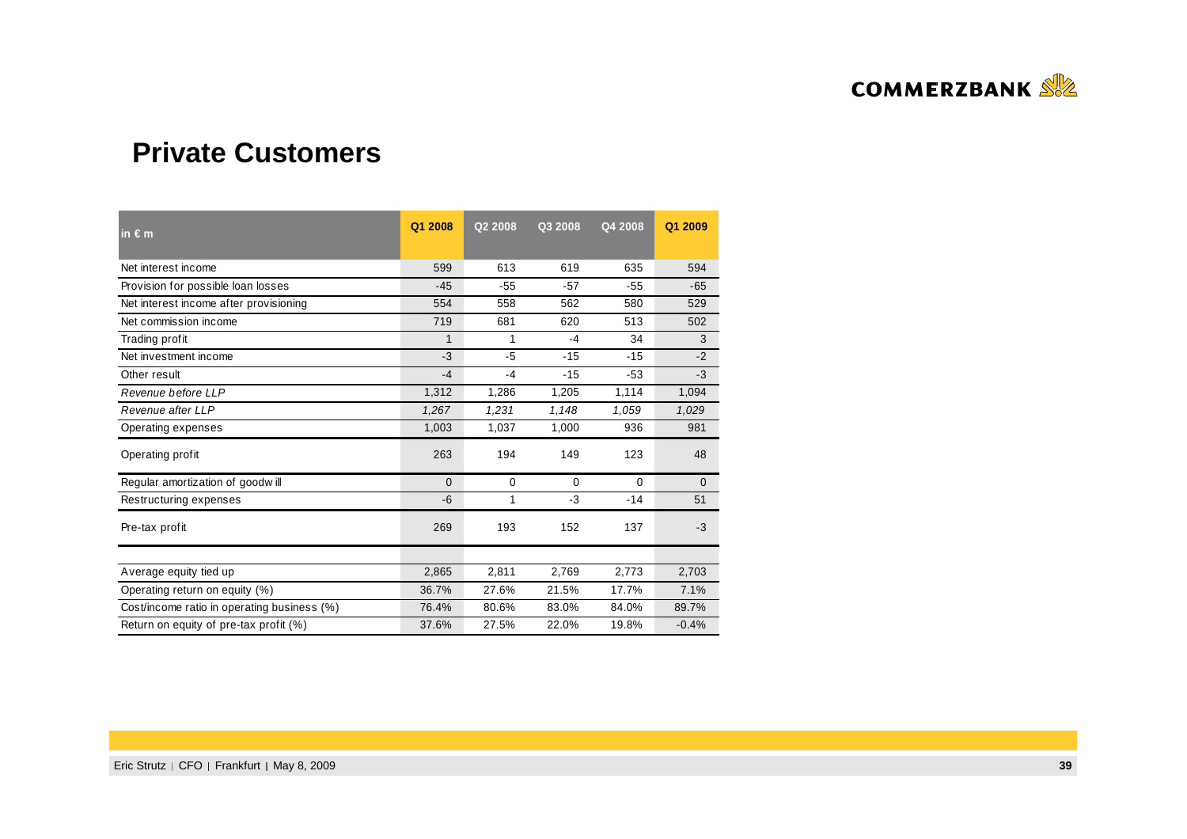## Private Customers

| in € m | Q1 2008 | Q2 2008 | Q3 2008 | Q4 2008 | Q1 2009 |
|---|---|---|---|---|---|
| Net interest income | 599 | 613 | 619 | 635 | 594 |
| Provision for possible loan losses | -45 | -55 | -57 | -55 | -65 |
| Net interest income after provisioning | 554 | 558 | 562 | 580 | 529 |
| Net commission income | 719 | 681 | 620 | 513 | 502 |
| Trading profit | 1 | 1 | -4 | 34 | 3 |
| Net investment income | -3 | -5 | -15 | -15 | -2 |
| Other result | -4 | -4 | -15 | -53 | -3 |
| *Revenue before LLP* | 1,312 | 1,286 | 1,205 | 1,114 | 1,094 |
| *Revenue after LLP* | *1,267* | *1,231* | *1,148* | *1,059* | *1,029* |
| Operating expenses | 1,003 | 1,037 | 1,000 | 936 | 981 |
| Operating profit | 263 | 194 | 149 | 123 | 48 |
| Regular amortization of goodwill | 0 | 0 | 0 | 0 | 0 |
| Restructuring expenses | -6 | 1 | -3 | -14 | 51 |
| Pre-tax profit | 269 | 193 | 152 | 137 | -3 |
| | | | | | |
| Average equity tied up | 2,865 | 2,811 | 2,769 | 2,773 | 2,703 |
| Operating return on equity (%) | 36.7% | 27.6% | 21.5% | 17.7% | 7.1% |
| Cost/income ratio in operating business (%) | 76.4% | 80.6% | 83.0% | 84.0% | 89.7% |
| Return on equity of pre-tax profit (%) | 37.6% | 27.5% | 22.0% | 19.8% | -0.4% |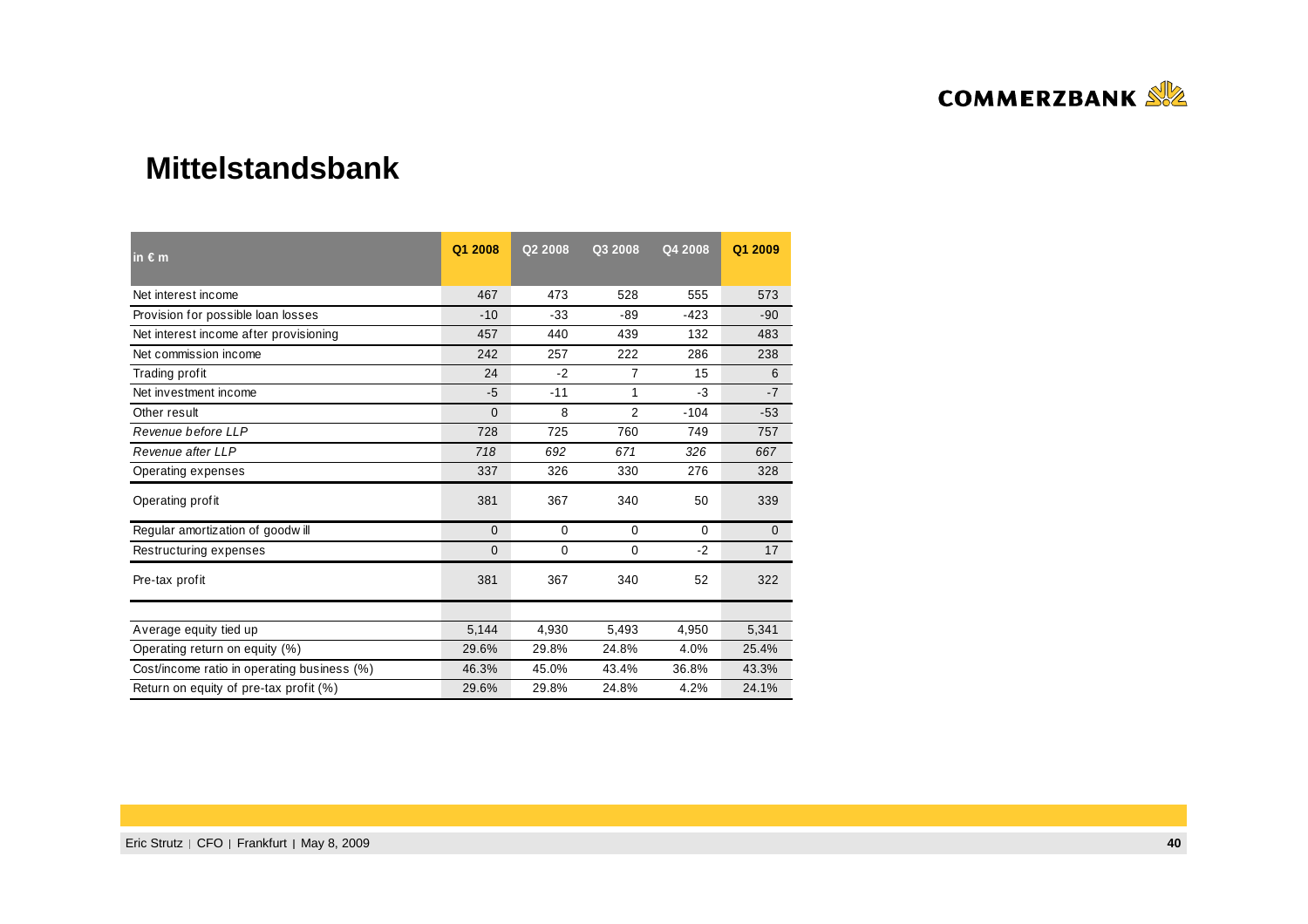## Mittelstandsbank

| in € m | Q1 2008 | Q2 2008 | Q3 2008 | Q4 2008 | Q1 2009 |
|---|---|---|---|---|---|
| Net interest income | 467 | 473 | 528 | 555 | 573 |
| Provision for possible loan losses | -10 | -33 | -89 | -423 | -90 |
| Net interest income after provisioning | 457 | 440 | 439 | 132 | 483 |
| Net commission income | 242 | 257 | 222 | 286 | 238 |
| Trading profit | 24 | -2 | 7 | 15 | 6 |
| Net investment income | -5 | -11 | 1 | -3 | -7 |
| Other result | 0 | 8 | 2 | -104 | -53 |
| *Revenue before LLP* | 728 | 725 | 760 | 749 | 757 |
| *Revenue after LLP* | *718* | *692* | *671* | *326* | *667* |
| Operating expenses | 337 | 326 | 330 | 276 | 328 |
| Operating profit | 381 | 367 | 340 | 50 | 339 |
| Regular amortization of goodwill | 0 | 0 | 0 | 0 | 0 |
| Restructuring expenses | 0 | 0 | 0 | -2 | 17 |
| Pre-tax profit | 381 | 367 | 340 | 52 | 322 |
| | | | | | |
| Average equity tied up | 5,144 | 4,930 | 5,493 | 4,950 | 5,341 |
| Operating return on equity (%) | 29.6% | 29.8% | 24.8% | 4.0% | 25.4% |
| Cost/income ratio in operating business (%) | 46.3% | 45.0% | 43.4% | 36.8% | 43.3% |
| Return on equity of pre-tax profit (%) | 29.6% | 29.8% | 24.8% | 4.2% | 24.1% |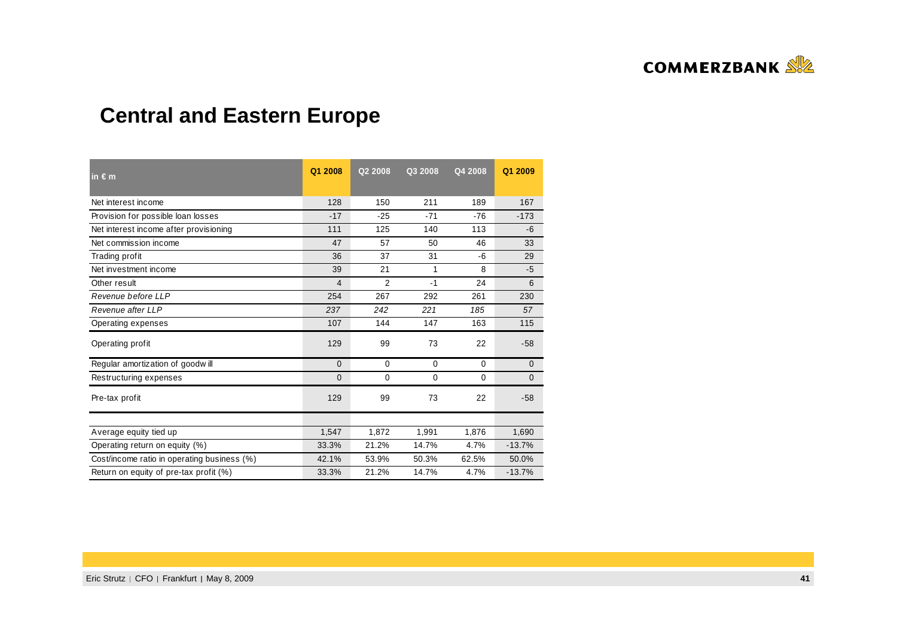# Central and Eastern Europe

| in € m | Q1 2008 | Q2 2008 | Q3 2008 | Q4 2008 | Q1 2009 |
|---|---|---|---|---|---|
| Net interest income | 128 | 150 | 211 | 189 | 167 |
| Provision for possible loan losses | -17 | -25 | -71 | -76 | -173 |
| Net interest income after provisioning | 111 | 125 | 140 | 113 | -6 |
| Net commission income | 47 | 57 | 50 | 46 | 33 |
| Trading profit | 36 | 37 | 31 | -6 | 29 |
| Net investment income | 39 | 21 | 1 | 8 | -5 |
| Other result | 4 | 2 | -1 | 24 | 6 |
| *Revenue before LLP* | 254 | 267 | 292 | 261 | 230 |
| *Revenue after LLP* | *237* | *242* | *221* | *185* | *57* |
| Operating expenses | 107 | 144 | 147 | 163 | 115 |
| Operating profit | 129 | 99 | 73 | 22 | -58 |
| Regular amortization of goodwill | 0 | 0 | 0 | 0 | 0 |
| Restructuring expenses | 0 | 0 | 0 | 0 | 0 |
| Pre-tax profit | 129 | 99 | 73 | 22 | -58 |
| | | | | | |
| Average equity tied up | 1,547 | 1,872 | 1,991 | 1,876 | 1,690 |
| Operating return on equity (%) | 33.3% | 21.2% | 14.7% | 4.7% | -13.7% |
| Cost/income ratio in operating business (%) | 42.1% | 53.9% | 50.3% | 62.5% | 50.0% |
| Return on equity of pre-tax profit (%) | 33.3% | 21.2% | 14.7% | 4.7% | -13.7% |

Eric Strutz | CFO | Frankfurt | May 8, 2009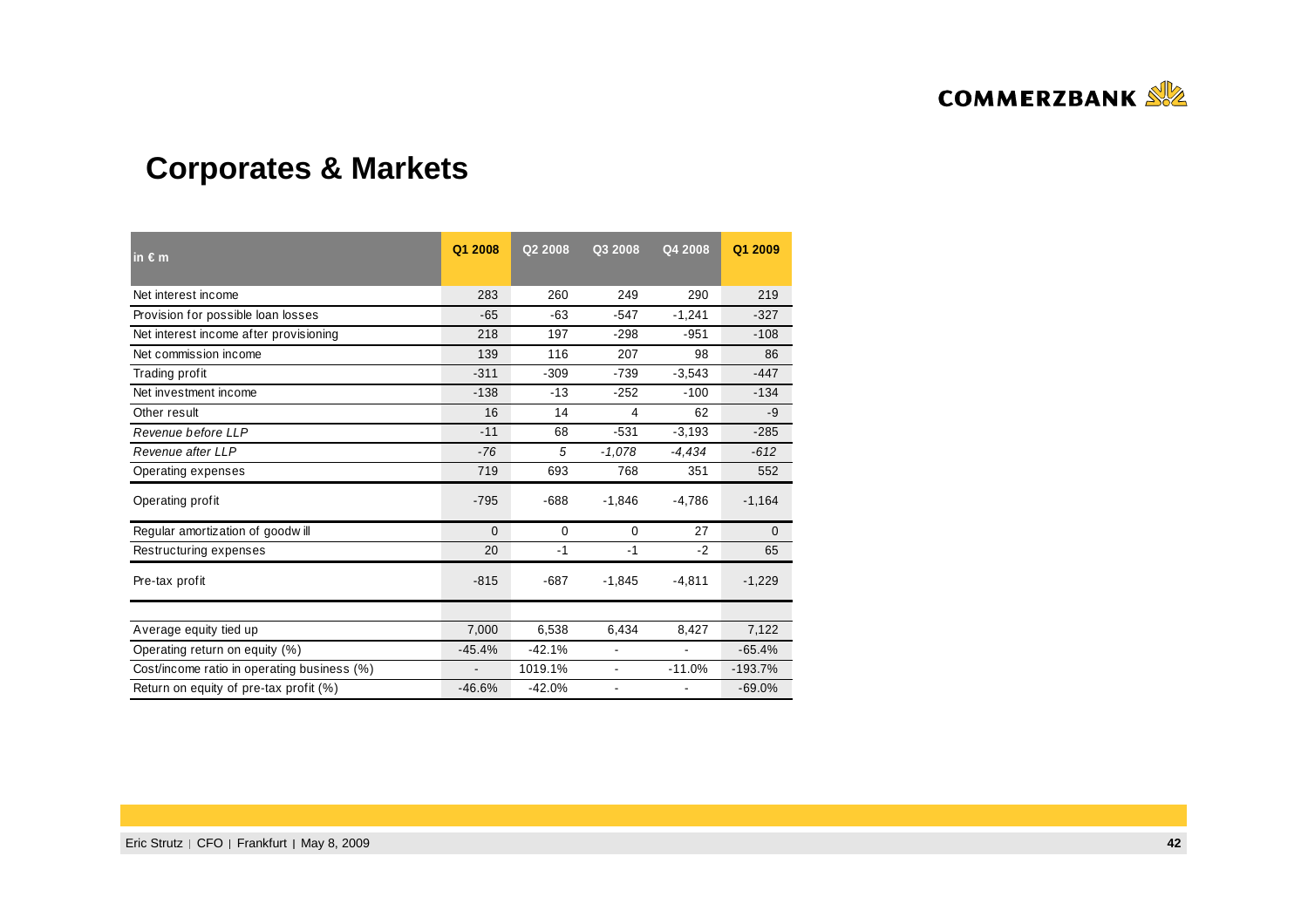## Corporates & Markets

| in € m | Q1 2008 | Q2 2008 | Q3 2008 | Q4 2008 | Q1 2009 |
|---|---|---|---|---|---|
| Net interest income | 283 | 260 | 249 | 290 | 219 |
| Provision for possible loan losses | -65 | -63 | -547 | -1,241 | -327 |
| Net interest income after provisioning | 218 | 197 | -298 | -951 | -108 |
| Net commission income | 139 | 116 | 207 | 98 | 86 |
| Trading profit | -311 | -309 | -739 | -3,543 | -447 |
| Net investment income | -138 | -13 | -252 | -100 | -134 |
| Other result | 16 | 14 | 4 | 62 | -9 |
| *Revenue before LLP* | *-11* | *68* | *-531* | *-3,193* | *-285* |
| *Revenue after LLP* | *-76* | *5* | *-1,078* | *-4,434* | *-612* |
| Operating expenses | 719 | 693 | 768 | 351 | 552 |
| Operating profit | -795 | -688 | -1,846 | -4,786 | -1,164 |
| Regular amortization of goodwill | 0 | 0 | 0 | 27 | 0 |
| Restructuring expenses | 20 | -1 | -1 | -2 | 65 |
| Pre-tax profit | -815 | -687 | -1,845 | -4,811 | -1,229 |
| | | | | | |
| Average equity tied up | 7,000 | 6,538 | 6,434 | 8,427 | 7,122 |
| Operating return on equity (%) | -45.4% | -42.1% | - | - | -65.4% |
| Cost/income ratio in operating business (%) | - | 1019.1% | - | -11.0% | -193.7% |
| Return on equity of pre-tax profit (%) | -46.6% | -42.0% | - | - | -69.0% |

Eric Strutz | CFO | Frankfurt | May 8, 2009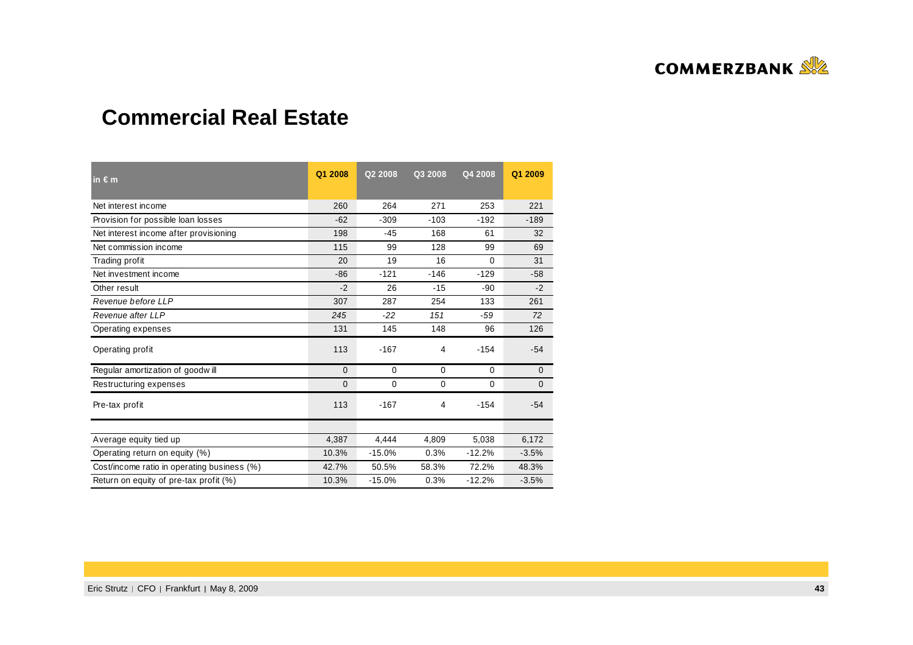# Commercial Real Estate

| in € m | Q1 2008 | Q2 2008 | Q3 2008 | Q4 2008 | Q1 2009 |
|---|---|---|---|---|---|
| Net interest income | 260 | 264 | 271 | 253 | 221 |
| Provision for possible loan losses | -62 | -309 | -103 | -192 | -189 |
| Net interest income after provisioning | 198 | -45 | 168 | 61 | 32 |
| Net commission income | 115 | 99 | 128 | 99 | 69 |
| Trading profit | 20 | 19 | 16 | 0 | 31 |
| Net investment income | -86 | -121 | -146 | -129 | -58 |
| Other result | -2 | 26 | -15 | -90 | -2 |
| *Revenue before LLP* | 307 | 287 | 254 | 133 | 261 |
| *Revenue after LLP* | *245* | *-22* | *151* | *-59* | *72* |
| Operating expenses | 131 | 145 | 148 | 96 | 126 |
| Operating profit | 113 | -167 | 4 | -154 | -54 |
| Regular amortization of goodwill | 0 | 0 | 0 | 0 | 0 |
| Restructuring expenses | 0 | 0 | 0 | 0 | 0 |
| Pre-tax profit | 113 | -167 | 4 | -154 | -54 |
| | | | | | |
| Average equity tied up | 4,387 | 4,444 | 4,809 | 5,038 | 6,172 |
| Operating return on equity (%) | 10.3% | -15.0% | 0.3% | -12.2% | -3.5% |
| Cost/income ratio in operating business (%) | 42.7% | 50.5% | 58.3% | 72.2% | 48.3% |
| Return on equity of pre-tax profit (%) | 10.3% | -15.0% | 0.3% | -12.2% | -3.5% |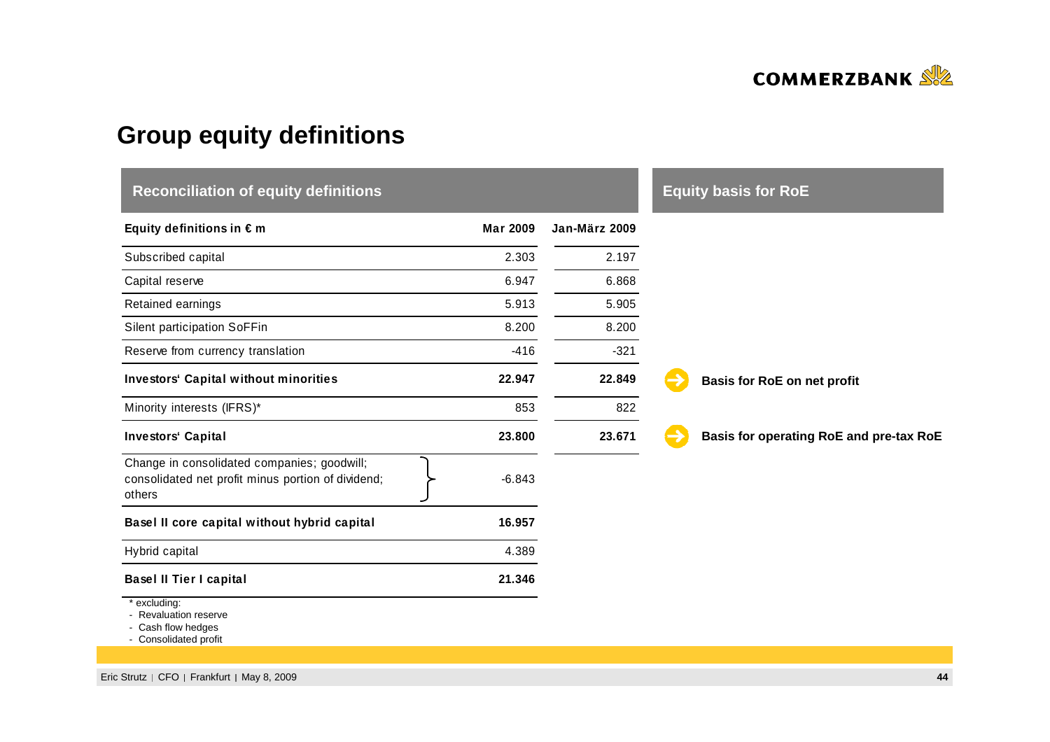# Group equity definitions

## Reconciliation of equity definitions

| Equity definitions in € m | Mar 2009 | Jan-März 2009 |
|---|---|---|
| Subscribed capital | 2.303 | 2.197 |
| Capital reserve | 6.947 | 6.868 |
| Retained earnings | 5.913 | 5.905 |
| Silent participation SoFFin | 8.200 | 8.200 |
| Reserve from currency translation | -416 | -321 |
| **Investors' Capital without minorities** | **22.947** | **22.849** |
| Minority interests (IFRS)* | 853 | 822 |
| **Investors' Capital** | **23.800** | **23.671** |
| Change in consolidated companies; goodwill; consolidated net profit minus portion of dividend; others | -6.843 | |
| **Basel II core capital without hybrid capital** | **16.957** | |
| Hybrid capital | 4.389 | |
| **Basel II Tier I capital** | **21.346** | |

\* excluding:
- Revaluation reserve
- Cash flow hedges
- Consolidated profit

## Equity basis for RoE

- Investors' Capital without minorities: **Basis for RoE on net profit**
- Investors' Capital: **Basis for operating RoE and pre-tax RoE**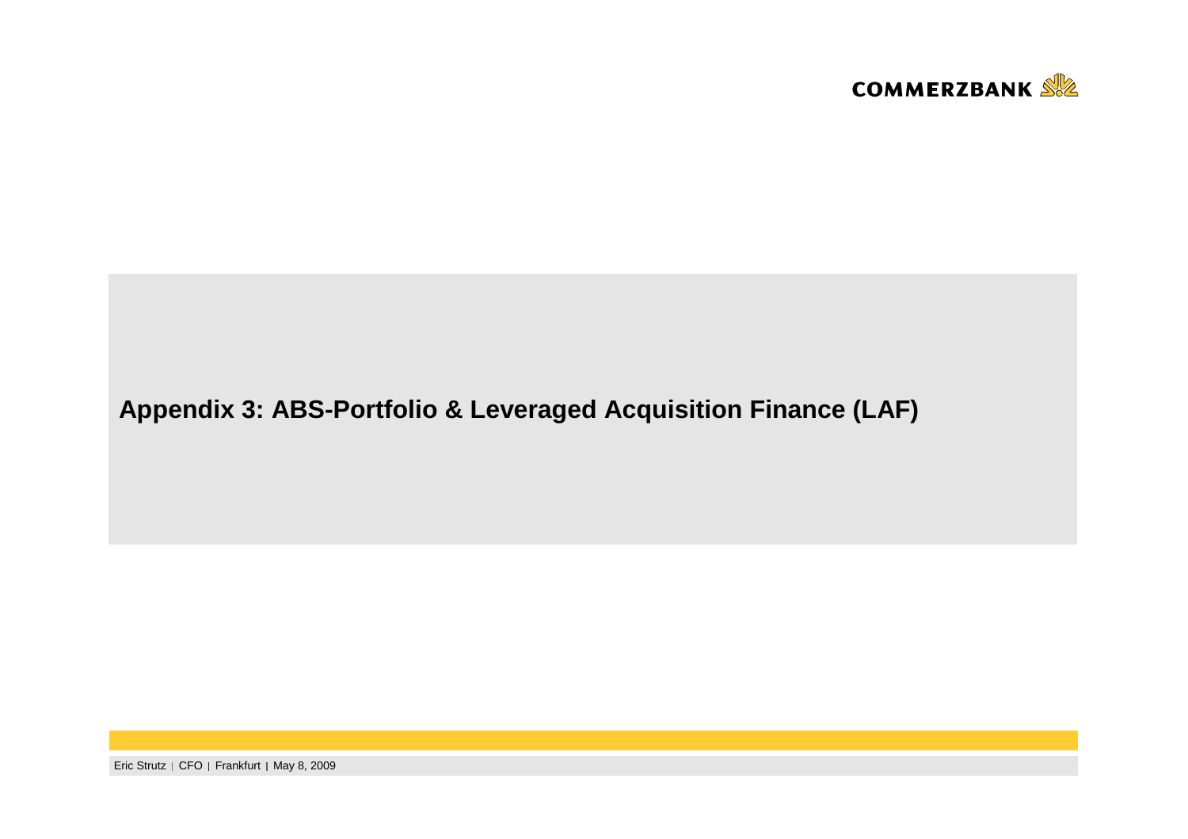# Appendix 3: ABS-Portfolio & Leveraged Acquisition Finance (LAF)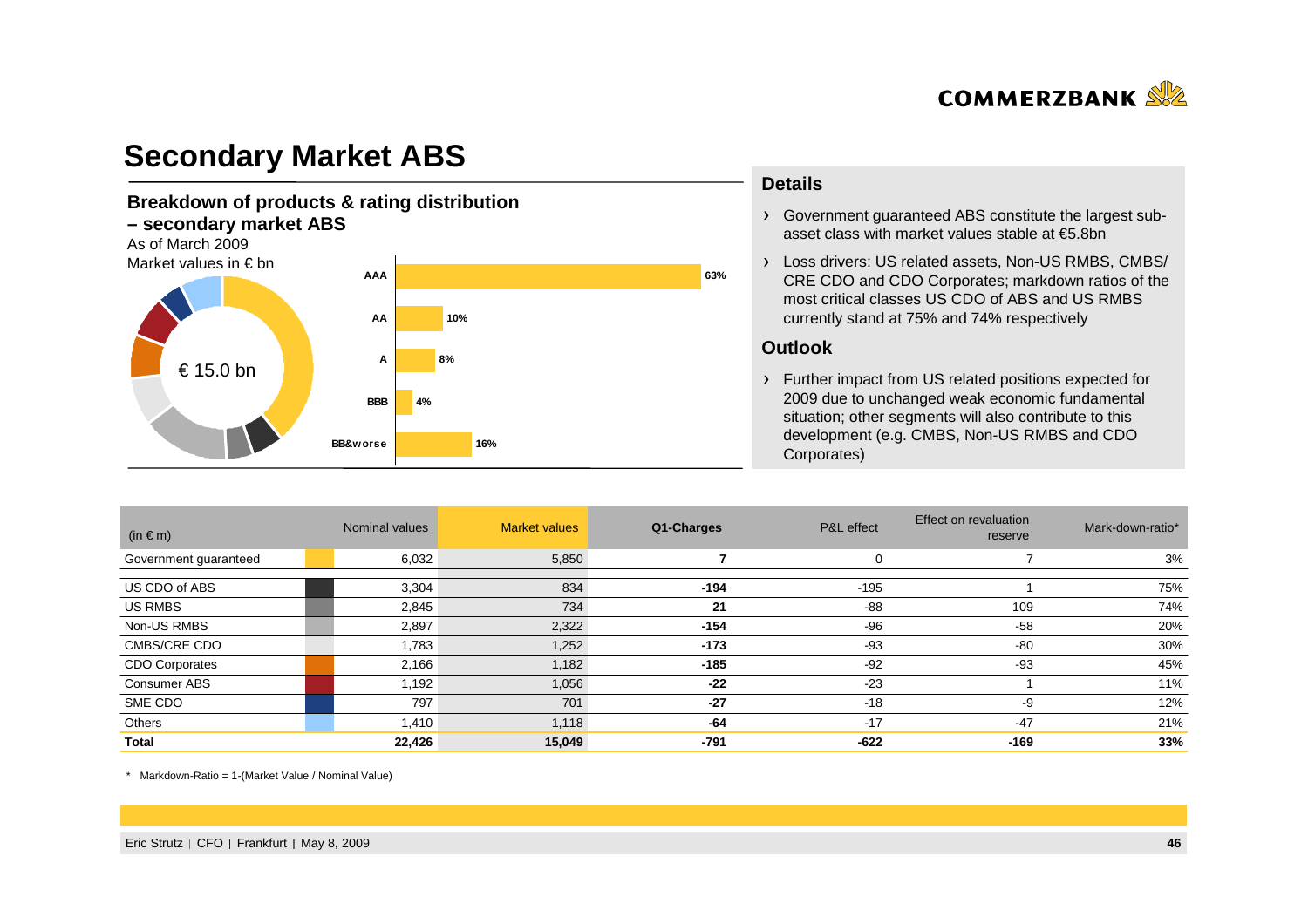# Secondary Market ABS

**Breakdown of products & rating distribution – secondary market ABS**

As of March 2009

Market values in € bn

€ 15.0 bn

| Rating | Share |
|---|---|
| AAA | 63% |
| AA | 10% |
| A | 8% |
| BBB | 4% |
| BB&worse | 16% |

## Details

- Government guaranteed ABS constitute the largest sub-asset class with market values stable at €5.8bn
- Loss drivers: US related assets, Non-US RMBS, CMBS/CRE CDO and CDO Corporates; markdown ratios of the most critical classes US CDO of ABS and US RMBS currently stand at 75% and 74% respectively

## Outlook

- Further impact from US related positions expected for 2009 due to unchanged weak economic fundamental situation; other segments will also contribute to this development (e.g. CMBS, Non-US RMBS and CDO Corporates)

| (in € m) | Nominal values | Market values | Q1-Charges | P&L effect | Effect on revaluation reserve | Mark-down-ratio* |
|---|---|---|---|---|---|---|
| Government guaranteed | 6,032 | 5,850 | **7** | 0 | 7 | 3% |
| US CDO of ABS | 3,304 | 834 | **-194** | -195 | 1 | 75% |
| US RMBS | 2,845 | 734 | **21** | -88 | 109 | 74% |
| Non-US RMBS | 2,897 | 2,322 | **-154** | -96 | -58 | 20% |
| CMBS/CRE CDO | 1,783 | 1,252 | **-173** | -93 | -80 | 30% |
| CDO Corporates | 2,166 | 1,182 | **-185** | -92 | -93 | 45% |
| Consumer ABS | 1,192 | 1,056 | **-22** | -23 | 1 | 11% |
| SME CDO | 797 | 701 | **-27** | -18 | -9 | 12% |
| Others | 1,410 | 1,118 | **-64** | -17 | -47 | 21% |
| **Total** | **22,426** | **15,049** | **-791** | **-622** | **-169** | **33%** |

* Markdown-Ratio = 1-(Market Value / Nominal Value)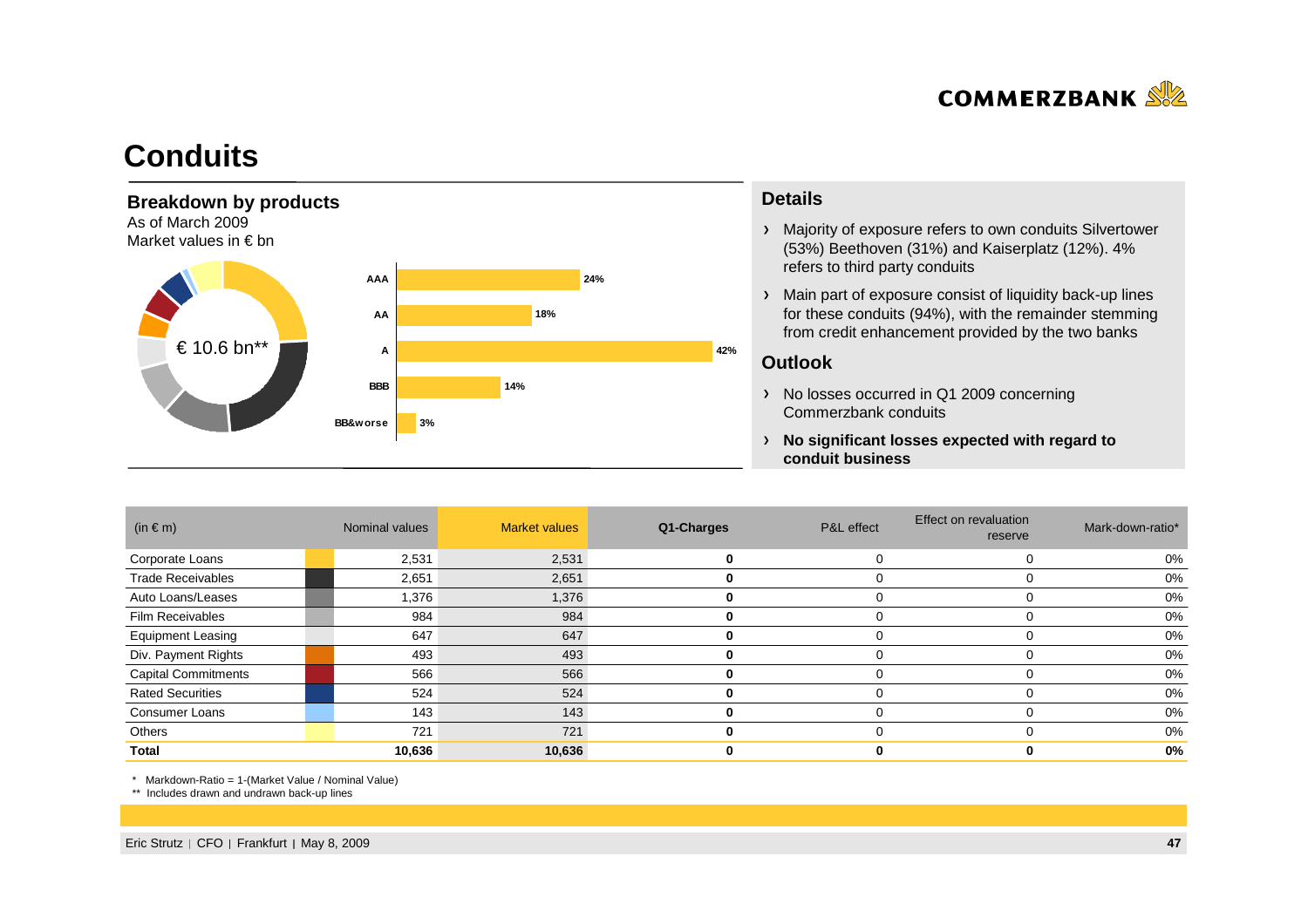# Conduits

## Breakdown by products

As of March 2009
Market values in € bn

€ 10.6 bn**

| Rating | Share |
|---|---|
| AAA | 24% |
| AA | 18% |
| A | 42% |
| BBB | 14% |
| BB&worse | 3% |

## Details

- Majority of exposure refers to own conduits Silvertower (53%) Beethoven (31%) and Kaiserplatz (12%). 4% refers to third party conduits
- Main part of exposure consist of liquidity back-up lines for these conduits (94%), with the remainder stemming from credit enhancement provided by the two banks

## Outlook

- No losses occurred in Q1 2009 concerning Commerzbank conduits
- **No significant losses expected with regard to conduit business**

| (in € m) | Nominal values | Market values | Q1-Charges | P&L effect | Effect on revaluation reserve | Mark-down-ratio* |
|---|---|---|---|---|---|---|
| Corporate Loans | 2,531 | 2,531 | **0** | 0 | 0 | 0% |
| Trade Receivables | 2,651 | 2,651 | **0** | 0 | 0 | 0% |
| Auto Loans/Leases | 1,376 | 1,376 | **0** | 0 | 0 | 0% |
| Film Receivables | 984 | 984 | **0** | 0 | 0 | 0% |
| Equipment Leasing | 647 | 647 | **0** | 0 | 0 | 0% |
| Div. Payment Rights | 493 | 493 | **0** | 0 | 0 | 0% |
| Capital Commitments | 566 | 566 | **0** | 0 | 0 | 0% |
| Rated Securities | 524 | 524 | **0** | 0 | 0 | 0% |
| Consumer Loans | 143 | 143 | **0** | 0 | 0 | 0% |
| Others | 721 | 721 | **0** | 0 | 0 | 0% |
| **Total** | **10,636** | **10,636** | **0** | **0** | **0** | **0%** |

\* Markdown-Ratio = 1-(Market Value / Nominal Value)

** Includes drawn and undrawn back-up lines

Eric Strutz | CFO | Frankfurt | May 8, 2009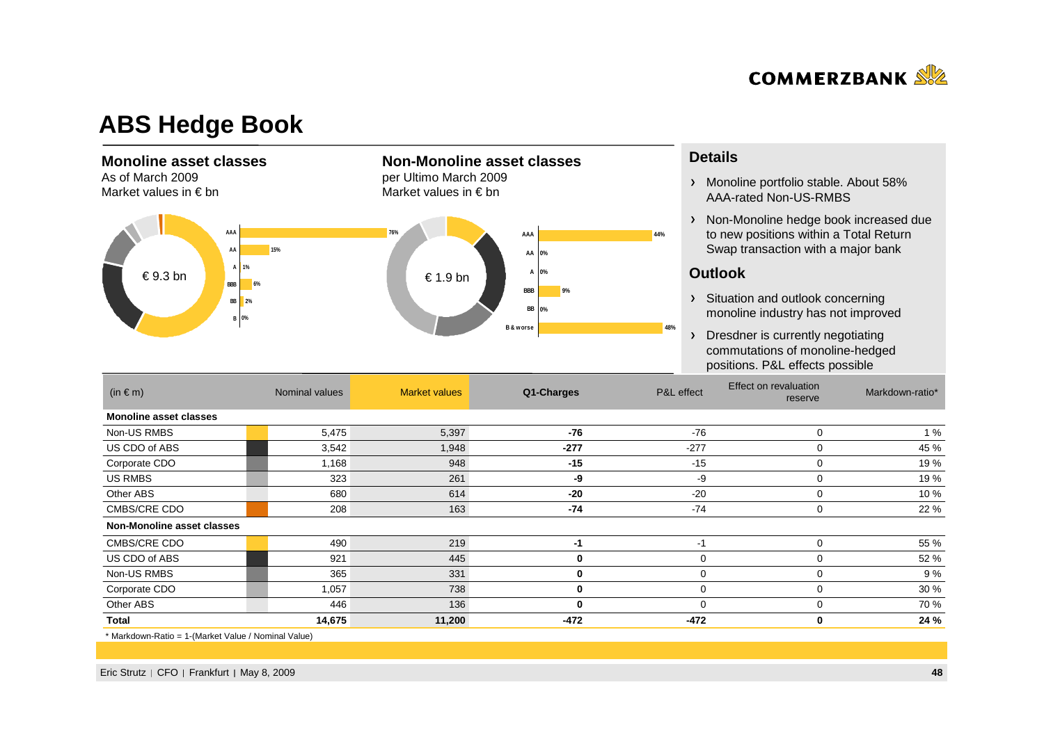# ABS Hedge Book

## Monoline asset classes

As of March 2009
Market values in € bn

€ 9.3 bn

| Rating | Share |
|---|---|
| AAA | 76% |
| AA | 15% |
| A | 1% |
| BBB | 6% |
| BB | 2% |
| B | 0% |

## Non-Monoline asset classes

per Ultimo March 2009
Market values in € bn

€ 1.9 bn

| Rating | Share |
|---|---|
| AAA | 44% |
| AA | 0% |
| A | 0% |
| BBB | 9% |
| BB | 0% |
| B & worse | 48% |

## Details

- Monoline portfolio stable. About 58% AAA-rated Non-US-RMBS
- Non-Monoline hedge book increased due to new positions within a Total Return Swap transaction with a major bank

## Outlook

- Situation and outlook concerning monoline industry has not improved
- Dresdner is currently negotiating commutations of monoline-hedged positions. P&L effects possible

| (in € m) | Nominal values | Market values | Q1-Charges | P&L effect | Effect on revaluation reserve | Markdown-ratio* |
|---|---|---|---|---|---|---|
| **Monoline asset classes** | | | | | | |
| Non-US RMBS | 5,475 | 5,397 | **-76** | -76 | 0 | 1 % |
| US CDO of ABS | 3,542 | 1,948 | **-277** | -277 | 0 | 45 % |
| Corporate CDO | 1,168 | 948 | **-15** | -15 | 0 | 19 % |
| US RMBS | 323 | 261 | **-9** | -9 | 0 | 19 % |
| Other ABS | 680 | 614 | **-20** | -20 | 0 | 10 % |
| CMBS/CRE CDO | 208 | 163 | **-74** | -74 | 0 | 22 % |
| **Non-Monoline asset classes** | | | | | | |
| CMBS/CRE CDO | 490 | 219 | **-1** | -1 | 0 | 55 % |
| US CDO of ABS | 921 | 445 | **0** | 0 | 0 | 52 % |
| Non-US RMBS | 365 | 331 | **0** | 0 | 0 | 9 % |
| Corporate CDO | 1,057 | 738 | **0** | 0 | 0 | 30 % |
| Other ABS | 446 | 136 | **0** | 0 | 0 | 70 % |
| **Total** | **14,675** | **11,200** | **-472** | **-472** | **0** | **24 %** |

* Markdown-Ratio = 1-(Market Value / Nominal Value)

Eric Strutz | CFO | Frankfurt | May 8, 2009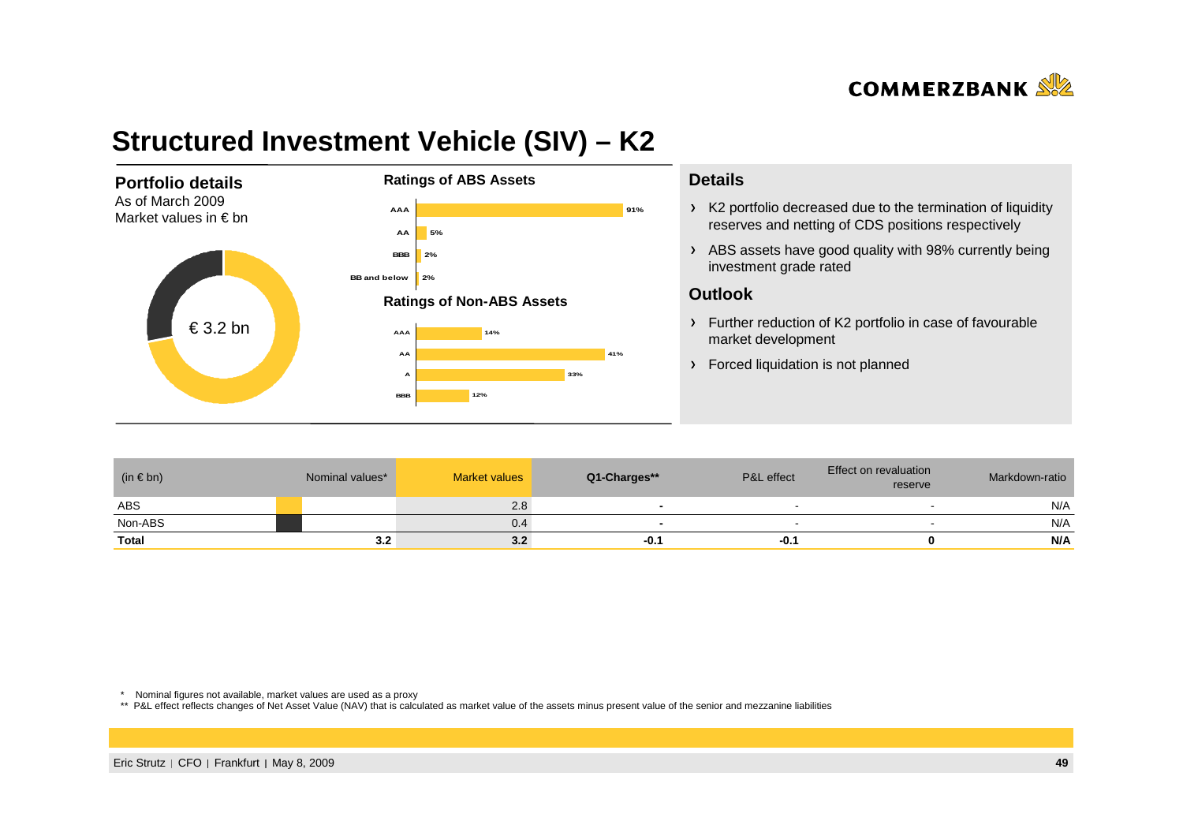# Structured Investment Vehicle (SIV) – K2

## Portfolio details

As of March 2009
Market values in € bn

€ 3.2 bn

**Ratings of ABS Assets**

| Rating | Share |
|---|---|
| AAA | 91% |
| AA | 5% |
| BBB | 2% |
| BB and below | 2% |

**Ratings of Non-ABS Assets**

| Rating | Share |
|---|---|
| AAA | 14% |
| AA | 41% |
| A | 33% |
| BBB | 12% |

## Details

- K2 portfolio decreased due to the termination of liquidity reserves and netting of CDS positions respectively
- ABS assets have good quality with 98% currently being investment grade rated

## Outlook

- Further reduction of K2 portfolio in case of favourable market development
- Forced liquidation is not planned

| (in € bn) | Nominal values* | Market values | Q1-Charges** | P&L effect | Effect on revaluation reserve | Markdown-ratio |
|---|---|---|---|---|---|---|
| ABS | | 2.8 | - | - | - | N/A |
| Non-ABS | | 0.4 | - | - | - | N/A |
| **Total** | **3.2** | **3.2** | **-0.1** | **-0.1** | **0** | **N/A** |

\* Nominal figures not available, market values are used as a proxy

\*\* P&L effect reflects changes of Net Asset Value (NAV) that is calculated as market value of the assets minus present value of the senior and mezzanine liabilities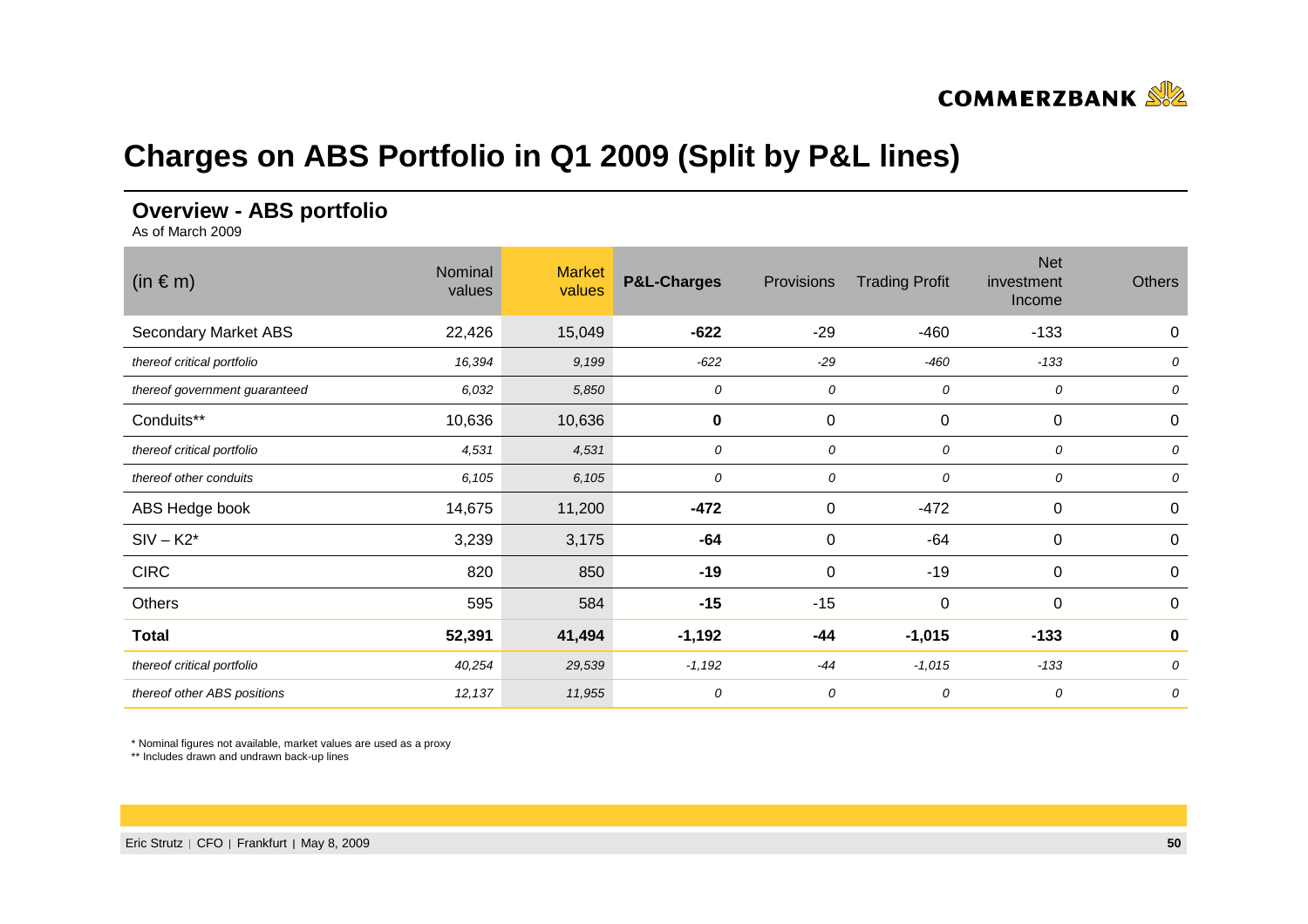# Charges on ABS Portfolio in Q1 2009 (Split by P&L lines)

## Overview - ABS portfolio

As of March 2009

| (in € m) | Nominal values | Market values | P&L-Charges | Provisions | Trading Profit | Net investment Income | Others |
|---|---|---|---|---|---|---|---|
| Secondary Market ABS | 22,426 | 15,049 | **-622** | -29 | -460 | -133 | 0 |
| *thereof critical portfolio* | *16,394* | *9,199* | *-622* | *-29* | *-460* | *-133* | *0* |
| *thereof government guaranteed* | *6,032* | *5,850* | *0* | *0* | *0* | *0* | *0* |
| Conduits** | 10,636 | 10,636 | **0** | 0 | 0 | 0 | 0 |
| *thereof critical portfolio* | *4,531* | *4,531* | *0* | *0* | *0* | *0* | *0* |
| *thereof other conduits* | *6,105* | *6,105* | *0* | *0* | *0* | *0* | *0* |
| ABS Hedge book | 14,675 | 11,200 | **-472** | 0 | -472 | 0 | 0 |
| SIV – K2* | 3,239 | 3,175 | **-64** | 0 | -64 | 0 | 0 |
| CIRC | 820 | 850 | **-19** | 0 | -19 | 0 | 0 |
| Others | 595 | 584 | **-15** | -15 | 0 | 0 | 0 |
| **Total** | **52,391** | **41,494** | **-1,192** | **-44** | **-1,015** | **-133** | **0** |
| *thereof critical portfolio* | *40,254* | *29,539* | *-1,192* | *-44* | *-1,015* | *-133* | *0* |
| *thereof other ABS positions* | *12,137* | *11,955* | *0* | *0* | *0* | *0* | *0* |

* Nominal figures not available, market values are used as a proxy

** Includes drawn and undrawn back-up lines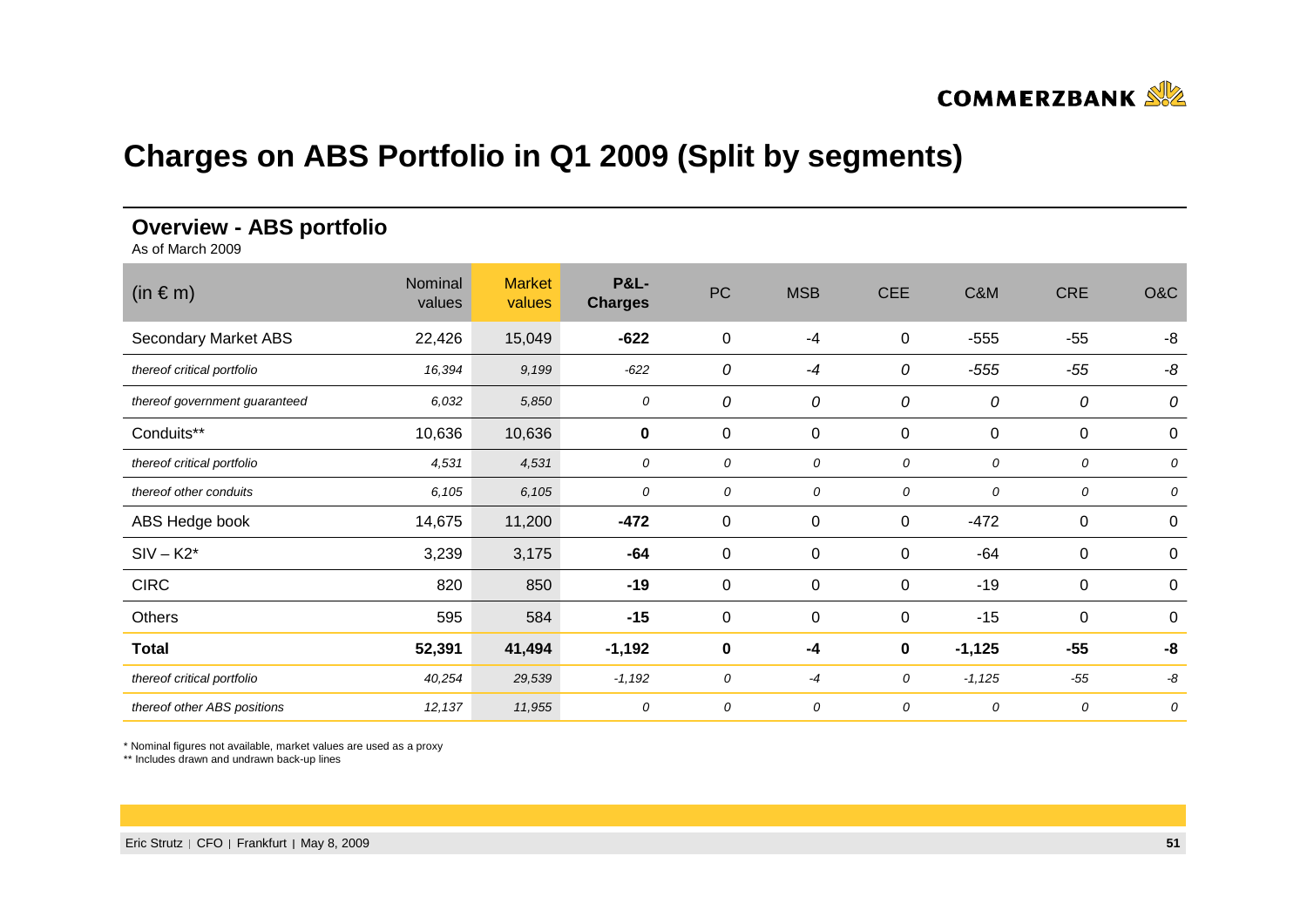# Charges on ABS Portfolio in Q1 2009 (Split by segments)

## Overview - ABS portfolio

As of March 2009

| (in € m) | Nominal values | Market values | P&L-Charges | PC | MSB | CEE | C&M | CRE | O&C |
|---|---|---|---|---|---|---|---|---|---|
| Secondary Market ABS | 22,426 | 15,049 | **-622** | 0 | -4 | 0 | -555 | -55 | -8 |
| *thereof critical portfolio* | *16,394* | *9,199* | *-622* | *0* | *-4* | *0* | *-555* | *-55* | *-8* |
| *thereof government guaranteed* | *6,032* | *5,850* | *0* | *0* | *0* | *0* | *0* | *0* | *0* |
| Conduits** | 10,636 | 10,636 | **0** | 0 | 0 | 0 | 0 | 0 | 0 |
| *thereof critical portfolio* | *4,531* | *4,531* | *0* | *0* | *0* | *0* | *0* | *0* | *0* |
| *thereof other conduits* | *6,105* | *6,105* | *0* | *0* | *0* | *0* | *0* | *0* | *0* |
| ABS Hedge book | 14,675 | 11,200 | **-472** | 0 | 0 | 0 | -472 | 0 | 0 |
| SIV – K2* | 3,239 | 3,175 | **-64** | 0 | 0 | 0 | -64 | 0 | 0 |
| CIRC | 820 | 850 | **-19** | 0 | 0 | 0 | -19 | 0 | 0 |
| Others | 595 | 584 | **-15** | 0 | 0 | 0 | -15 | 0 | 0 |
| **Total** | **52,391** | **41,494** | **-1,192** | **0** | **-4** | **0** | **-1,125** | **-55** | **-8** |
| *thereof critical portfolio* | *40,254* | *29,539* | *-1,192* | *0* | *-4* | *0* | *-1,125* | *-55* | *-8* |
| *thereof other ABS positions* | *12,137* | *11,955* | *0* | *0* | *0* | *0* | *0* | *0* | *0* |

* Nominal figures not available, market values are used as a proxy

** Includes drawn and undrawn back-up lines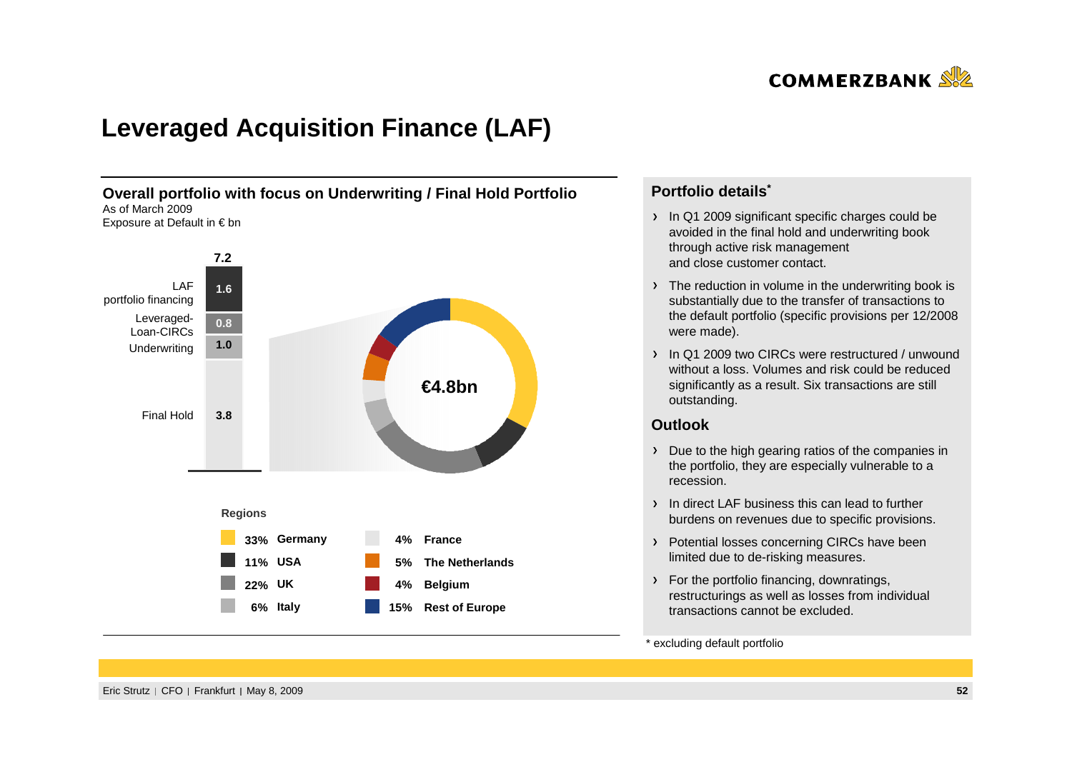# Leveraged Acquisition Finance (LAF)

## Overall portfolio with focus on Underwriting / Final Hold Portfolio

As of March 2009
Exposure at Default in € bn

| Segment | € bn |
|---|---|
| LAF portfolio financing | 1.6 |
| Leveraged-Loan-CIRCs | 0.8 |
| Underwriting | 1.0 |
| Final Hold | 3.8 |
| **Total** | **7.2** |

**€4.8bn**

**Regions**

| Region | Share |
|---|---|
| Germany | 33% |
| USA | 11% |
| UK | 22% |
| Italy | 6% |
| France | 4% |
| The Netherlands | 5% |
| Belgium | 4% |
| Rest of Europe | 15% |

## Portfolio details*

- In Q1 2009 significant specific charges could be avoided in the final hold and underwriting book through active risk management and close customer contact.
- The reduction in volume in the underwriting book is substantially due to the transfer of transactions to the default portfolio (specific provisions per 12/2008 were made).
- In Q1 2009 two CIRCs were restructured / unwound without a loss. Volumes and risk could be reduced significantly as a result. Six transactions are still outstanding.

## Outlook

- Due to the high gearing ratios of the companies in the portfolio, they are especially vulnerable to a recession.
- In direct LAF business this can lead to further burdens on revenues due to specific provisions.
- Potential losses concerning CIRCs have been limited due to de-risking measures.
- For the portfolio financing, downratings, restructurings as well as losses from individual transactions cannot be excluded.

\* excluding default portfolio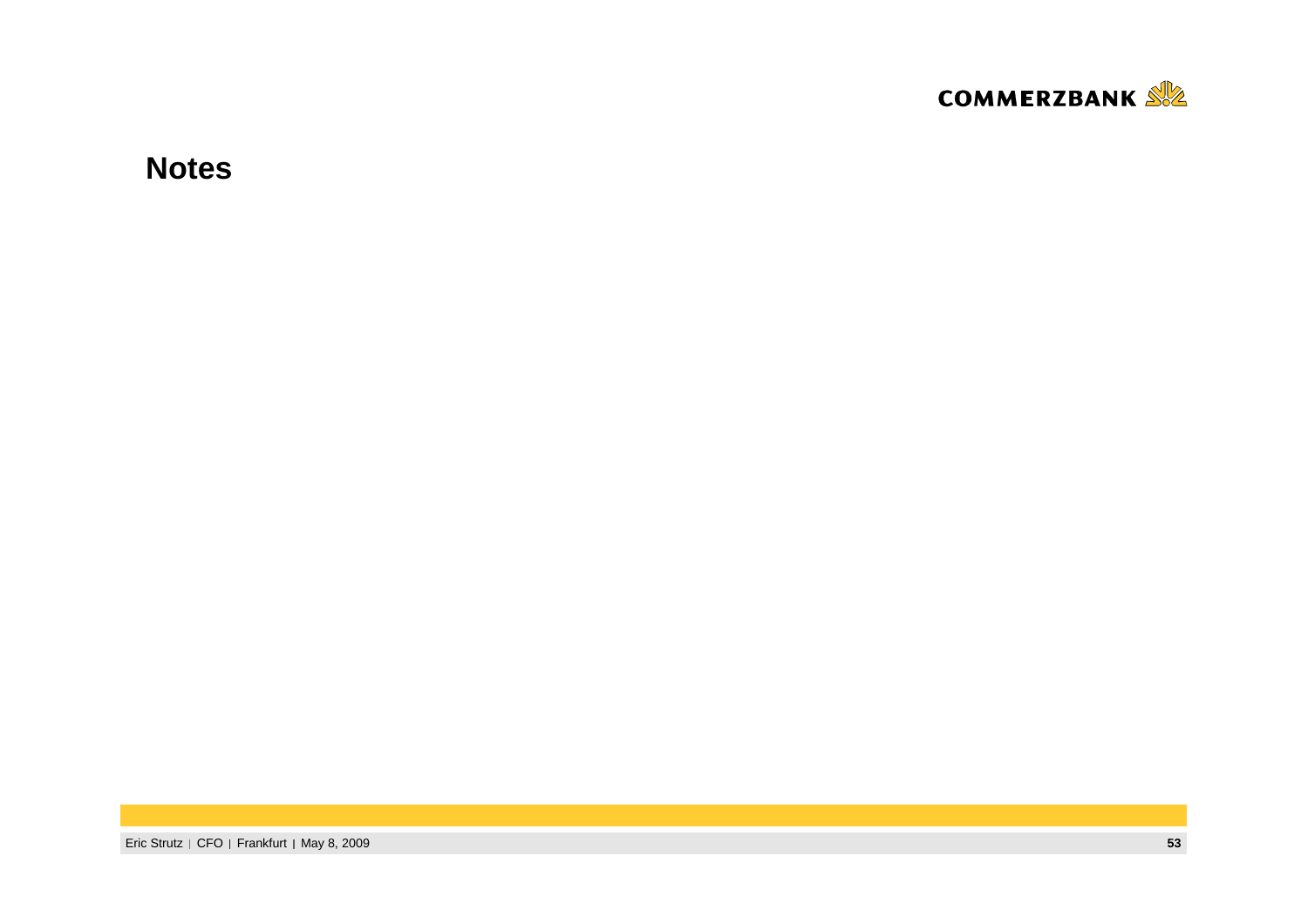## Notes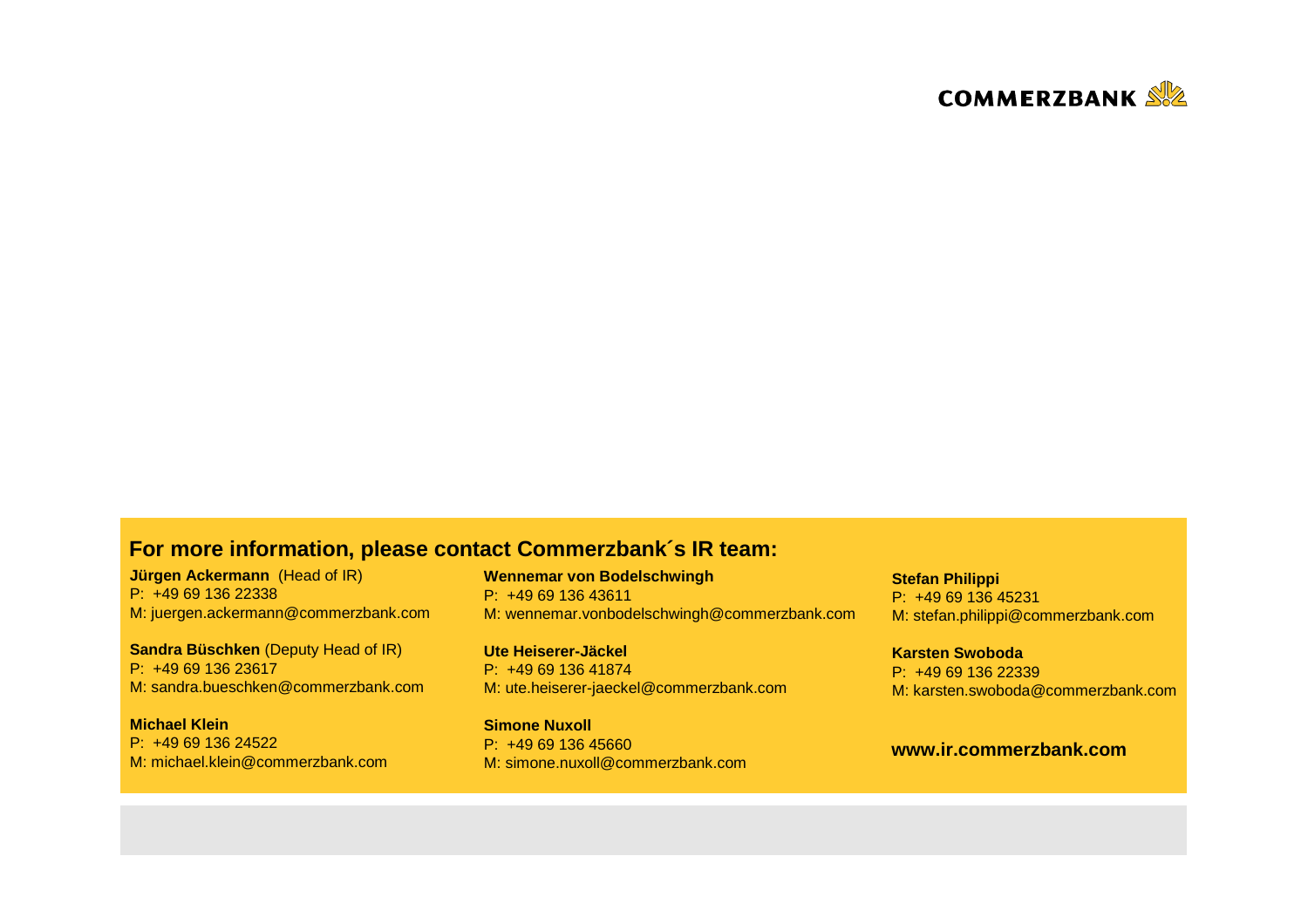COMMERZBANK

## For more information, please contact Commerzbank´s IR team:

**Jürgen Ackermann** (Head of IR)
P: +49 69 136 22338
M: juergen.ackermann@commerzbank.com

**Sandra Büschken** (Deputy Head of IR)
P: +49 69 136 23617
M: sandra.bueschken@commerzbank.com

**Michael Klein**
P: +49 69 136 24522
M: michael.klein@commerzbank.com

**Wennemar von Bodelschwingh**
P: +49 69 136 43611
M: wennemar.vonbodelschwingh@commerzbank.com

**Ute Heiserer-Jäckel**
P: +49 69 136 41874
M: ute.heiserer-jaeckel@commerzbank.com

**Simone Nuxoll**
P: +49 69 136 45660
M: simone.nuxoll@commerzbank.com

**Stefan Philippi**
P: +49 69 136 45231
M: stefan.philippi@commerzbank.com

**Karsten Swoboda**
P: +49 69 136 22339
M: karsten.swoboda@commerzbank.com

**www.ir.commerzbank.com**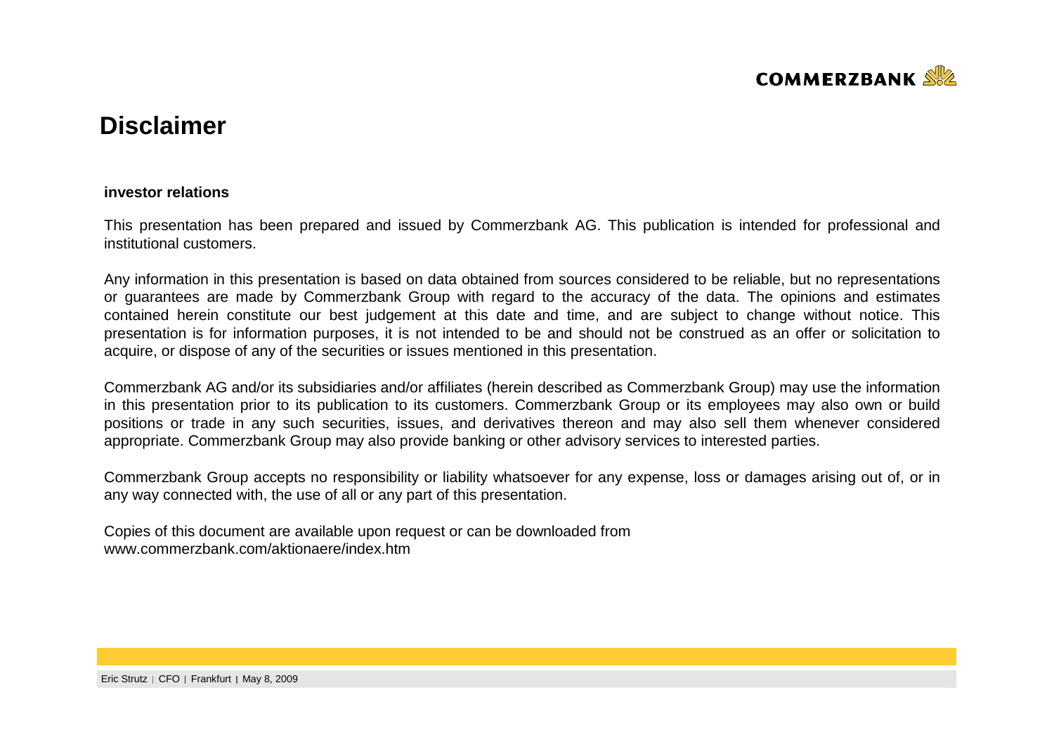# Disclaimer

**investor relations**

This presentation has been prepared and issued by Commerzbank AG. This publication is intended for professional and institutional customers.

Any information in this presentation is based on data obtained from sources considered to be reliable, but no representations or guarantees are made by Commerzbank Group with regard to the accuracy of the data. The opinions and estimates contained herein constitute our best judgement at this date and time, and are subject to change without notice. This presentation is for information purposes, it is not intended to be and should not be construed as an offer or solicitation to acquire, or dispose of any of the securities or issues mentioned in this presentation.

Commerzbank AG and/or its subsidiaries and/or affiliates (herein described as Commerzbank Group) may use the information in this presentation prior to its publication to its customers. Commerzbank Group or its employees may also own or build positions or trade in any such securities, issues, and derivatives thereon and may also sell them whenever considered appropriate. Commerzbank Group may also provide banking or other advisory services to interested parties.

Commerzbank Group accepts no responsibility or liability whatsoever for any expense, loss or damages arising out of, or in any way connected with, the use of all or any part of this presentation.

Copies of this document are available upon request or can be downloaded from
www.commerzbank.com/aktionaere/index.htm